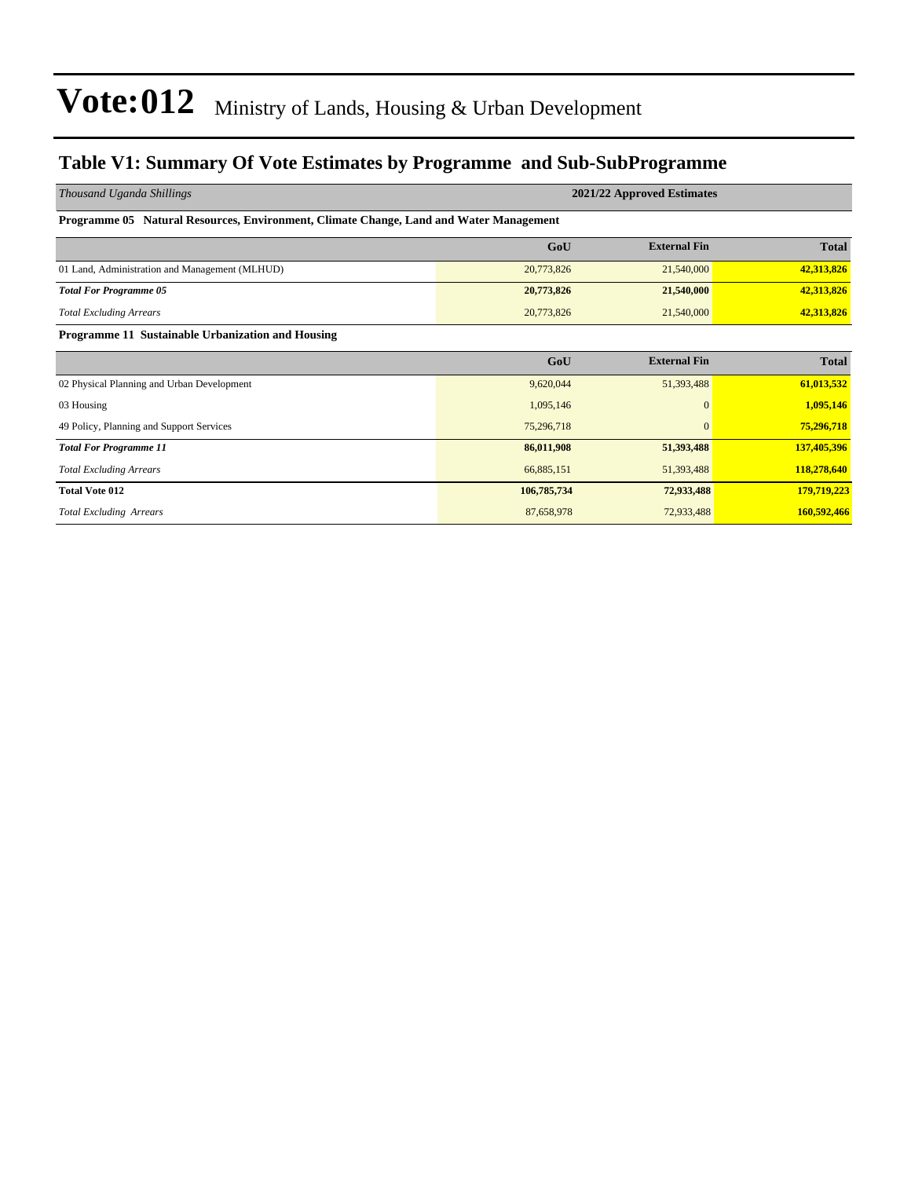# Vote:012 Ministry of Lands, Housing & Urban Development

## Table V1: Summary Of Vote Estimates by Programme and Sub-SubProgramme

| *Thousand Uganda Shillings* | 2021/22 Approved Estimates | | |
|---|---|---|---|
| **Programme 05 Natural Resources, Environment, Climate Change, Land and Water Management** | | | |
| | **GoU** | **External Fin** | **Total** |
| 01 Land, Administration and Management (MLHUD) | 20,773,826 | 21,540,000 | **42,313,826** |
| ***Total For Programme 05*** | **20,773,826** | **21,540,000** | **42,313,826** |
| *Total Excluding Arrears* | 20,773,826 | 21,540,000 | **42,313,826** |
| **Programme 11 Sustainable Urbanization and Housing** | | | |
| | **GoU** | **External Fin** | **Total** |
| 02 Physical Planning and Urban Development | 9,620,044 | 51,393,488 | **61,013,532** |
| 03 Housing | 1,095,146 | 0 | **1,095,146** |
| 49 Policy, Planning and Support Services | 75,296,718 | 0 | **75,296,718** |
| ***Total For Programme 11*** | **86,011,908** | **51,393,488** | **137,405,396** |
| *Total Excluding Arrears* | 66,885,151 | 51,393,488 | **118,278,640** |
| **Total Vote 012** | **106,785,734** | **72,933,488** | **179,719,223** |
| *Total Excluding Arrears* | 87,658,978 | 72,933,488 | **160,592,466** |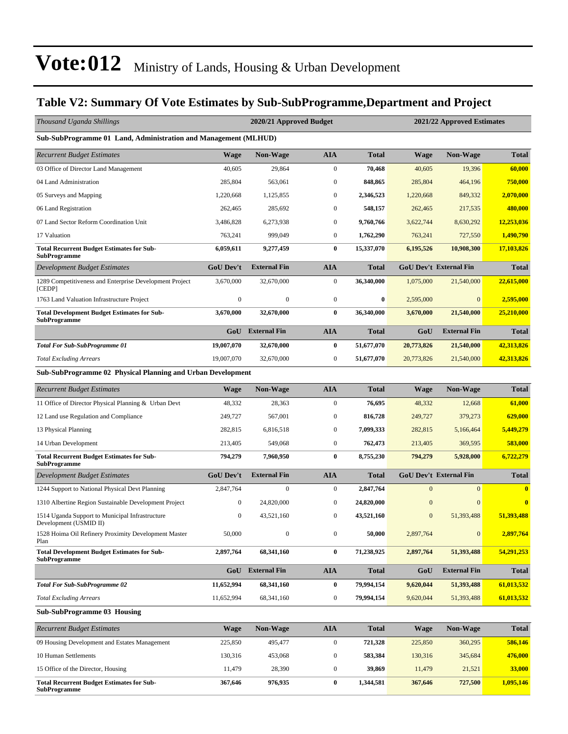# Vote:012 Ministry of Lands, Housing & Urban Development

## Table V2: Summary Of Vote Estimates by Sub-SubProgramme,Department and Project

| *Thousand Uganda Shillings* | 2020/21 Approved Budget | | | | 2021/22 Approved Estimates | | |
|---|---|---|---|---|---|---|---|
| **Sub-SubProgramme 01 Land, Administration and Management (MLHUD)** | | | | | | | |
| *Recurrent Budget Estimates* | **Wage** | **Non-Wage** | **AIA** | **Total** | **Wage** | **Non-Wage** | **Total** |
| 03 Office of Director Land Management | 40,605 | 29,864 | 0 | **70,468** | 40,605 | 19,396 | **60,000** |
| 04 Land Administration | 285,804 | 563,061 | 0 | **848,865** | 285,804 | 464,196 | **750,000** |
| 05 Surveys and Mapping | 1,220,668 | 1,125,855 | 0 | **2,346,523** | 1,220,668 | 849,332 | **2,070,000** |
| 06 Land Registration | 262,465 | 285,692 | 0 | **548,157** | 262,465 | 217,535 | **480,000** |
| 07 Land Sector Reform Coordination Unit | 3,486,828 | 6,273,938 | 0 | **9,760,766** | 3,622,744 | 8,630,292 | **12,253,036** |
| 17 Valuation | 763,241 | 999,049 | 0 | **1,762,290** | 763,241 | 727,550 | **1,490,790** |
| **Total Recurrent Budget Estimates for Sub-SubProgramme** | **6,059,611** | **9,277,459** | **0** | **15,337,070** | **6,195,526** | **10,908,300** | **17,103,826** |
| *Development Budget Estimates* | **GoU Dev't** | **External Fin** | **AIA** | **Total** | **GoU Dev't** | **External Fin** | **Total** |
| 1289 Competitiveness and Enterprise Development Project [CEDP] | 3,670,000 | 32,670,000 | 0 | **36,340,000** | 1,075,000 | 21,540,000 | **22,615,000** |
| 1763 Land Valuation Infrastructure Project | 0 | 0 | 0 | **0** | 2,595,000 | 0 | **2,595,000** |
| **Total Development Budget Estimates for Sub-SubProgramme** | **3,670,000** | **32,670,000** | **0** | **36,340,000** | **3,670,000** | **21,540,000** | **25,210,000** |
| | **GoU** | **External Fin** | **AIA** | **Total** | **GoU** | **External Fin** | **Total** |
| ***Total For Sub-SubProgramme 01*** | **19,007,070** | **32,670,000** | **0** | **51,677,070** | **20,773,826** | **21,540,000** | **42,313,826** |
| *Total Excluding Arrears* | 19,007,070 | 32,670,000 | 0 | **51,677,070** | 20,773,826 | 21,540,000 | **42,313,826** |
| **Sub-SubProgramme 02 Physical Planning and Urban Development** | | | | | | | |
| *Recurrent Budget Estimates* | **Wage** | **Non-Wage** | **AIA** | **Total** | **Wage** | **Non-Wage** | **Total** |
| 11 Office of Director Physical Planning & Urban Devt | 48,332 | 28,363 | 0 | **76,695** | 48,332 | 12,668 | **61,000** |
| 12 Land use Regulation and Compliance | 249,727 | 567,001 | 0 | **816,728** | 249,727 | 379,273 | **629,000** |
| 13 Physical Planning | 282,815 | 6,816,518 | 0 | **7,099,333** | 282,815 | 5,166,464 | **5,449,279** |
| 14 Urban Development | 213,405 | 549,068 | 0 | **762,473** | 213,405 | 369,595 | **583,000** |
| **Total Recurrent Budget Estimates for Sub-SubProgramme** | **794,279** | **7,960,950** | **0** | **8,755,230** | **794,279** | **5,928,000** | **6,722,279** |
| *Development Budget Estimates* | **GoU Dev't** | **External Fin** | **AIA** | **Total** | **GoU Dev't** | **External Fin** | **Total** |
| 1244 Support to National Physical Devt Planning | 2,847,764 | 0 | 0 | **2,847,764** | 0 | 0 | **0** |
| 1310 Albertine Region Sustainable Development Project | 0 | 24,820,000 | 0 | **24,820,000** | 0 | 0 | **0** |
| 1514 Uganda Support to Municipal Infrastructure Development (USMID II) | 0 | 43,521,160 | 0 | **43,521,160** | 0 | 51,393,488 | **51,393,488** |
| 1528 Hoima Oil Refinery Proximity Development Master Plan | 50,000 | 0 | 0 | **50,000** | 2,897,764 | 0 | **2,897,764** |
| **Total Development Budget Estimates for Sub-SubProgramme** | **2,897,764** | **68,341,160** | **0** | **71,238,925** | **2,897,764** | **51,393,488** | **54,291,253** |
| | **GoU** | **External Fin** | **AIA** | **Total** | **GoU** | **External Fin** | **Total** |
| ***Total For Sub-SubProgramme 02*** | **11,652,994** | **68,341,160** | **0** | **79,994,154** | **9,620,044** | **51,393,488** | **61,013,532** |
| *Total Excluding Arrears* | 11,652,994 | 68,341,160 | 0 | **79,994,154** | 9,620,044 | 51,393,488 | **61,013,532** |
| **Sub-SubProgramme 03 Housing** | | | | | | | |
| *Recurrent Budget Estimates* | **Wage** | **Non-Wage** | **AIA** | **Total** | **Wage** | **Non-Wage** | **Total** |
| 09 Housing Development and Estates Management | 225,850 | 495,477 | 0 | **721,328** | 225,850 | 360,295 | **586,146** |
| 10 Human Settlements | 130,316 | 453,068 | 0 | **583,384** | 130,316 | 345,684 | **476,000** |
| 15 Office of the Director, Housing | 11,479 | 28,390 | 0 | **39,869** | 11,479 | 21,521 | **33,000** |
| **Total Recurrent Budget Estimates for Sub-SubProgramme** | **367,646** | **976,935** | **0** | **1,344,581** | **367,646** | **727,500** | **1,095,146** |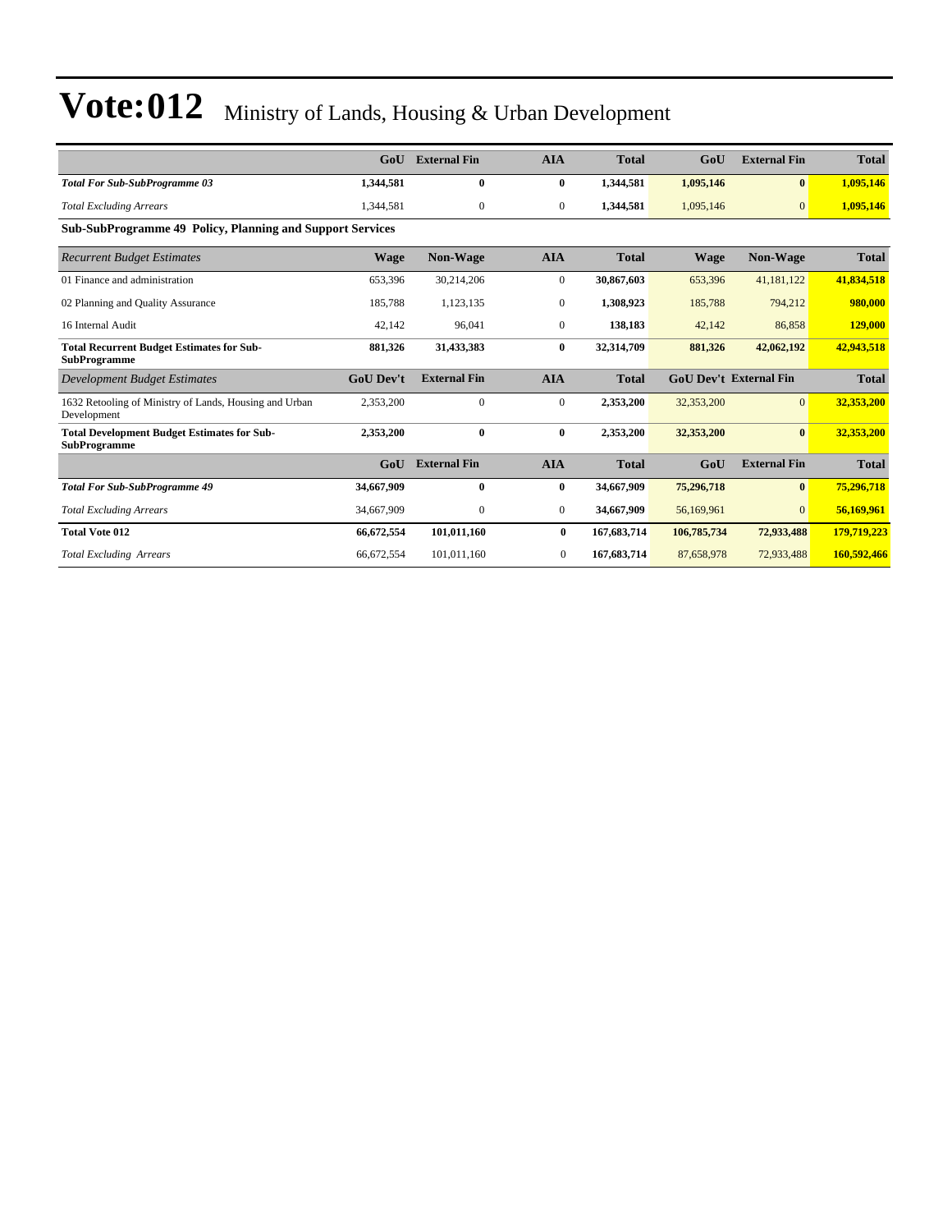# Vote:012 Ministry of Lands, Housing & Urban Development

| | GoU | External Fin | AIA | Total | GoU | External Fin | Total |
|---|---|---|---|---|---|---|---|
| ***Total For Sub-SubProgramme 03*** | **1,344,581** | **0** | **0** | **1,344,581** | **1,095,146** | **0** | **1,095,146** |
| *Total Excluding Arrears* | 1,344,581 | 0 | 0 | **1,344,581** | 1,095,146 | 0 | **1,095,146** |

**Sub-SubProgramme 49 Policy, Planning and Support Services**

| *Recurrent Budget Estimates* | Wage | Non-Wage | AIA | Total | Wage | Non-Wage | Total |
|---|---|---|---|---|---|---|---|
| 01 Finance and administration | 653,396 | 30,214,206 | 0 | **30,867,603** | 653,396 | 41,181,122 | **41,834,518** |
| 02 Planning and Quality Assurance | 185,788 | 1,123,135 | 0 | **1,308,923** | 185,788 | 794,212 | **980,000** |
| 16 Internal Audit | 42,142 | 96,041 | 0 | **138,183** | 42,142 | 86,858 | **129,000** |
| **Total Recurrent Budget Estimates for Sub-SubProgramme** | **881,326** | **31,433,383** | **0** | **32,314,709** | **881,326** | **42,062,192** | **42,943,518** |
| *Development Budget Estimates* | **GoU Dev't** | **External Fin** | **AIA** | **Total** | **GoU Dev't** | **External Fin** | **Total** |
| 1632 Retooling of Ministry of Lands, Housing and Urban Development | 2,353,200 | 0 | 0 | **2,353,200** | 32,353,200 | 0 | **32,353,200** |
| **Total Development Budget Estimates for Sub-SubProgramme** | **2,353,200** | **0** | **0** | **2,353,200** | **32,353,200** | **0** | **32,353,200** |
| | **GoU** | **External Fin** | **AIA** | **Total** | **GoU** | **External Fin** | **Total** |
| ***Total For Sub-SubProgramme 49*** | **34,667,909** | **0** | **0** | **34,667,909** | **75,296,718** | **0** | **75,296,718** |
| *Total Excluding Arrears* | 34,667,909 | 0 | 0 | **34,667,909** | 56,169,961 | 0 | **56,169,961** |
| **Total Vote 012** | **66,672,554** | **101,011,160** | **0** | **167,683,714** | **106,785,734** | **72,933,488** | **179,719,223** |
| *Total Excluding Arrears* | 66,672,554 | 101,011,160 | 0 | **167,683,714** | 87,658,978 | 72,933,488 | **160,592,466** |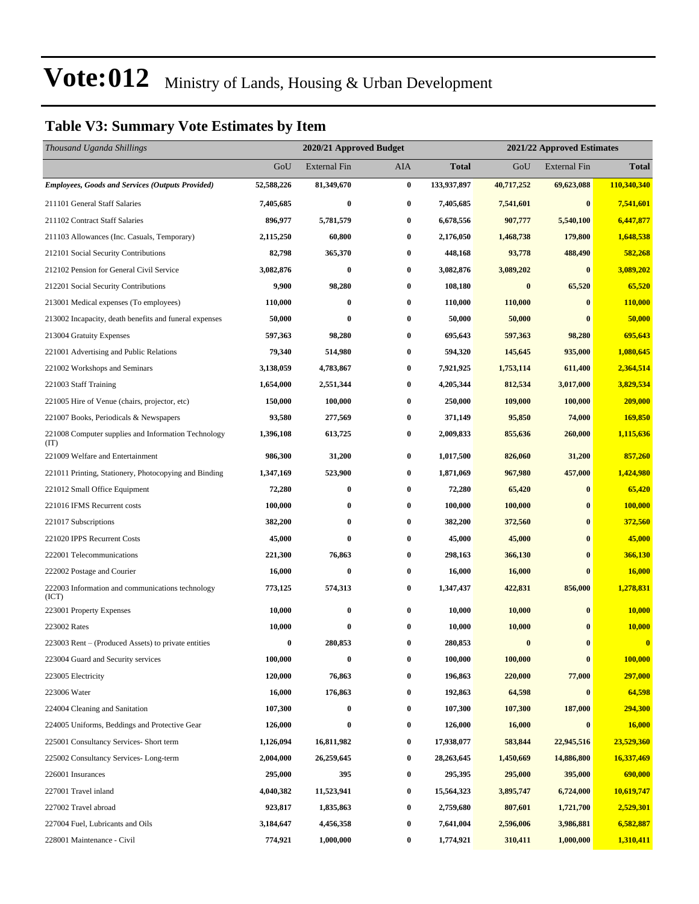# Vote:012 Ministry of Lands, Housing & Urban Development

## Table V3: Summary Vote Estimates by Item

| *Thousand Uganda Shillings* | 2020/21 Approved Budget | | | | 2021/22 Approved Estimates | | |
|---|---|---|---|---|---|---|---|
| | GoU | External Fin | AIA | **Total** | GoU | External Fin | **Total** |
| ***Employees, Goods and Services (Outputs Provided)*** | **52,588,226** | **81,349,670** | **0** | **133,937,897** | **40,717,252** | **69,623,088** | **110,340,340** |
| 211101 General Staff Salaries | **7,405,685** | **0** | **0** | **7,405,685** | **7,541,601** | **0** | **7,541,601** |
| 211102 Contract Staff Salaries | **896,977** | **5,781,579** | **0** | **6,678,556** | **907,777** | **5,540,100** | **6,447,877** |
| 211103 Allowances (Inc. Casuals, Temporary) | **2,115,250** | **60,800** | **0** | **2,176,050** | **1,468,738** | **179,800** | **1,648,538** |
| 212101 Social Security Contributions | **82,798** | **365,370** | **0** | **448,168** | **93,778** | **488,490** | **582,268** |
| 212102 Pension for General Civil Service | **3,082,876** | **0** | **0** | **3,082,876** | **3,089,202** | **0** | **3,089,202** |
| 212201 Social Security Contributions | **9,900** | **98,280** | **0** | **108,180** | **0** | **65,520** | **65,520** |
| 213001 Medical expenses (To employees) | **110,000** | **0** | **0** | **110,000** | **110,000** | **0** | **110,000** |
| 213002 Incapacity, death benefits and funeral expenses | **50,000** | **0** | **0** | **50,000** | **50,000** | **0** | **50,000** |
| 213004 Gratuity Expenses | **597,363** | **98,280** | **0** | **695,643** | **597,363** | **98,280** | **695,643** |
| 221001 Advertising and Public Relations | **79,340** | **514,980** | **0** | **594,320** | **145,645** | **935,000** | **1,080,645** |
| 221002 Workshops and Seminars | **3,138,059** | **4,783,867** | **0** | **7,921,925** | **1,753,114** | **611,400** | **2,364,514** |
| 221003 Staff Training | **1,654,000** | **2,551,344** | **0** | **4,205,344** | **812,534** | **3,017,000** | **3,829,534** |
| 221005 Hire of Venue (chairs, projector, etc) | **150,000** | **100,000** | **0** | **250,000** | **109,000** | **100,000** | **209,000** |
| 221007 Books, Periodicals & Newspapers | **93,580** | **277,569** | **0** | **371,149** | **95,850** | **74,000** | **169,850** |
| 221008 Computer supplies and Information Technology (IT) | **1,396,108** | **613,725** | **0** | **2,009,833** | **855,636** | **260,000** | **1,115,636** |
| 221009 Welfare and Entertainment | **986,300** | **31,200** | **0** | **1,017,500** | **826,060** | **31,200** | **857,260** |
| 221011 Printing, Stationery, Photocopying and Binding | **1,347,169** | **523,900** | **0** | **1,871,069** | **967,980** | **457,000** | **1,424,980** |
| 221012 Small Office Equipment | **72,280** | **0** | **0** | **72,280** | **65,420** | **0** | **65,420** |
| 221016 IFMS Recurrent costs | **100,000** | **0** | **0** | **100,000** | **100,000** | **0** | **100,000** |
| 221017 Subscriptions | **382,200** | **0** | **0** | **382,200** | **372,560** | **0** | **372,560** |
| 221020 IPPS Recurrent Costs | **45,000** | **0** | **0** | **45,000** | **45,000** | **0** | **45,000** |
| 222001 Telecommunications | **221,300** | **76,863** | **0** | **298,163** | **366,130** | **0** | **366,130** |
| 222002 Postage and Courier | **16,000** | **0** | **0** | **16,000** | **16,000** | **0** | **16,000** |
| 222003 Information and communications technology (ICT) | **773,125** | **574,313** | **0** | **1,347,437** | **422,831** | **856,000** | **1,278,831** |
| 223001 Property Expenses | **10,000** | **0** | **0** | **10,000** | **10,000** | **0** | **10,000** |
| 223002 Rates | **10,000** | **0** | **0** | **10,000** | **10,000** | **0** | **10,000** |
| 223003 Rent – (Produced Assets) to private entities | **0** | **280,853** | **0** | **280,853** | **0** | **0** | **0** |
| 223004 Guard and Security services | **100,000** | **0** | **0** | **100,000** | **100,000** | **0** | **100,000** |
| 223005 Electricity | **120,000** | **76,863** | **0** | **196,863** | **220,000** | **77,000** | **297,000** |
| 223006 Water | **16,000** | **176,863** | **0** | **192,863** | **64,598** | **0** | **64,598** |
| 224004 Cleaning and Sanitation | **107,300** | **0** | **0** | **107,300** | **107,300** | **187,000** | **294,300** |
| 224005 Uniforms, Beddings and Protective Gear | **126,000** | **0** | **0** | **126,000** | **16,000** | **0** | **16,000** |
| 225001 Consultancy Services- Short term | **1,126,094** | **16,811,982** | **0** | **17,938,077** | **583,844** | **22,945,516** | **23,529,360** |
| 225002 Consultancy Services- Long-term | **2,004,000** | **26,259,645** | **0** | **28,263,645** | **1,450,669** | **14,886,800** | **16,337,469** |
| 226001 Insurances | **295,000** | **395** | **0** | **295,395** | **295,000** | **395,000** | **690,000** |
| 227001 Travel inland | **4,040,382** | **11,523,941** | **0** | **15,564,323** | **3,895,747** | **6,724,000** | **10,619,747** |
| 227002 Travel abroad | **923,817** | **1,835,863** | **0** | **2,759,680** | **807,601** | **1,721,700** | **2,529,301** |
| 227004 Fuel, Lubricants and Oils | **3,184,647** | **4,456,358** | **0** | **7,641,004** | **2,596,006** | **3,986,881** | **6,582,887** |
| 228001 Maintenance - Civil | **774,921** | **1,000,000** | **0** | **1,774,921** | **310,411** | **1,000,000** | **1,310,411** |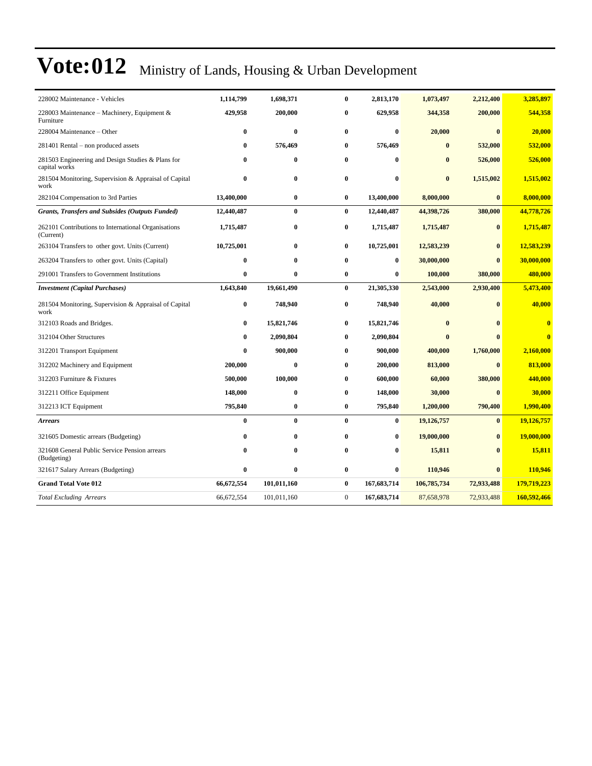# Vote:012 Ministry of Lands, Housing & Urban Development

| | | | | | | | |
|---|---|---|---|---|---|---|---|
| 228002 Maintenance - Vehicles | **1,114,799** | **1,698,371** | **0** | **2,813,170** | **1,073,497** | **2,212,400** | **3,285,897** |
| 228003 Maintenance – Machinery, Equipment & Furniture | **429,958** | **200,000** | **0** | **629,958** | **344,358** | **200,000** | **544,358** |
| 228004 Maintenance – Other | **0** | **0** | **0** | **0** | **20,000** | **0** | **20,000** |
| 281401 Rental – non produced assets | **0** | **576,469** | **0** | **576,469** | **0** | **532,000** | **532,000** |
| 281503 Engineering and Design Studies & Plans for capital works | **0** | **0** | **0** | **0** | **0** | **526,000** | **526,000** |
| 281504 Monitoring, Supervision & Appraisal of Capital work | **0** | **0** | **0** | **0** | **0** | **1,515,002** | **1,515,002** |
| 282104 Compensation to 3rd Parties | **13,400,000** | **0** | **0** | **13,400,000** | **8,000,000** | **0** | **8,000,000** |
| ***Grants, Transfers and Subsides (Outputs Funded)*** | **12,440,487** | **0** | **0** | **12,440,487** | **44,398,726** | **380,000** | **44,778,726** |
| 262101 Contributions to International Organisations (Current) | **1,715,487** | **0** | **0** | **1,715,487** | **1,715,487** | **0** | **1,715,487** |
| 263104 Transfers to other govt. Units (Current) | **10,725,001** | **0** | **0** | **10,725,001** | **12,583,239** | **0** | **12,583,239** |
| 263204 Transfers to other govt. Units (Capital) | **0** | **0** | **0** | **0** | **30,000,000** | **0** | **30,000,000** |
| 291001 Transfers to Government Institutions | **0** | **0** | **0** | **0** | **100,000** | **380,000** | **480,000** |
| ***Investment (Capital Purchases)*** | **1,643,840** | **19,661,490** | **0** | **21,305,330** | **2,543,000** | **2,930,400** | **5,473,400** |
| 281504 Monitoring, Supervision & Appraisal of Capital work | **0** | **748,940** | **0** | **748,940** | **40,000** | **0** | **40,000** |
| 312103 Roads and Bridges. | **0** | **15,821,746** | **0** | **15,821,746** | **0** | **0** | **0** |
| 312104 Other Structures | **0** | **2,090,804** | **0** | **2,090,804** | **0** | **0** | **0** |
| 312201 Transport Equipment | **0** | **900,000** | **0** | **900,000** | **400,000** | **1,760,000** | **2,160,000** |
| 312202 Machinery and Equipment | **200,000** | **0** | **0** | **200,000** | **813,000** | **0** | **813,000** |
| 312203 Furniture & Fixtures | **500,000** | **100,000** | **0** | **600,000** | **60,000** | **380,000** | **440,000** |
| 312211 Office Equipment | **148,000** | **0** | **0** | **148,000** | **30,000** | **0** | **30,000** |
| 312213 ICT Equipment | **795,840** | **0** | **0** | **795,840** | **1,200,000** | **790,400** | **1,990,400** |
| ***Arrears*** | **0** | **0** | **0** | **0** | **19,126,757** | **0** | **19,126,757** |
| 321605 Domestic arrears (Budgeting) | **0** | **0** | **0** | **0** | **19,000,000** | **0** | **19,000,000** |
| 321608 General Public Service Pension arrears (Budgeting) | **0** | **0** | **0** | **0** | **15,811** | **0** | **15,811** |
| 321617 Salary Arrears (Budgeting) | **0** | **0** | **0** | **0** | **110,946** | **0** | **110,946** |
| **Grand Total Vote 012** | **66,672,554** | **101,011,160** | **0** | **167,683,714** | **106,785,734** | **72,933,488** | **179,719,223** |
| *Total Excluding Arrears* | 66,672,554 | 101,011,160 | 0 | **167,683,714** | 87,658,978 | 72,933,488 | **160,592,466** |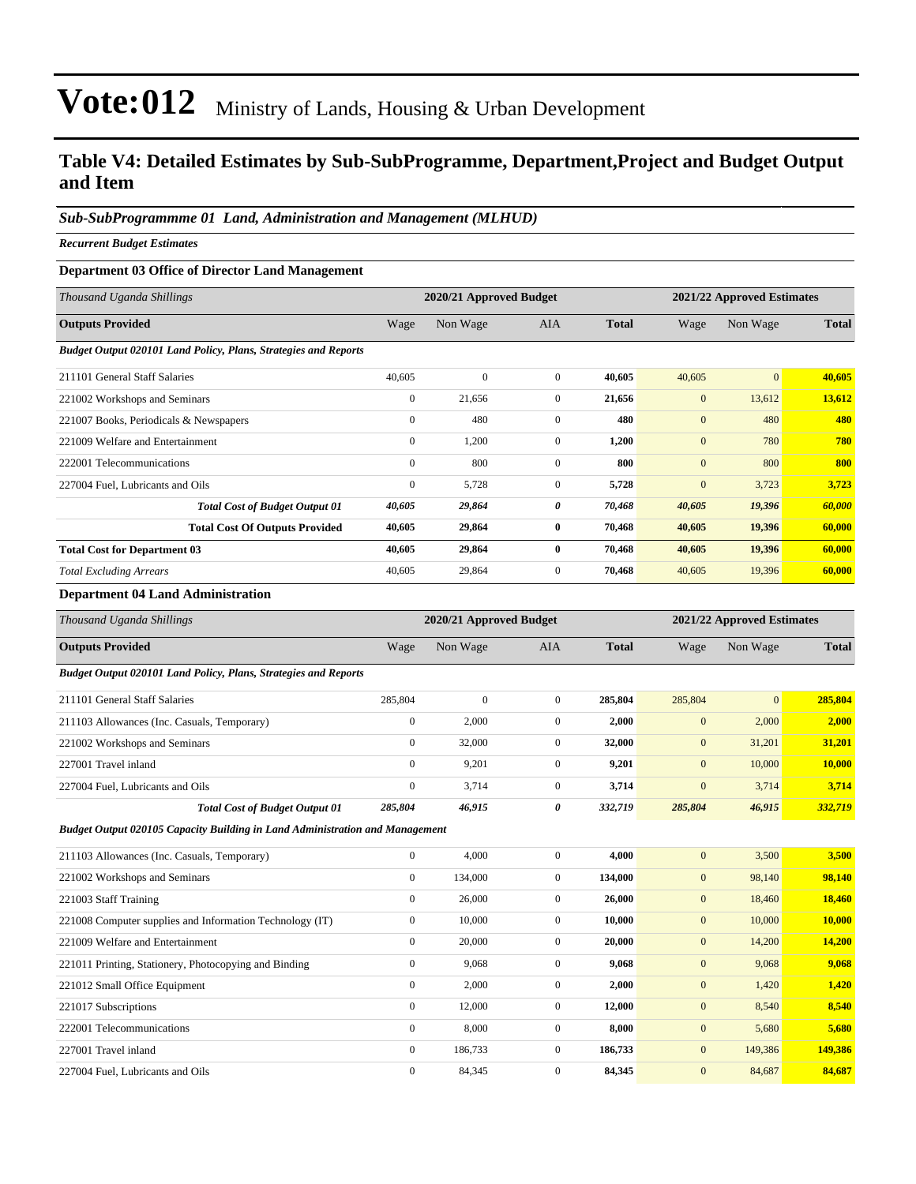# Vote:012 Ministry of Lands, Housing & Urban Development

## Table V4: Detailed Estimates by Sub-SubProgramme, Department,Project and Budget Output and Item

### *Sub-SubProgrammme 01 Land, Administration and Management (MLHUD)*

***Recurrent Budget Estimates***

#### Department 03 Office of Director Land Management

| *Thousand Uganda Shillings* | 2020/21 Approved Budget | | | | 2021/22 Approved Estimates | | |
|---|---|---|---|---|---|---|---|
| **Outputs Provided** | Wage | Non Wage | AIA | **Total** | Wage | Non Wage | **Total** |
| ***Budget Output 020101 Land Policy, Plans, Strategies and Reports*** | | | | | | | |
| 211101 General Staff Salaries | 40,605 | 0 | 0 | **40,605** | 40,605 | 0 | **40,605** |
| 221002 Workshops and Seminars | 0 | 21,656 | 0 | **21,656** | 0 | 13,612 | **13,612** |
| 221007 Books, Periodicals & Newspapers | 0 | 480 | 0 | **480** | 0 | 480 | **480** |
| 221009 Welfare and Entertainment | 0 | 1,200 | 0 | **1,200** | 0 | 780 | **780** |
| 222001 Telecommunications | 0 | 800 | 0 | **800** | 0 | 800 | **800** |
| 227004 Fuel, Lubricants and Oils | 0 | 5,728 | 0 | **5,728** | 0 | 3,723 | **3,723** |
| ***Total Cost of Budget Output 01*** | ***40,605*** | ***29,864*** | ***0*** | ***70,468*** | ***40,605*** | ***19,396*** | ***60,000*** |
| **Total Cost Of Outputs Provided** | **40,605** | **29,864** | **0** | **70,468** | **40,605** | **19,396** | **60,000** |
| **Total Cost for Department 03** | **40,605** | **29,864** | **0** | **70,468** | **40,605** | **19,396** | **60,000** |
| *Total Excluding Arrears* | 40,605 | 29,864 | 0 | **70,468** | 40,605 | 19,396 | **60,000** |

#### Department 04 Land Administration

| *Thousand Uganda Shillings* | 2020/21 Approved Budget | | | | 2021/22 Approved Estimates | | |
|---|---|---|---|---|---|---|---|
| **Outputs Provided** | Wage | Non Wage | AIA | **Total** | Wage | Non Wage | **Total** |
| ***Budget Output 020101 Land Policy, Plans, Strategies and Reports*** | | | | | | | |
| 211101 General Staff Salaries | 285,804 | 0 | 0 | **285,804** | 285,804 | 0 | **285,804** |
| 211103 Allowances (Inc. Casuals, Temporary) | 0 | 2,000 | 0 | **2,000** | 0 | 2,000 | **2,000** |
| 221002 Workshops and Seminars | 0 | 32,000 | 0 | **32,000** | 0 | 31,201 | **31,201** |
| 227001 Travel inland | 0 | 9,201 | 0 | **9,201** | 0 | 10,000 | **10,000** |
| 227004 Fuel, Lubricants and Oils | 0 | 3,714 | 0 | **3,714** | 0 | 3,714 | **3,714** |
| ***Total Cost of Budget Output 01*** | ***285,804*** | ***46,915*** | ***0*** | ***332,719*** | ***285,804*** | ***46,915*** | ***332,719*** |
| ***Budget Output 020105 Capacity Building in Land Administration and Management*** | | | | | | | |
| 211103 Allowances (Inc. Casuals, Temporary) | 0 | 4,000 | 0 | **4,000** | 0 | 3,500 | **3,500** |
| 221002 Workshops and Seminars | 0 | 134,000 | 0 | **134,000** | 0 | 98,140 | **98,140** |
| 221003 Staff Training | 0 | 26,000 | 0 | **26,000** | 0 | 18,460 | **18,460** |
| 221008 Computer supplies and Information Technology (IT) | 0 | 10,000 | 0 | **10,000** | 0 | 10,000 | **10,000** |
| 221009 Welfare and Entertainment | 0 | 20,000 | 0 | **20,000** | 0 | 14,200 | **14,200** |
| 221011 Printing, Stationery, Photocopying and Binding | 0 | 9,068 | 0 | **9,068** | 0 | 9,068 | **9,068** |
| 221012 Small Office Equipment | 0 | 2,000 | 0 | **2,000** | 0 | 1,420 | **1,420** |
| 221017 Subscriptions | 0 | 12,000 | 0 | **12,000** | 0 | 8,540 | **8,540** |
| 222001 Telecommunications | 0 | 8,000 | 0 | **8,000** | 0 | 5,680 | **5,680** |
| 227001 Travel inland | 0 | 186,733 | 0 | **186,733** | 0 | 149,386 | **149,386** |
| 227004 Fuel, Lubricants and Oils | 0 | 84,345 | 0 | **84,345** | 0 | 84,687 | **84,687** |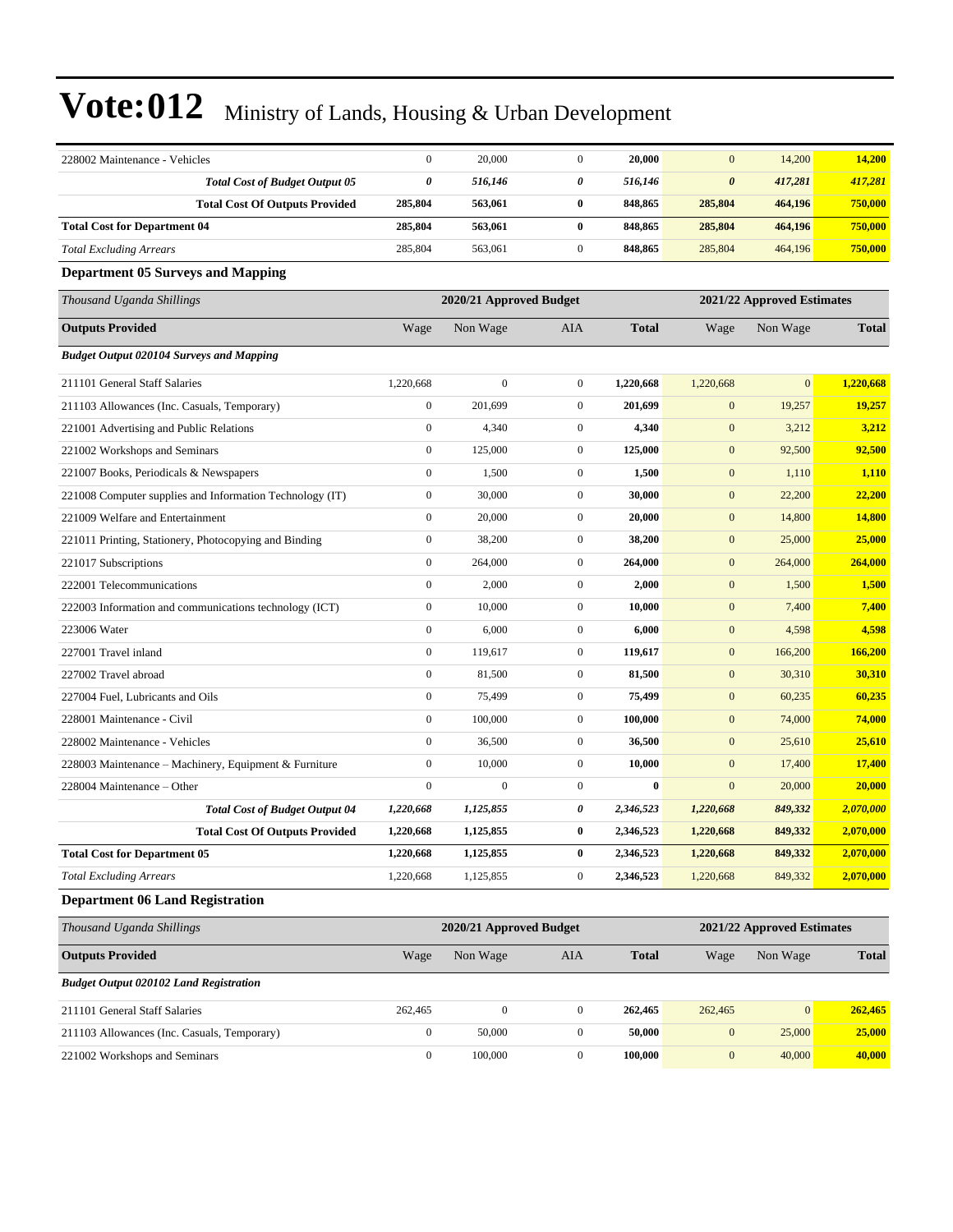# Vote:012 Ministry of Lands, Housing & Urban Development

| | | | | | | | |
|---|---|---|---|---|---|---|---|
| 228002 Maintenance - Vehicles | 0 | 20,000 | 0 | **20,000** | 0 | 14,200 | **14,200** |
| ***Total Cost of Budget Output 05*** | ***0*** | ***516,146*** | ***0*** | ***516,146*** | ***0*** | ***417,281*** | ***417,281*** |
| **Total Cost Of Outputs Provided** | **285,804** | **563,061** | **0** | **848,865** | **285,804** | **464,196** | **750,000** |
| **Total Cost for Department 04** | **285,804** | **563,061** | **0** | **848,865** | **285,804** | **464,196** | **750,000** |
| *Total Excluding Arrears* | 285,804 | 563,061 | 0 | 848,865 | 285,804 | 464,196 | 750,000 |

### Department 05 Surveys and Mapping

| *Thousand Uganda Shillings* | 2020/21 Approved Budget | | | | 2021/22 Approved Estimates | | |
|---|---|---|---|---|---|---|---|
| **Outputs Provided** | Wage | Non Wage | AIA | **Total** | Wage | Non Wage | **Total** |
| ***Budget Output 020104 Surveys and Mapping*** | | | | | | | |
| 211101 General Staff Salaries | 1,220,668 | 0 | 0 | **1,220,668** | 1,220,668 | 0 | **1,220,668** |
| 211103 Allowances (Inc. Casuals, Temporary) | 0 | 201,699 | 0 | **201,699** | 0 | 19,257 | **19,257** |
| 221001 Advertising and Public Relations | 0 | 4,340 | 0 | **4,340** | 0 | 3,212 | **3,212** |
| 221002 Workshops and Seminars | 0 | 125,000 | 0 | **125,000** | 0 | 92,500 | **92,500** |
| 221007 Books, Periodicals & Newspapers | 0 | 1,500 | 0 | **1,500** | 0 | 1,110 | **1,110** |
| 221008 Computer supplies and Information Technology (IT) | 0 | 30,000 | 0 | **30,000** | 0 | 22,200 | **22,200** |
| 221009 Welfare and Entertainment | 0 | 20,000 | 0 | **20,000** | 0 | 14,800 | **14,800** |
| 221011 Printing, Stationery, Photocopying and Binding | 0 | 38,200 | 0 | **38,200** | 0 | 25,000 | **25,000** |
| 221017 Subscriptions | 0 | 264,000 | 0 | **264,000** | 0 | 264,000 | **264,000** |
| 222001 Telecommunications | 0 | 2,000 | 0 | **2,000** | 0 | 1,500 | **1,500** |
| 222003 Information and communications technology (ICT) | 0 | 10,000 | 0 | **10,000** | 0 | 7,400 | **7,400** |
| 223006 Water | 0 | 6,000 | 0 | **6,000** | 0 | 4,598 | **4,598** |
| 227001 Travel inland | 0 | 119,617 | 0 | **119,617** | 0 | 166,200 | **166,200** |
| 227002 Travel abroad | 0 | 81,500 | 0 | **81,500** | 0 | 30,310 | **30,310** |
| 227004 Fuel, Lubricants and Oils | 0 | 75,499 | 0 | **75,499** | 0 | 60,235 | **60,235** |
| 228001 Maintenance - Civil | 0 | 100,000 | 0 | **100,000** | 0 | 74,000 | **74,000** |
| 228002 Maintenance - Vehicles | 0 | 36,500 | 0 | **36,500** | 0 | 25,610 | **25,610** |
| 228003 Maintenance – Machinery, Equipment & Furniture | 0 | 10,000 | 0 | **10,000** | 0 | 17,400 | **17,400** |
| 228004 Maintenance – Other | 0 | 0 | 0 | **0** | 0 | 20,000 | **20,000** |
| ***Total Cost of Budget Output 04*** | ***1,220,668*** | ***1,125,855*** | ***0*** | ***2,346,523*** | ***1,220,668*** | ***849,332*** | ***2,070,000*** |
| **Total Cost Of Outputs Provided** | **1,220,668** | **1,125,855** | **0** | **2,346,523** | **1,220,668** | **849,332** | **2,070,000** |
| **Total Cost for Department 05** | **1,220,668** | **1,125,855** | **0** | **2,346,523** | **1,220,668** | **849,332** | **2,070,000** |
| *Total Excluding Arrears* | 1,220,668 | 1,125,855 | 0 | 2,346,523 | 1,220,668 | 849,332 | 2,070,000 |

### Department 06 Land Registration

| *Thousand Uganda Shillings* | 2020/21 Approved Budget | | | | 2021/22 Approved Estimates | | |
|---|---|---|---|---|---|---|---|
| **Outputs Provided** | Wage | Non Wage | AIA | **Total** | Wage | Non Wage | **Total** |
| ***Budget Output 020102 Land Registration*** | | | | | | | |
| 211101 General Staff Salaries | 262,465 | 0 | 0 | **262,465** | 262,465 | 0 | **262,465** |
| 211103 Allowances (Inc. Casuals, Temporary) | 0 | 50,000 | 0 | **50,000** | 0 | 25,000 | **25,000** |
| 221002 Workshops and Seminars | 0 | 100,000 | 0 | **100,000** | 0 | 40,000 | **40,000** |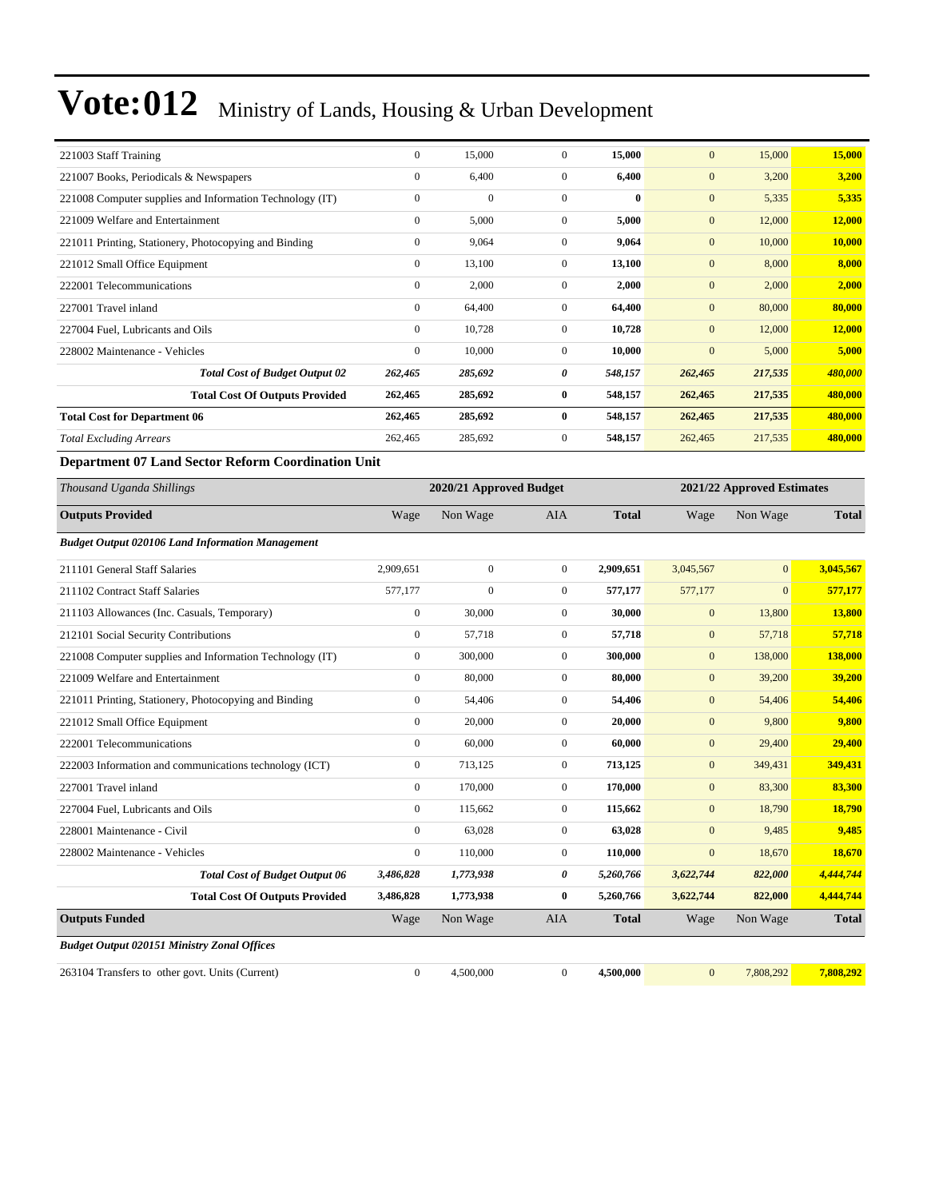| | | | | | | | |
|---|---|---|---|---|---|---|---|
| 221003 Staff Training | 0 | 15,000 | 0 | **15,000** | 0 | 15,000 | **15,000** |
| 221007 Books, Periodicals & Newspapers | 0 | 6,400 | 0 | **6,400** | 0 | 3,200 | **3,200** |
| 221008 Computer supplies and Information Technology (IT) | 0 | 0 | 0 | **0** | 0 | 5,335 | **5,335** |
| 221009 Welfare and Entertainment | 0 | 5,000 | 0 | **5,000** | 0 | 12,000 | **12,000** |
| 221011 Printing, Stationery, Photocopying and Binding | 0 | 9,064 | 0 | **9,064** | 0 | 10,000 | **10,000** |
| 221012 Small Office Equipment | 0 | 13,100 | 0 | **13,100** | 0 | 8,000 | **8,000** |
| 222001 Telecommunications | 0 | 2,000 | 0 | **2,000** | 0 | 2,000 | **2,000** |
| 227001 Travel inland | 0 | 64,400 | 0 | **64,400** | 0 | 80,000 | **80,000** |
| 227004 Fuel, Lubricants and Oils | 0 | 10,728 | 0 | **10,728** | 0 | 12,000 | **12,000** |
| 228002 Maintenance - Vehicles | 0 | 10,000 | 0 | **10,000** | 0 | 5,000 | **5,000** |
| ***Total Cost of Budget Output 02*** | ***262,465*** | ***285,692*** | ***0*** | ***548,157*** | ***262,465*** | ***217,535*** | ***480,000*** |
| **Total Cost Of Outputs Provided** | **262,465** | **285,692** | **0** | **548,157** | **262,465** | **217,535** | **480,000** |
| **Total Cost for Department 06** | **262,465** | **285,692** | **0** | **548,157** | **262,465** | **217,535** | **480,000** |
| *Total Excluding Arrears* | 262,465 | 285,692 | 0 | **548,157** | 262,465 | 217,535 | **480,000** |

**Department 07 Land Sector Reform Coordination Unit**

| *Thousand Uganda Shillings* | 2020/21 Approved Budget | | | | 2021/22 Approved Estimates | | |
|---|---|---|---|---|---|---|---|
| **Outputs Provided** | Wage | Non Wage | AIA | **Total** | Wage | Non Wage | **Total** |
| ***Budget Output 020106 Land Information Management*** | | | | | | | |
| 211101 General Staff Salaries | 2,909,651 | 0 | 0 | **2,909,651** | 3,045,567 | 0 | **3,045,567** |
| 211102 Contract Staff Salaries | 577,177 | 0 | 0 | **577,177** | 577,177 | 0 | **577,177** |
| 211103 Allowances (Inc. Casuals, Temporary) | 0 | 30,000 | 0 | **30,000** | 0 | 13,800 | **13,800** |
| 212101 Social Security Contributions | 0 | 57,718 | 0 | **57,718** | 0 | 57,718 | **57,718** |
| 221008 Computer supplies and Information Technology (IT) | 0 | 300,000 | 0 | **300,000** | 0 | 138,000 | **138,000** |
| 221009 Welfare and Entertainment | 0 | 80,000 | 0 | **80,000** | 0 | 39,200 | **39,200** |
| 221011 Printing, Stationery, Photocopying and Binding | 0 | 54,406 | 0 | **54,406** | 0 | 54,406 | **54,406** |
| 221012 Small Office Equipment | 0 | 20,000 | 0 | **20,000** | 0 | 9,800 | **9,800** |
| 222001 Telecommunications | 0 | 60,000 | 0 | **60,000** | 0 | 29,400 | **29,400** |
| 222003 Information and communications technology (ICT) | 0 | 713,125 | 0 | **713,125** | 0 | 349,431 | **349,431** |
| 227001 Travel inland | 0 | 170,000 | 0 | **170,000** | 0 | 83,300 | **83,300** |
| 227004 Fuel, Lubricants and Oils | 0 | 115,662 | 0 | **115,662** | 0 | 18,790 | **18,790** |
| 228001 Maintenance - Civil | 0 | 63,028 | 0 | **63,028** | 0 | 9,485 | **9,485** |
| 228002 Maintenance - Vehicles | 0 | 110,000 | 0 | **110,000** | 0 | 18,670 | **18,670** |
| ***Total Cost of Budget Output 06*** | ***3,486,828*** | ***1,773,938*** | ***0*** | ***5,260,766*** | ***3,622,744*** | ***822,000*** | ***4,444,744*** |
| **Total Cost Of Outputs Provided** | **3,486,828** | **1,773,938** | **0** | **5,260,766** | **3,622,744** | **822,000** | **4,444,744** |
| **Outputs Funded** | Wage | Non Wage | AIA | **Total** | Wage | Non Wage | **Total** |
| ***Budget Output 020151 Ministry Zonal Offices*** | | | | | | | |
| 263104 Transfers to other govt. Units (Current) | 0 | 4,500,000 | 0 | **4,500,000** | 0 | 7,808,292 | **7,808,292** |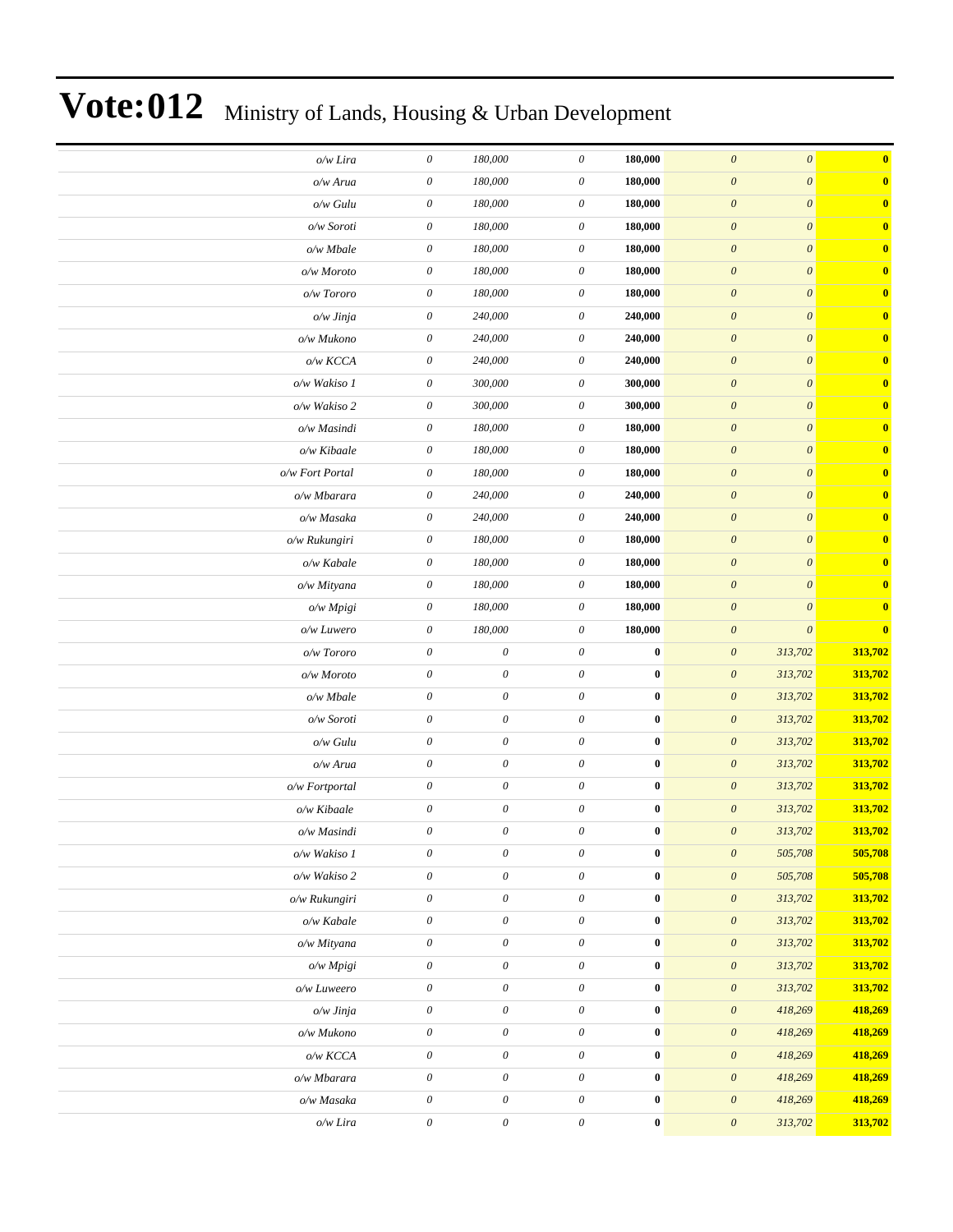# Vote:012 Ministry of Lands, Housing & Urban Development

| | | | | | | | |
|---|---|---|---|---|---|---|---|
| *o/w Lira* | *0* | *180,000* | *0* | **180,000** | *0* | *0* | **0** |
| *o/w Arua* | *0* | *180,000* | *0* | **180,000** | *0* | *0* | **0** |
| *o/w Gulu* | *0* | *180,000* | *0* | **180,000** | *0* | *0* | **0** |
| *o/w Soroti* | *0* | *180,000* | *0* | **180,000** | *0* | *0* | **0** |
| *o/w Mbale* | *0* | *180,000* | *0* | **180,000** | *0* | *0* | **0** |
| *o/w Moroto* | *0* | *180,000* | *0* | **180,000** | *0* | *0* | **0** |
| *o/w Tororo* | *0* | *180,000* | *0* | **180,000** | *0* | *0* | **0** |
| *o/w Jinja* | *0* | *240,000* | *0* | **240,000** | *0* | *0* | **0** |
| *o/w Mukono* | *0* | *240,000* | *0* | **240,000** | *0* | *0* | **0** |
| *o/w KCCA* | *0* | *240,000* | *0* | **240,000** | *0* | *0* | **0** |
| *o/w Wakiso 1* | *0* | *300,000* | *0* | **300,000** | *0* | *0* | **0** |
| *o/w Wakiso 2* | *0* | *300,000* | *0* | **300,000** | *0* | *0* | **0** |
| *o/w Masindi* | *0* | *180,000* | *0* | **180,000** | *0* | *0* | **0** |
| *o/w Kibaale* | *0* | *180,000* | *0* | **180,000** | *0* | *0* | **0** |
| *o/w Fort Portal* | *0* | *180,000* | *0* | **180,000** | *0* | *0* | **0** |
| *o/w Mbarara* | *0* | *240,000* | *0* | **240,000** | *0* | *0* | **0** |
| *o/w Masaka* | *0* | *240,000* | *0* | **240,000** | *0* | *0* | **0** |
| *o/w Rukungiri* | *0* | *180,000* | *0* | **180,000** | *0* | *0* | **0** |
| *o/w Kabale* | *0* | *180,000* | *0* | **180,000** | *0* | *0* | **0** |
| *o/w Mityana* | *0* | *180,000* | *0* | **180,000** | *0* | *0* | **0** |
| *o/w Mpigi* | *0* | *180,000* | *0* | **180,000** | *0* | *0* | **0** |
| *o/w Luwero* | *0* | *180,000* | *0* | **180,000** | *0* | *0* | **0** |
| *o/w Tororo* | *0* | *0* | *0* | **0** | *0* | *313,702* | **313,702** |
| *o/w Moroto* | *0* | *0* | *0* | **0** | *0* | *313,702* | **313,702** |
| *o/w Mbale* | *0* | *0* | *0* | **0** | *0* | *313,702* | **313,702** |
| *o/w Soroti* | *0* | *0* | *0* | **0** | *0* | *313,702* | **313,702** |
| *o/w Gulu* | *0* | *0* | *0* | **0** | *0* | *313,702* | **313,702** |
| *o/w Arua* | *0* | *0* | *0* | **0** | *0* | *313,702* | **313,702** |
| *o/w Fortportal* | *0* | *0* | *0* | **0** | *0* | *313,702* | **313,702** |
| *o/w Kibaale* | *0* | *0* | *0* | **0** | *0* | *313,702* | **313,702** |
| *o/w Masindi* | *0* | *0* | *0* | **0** | *0* | *313,702* | **313,702** |
| *o/w Wakiso 1* | *0* | *0* | *0* | **0** | *0* | *505,708* | **505,708** |
| *o/w Wakiso 2* | *0* | *0* | *0* | **0** | *0* | *505,708* | **505,708** |
| *o/w Rukungiri* | *0* | *0* | *0* | **0** | *0* | *313,702* | **313,702** |
| *o/w Kabale* | *0* | *0* | *0* | **0** | *0* | *313,702* | **313,702** |
| *o/w Mityana* | *0* | *0* | *0* | **0** | *0* | *313,702* | **313,702** |
| *o/w Mpigi* | *0* | *0* | *0* | **0** | *0* | *313,702* | **313,702** |
| *o/w Luweero* | *0* | *0* | *0* | **0** | *0* | *313,702* | **313,702** |
| *o/w Jinja* | *0* | *0* | *0* | **0** | *0* | *418,269* | **418,269** |
| *o/w Mukono* | *0* | *0* | *0* | **0** | *0* | *418,269* | **418,269** |
| *o/w KCCA* | *0* | *0* | *0* | **0** | *0* | *418,269* | **418,269** |
| *o/w Mbarara* | *0* | *0* | *0* | **0** | *0* | *418,269* | **418,269** |
| *o/w Masaka* | *0* | *0* | *0* | **0** | *0* | *418,269* | **418,269** |
| *o/w Lira* | *0* | *0* | *0* | **0** | *0* | *313,702* | **313,702** |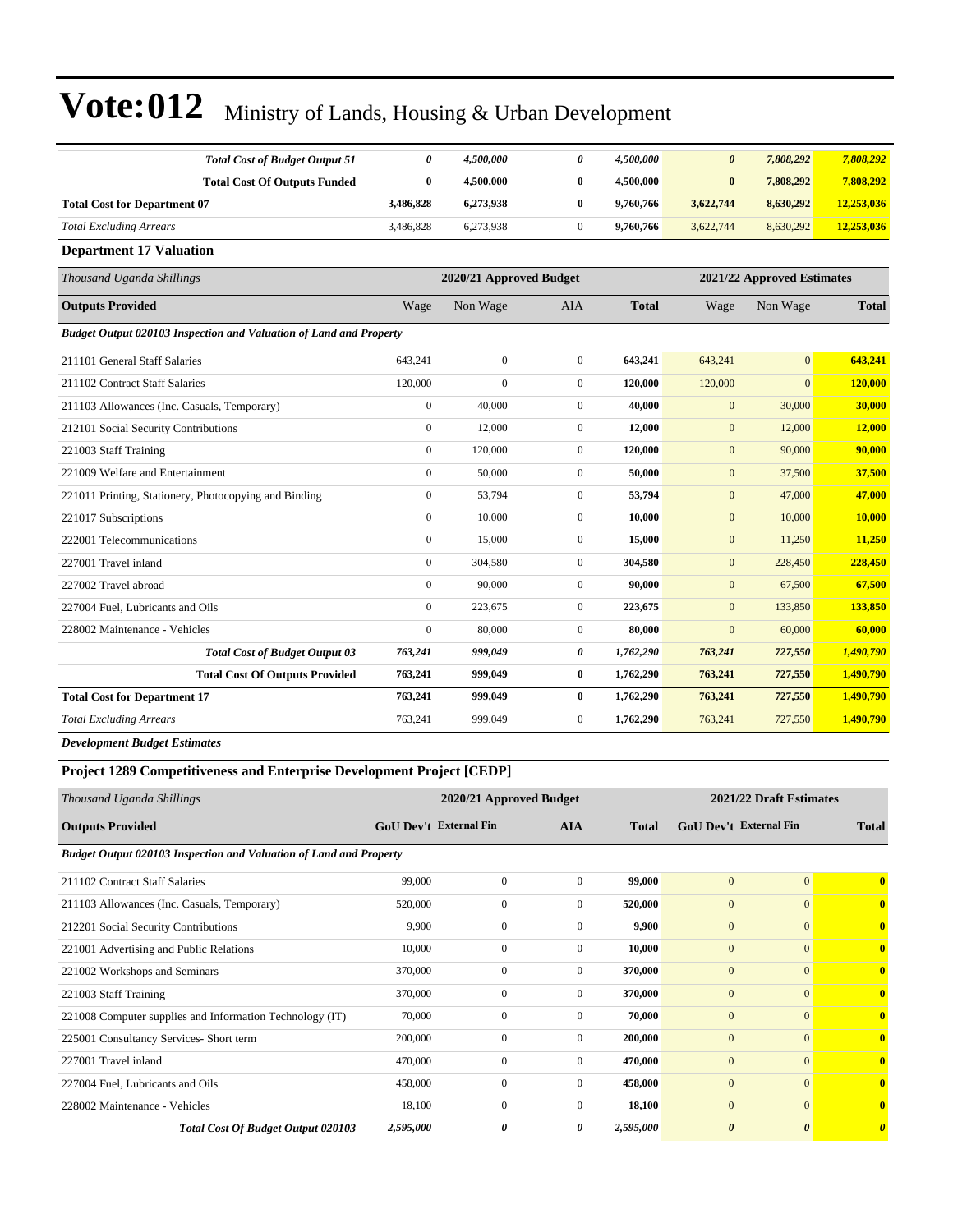# Vote:012 Ministry of Lands, Housing & Urban Development

| | | | | | | | |
|---|---|---|---|---|---|---|---|
| ***Total Cost of Budget Output 51*** | ***0*** | ***4,500,000*** | ***0*** | ***4,500,000*** | ***0*** | ***7,808,292*** | ***7,808,292*** |
| **Total Cost Of Outputs Funded** | **0** | **4,500,000** | **0** | **4,500,000** | **0** | **7,808,292** | **7,808,292** |
| **Total Cost for Department 07** | **3,486,828** | **6,273,938** | **0** | **9,760,766** | **3,622,744** | **8,630,292** | **12,253,036** |
| *Total Excluding Arrears* | 3,486,828 | 6,273,938 | 0 | **9,760,766** | 3,622,744 | 8,630,292 | **12,253,036** |

### Department 17 Valuation

| *Thousand Uganda Shillings* | 2020/21 Approved Budget | | | | 2021/22 Approved Estimates | | |
|---|---|---|---|---|---|---|---|
| **Outputs Provided** | Wage | Non Wage | AIA | **Total** | Wage | Non Wage | **Total** |
| ***Budget Output 020103 Inspection and Valuation of Land and Property*** | | | | | | | |
| 211101 General Staff Salaries | 643,241 | 0 | 0 | **643,241** | 643,241 | 0 | **643,241** |
| 211102 Contract Staff Salaries | 120,000 | 0 | 0 | **120,000** | 120,000 | 0 | **120,000** |
| 211103 Allowances (Inc. Casuals, Temporary) | 0 | 40,000 | 0 | **40,000** | 0 | 30,000 | **30,000** |
| 212101 Social Security Contributions | 0 | 12,000 | 0 | **12,000** | 0 | 12,000 | **12,000** |
| 221003 Staff Training | 0 | 120,000 | 0 | **120,000** | 0 | 90,000 | **90,000** |
| 221009 Welfare and Entertainment | 0 | 50,000 | 0 | **50,000** | 0 | 37,500 | **37,500** |
| 221011 Printing, Stationery, Photocopying and Binding | 0 | 53,794 | 0 | **53,794** | 0 | 47,000 | **47,000** |
| 221017 Subscriptions | 0 | 10,000 | 0 | **10,000** | 0 | 10,000 | **10,000** |
| 222001 Telecommunications | 0 | 15,000 | 0 | **15,000** | 0 | 11,250 | **11,250** |
| 227001 Travel inland | 0 | 304,580 | 0 | **304,580** | 0 | 228,450 | **228,450** |
| 227002 Travel abroad | 0 | 90,000 | 0 | **90,000** | 0 | 67,500 | **67,500** |
| 227004 Fuel, Lubricants and Oils | 0 | 223,675 | 0 | **223,675** | 0 | 133,850 | **133,850** |
| 228002 Maintenance - Vehicles | 0 | 80,000 | 0 | **80,000** | 0 | 60,000 | **60,000** |
| ***Total Cost of Budget Output 03*** | ***763,241*** | ***999,049*** | ***0*** | ***1,762,290*** | ***763,241*** | ***727,550*** | ***1,490,790*** |
| **Total Cost Of Outputs Provided** | **763,241** | **999,049** | **0** | **1,762,290** | **763,241** | **727,550** | **1,490,790** |
| **Total Cost for Department 17** | **763,241** | **999,049** | **0** | **1,762,290** | **763,241** | **727,550** | **1,490,790** |
| *Total Excluding Arrears* | 763,241 | 999,049 | 0 | **1,762,290** | 763,241 | 727,550 | **1,490,790** |

***Development Budget Estimates***

### Project 1289 Competitiveness and Enterprise Development Project [CEDP]

| *Thousand Uganda Shillings* | 2020/21 Approved Budget | | | | 2021/22 Draft Estimates | | |
|---|---|---|---|---|---|---|---|
| **Outputs Provided** | **GoU Dev't** | **External Fin** | **AIA** | **Total** | **GoU Dev't** | **External Fin** | **Total** |
| ***Budget Output 020103 Inspection and Valuation of Land and Property*** | | | | | | | |
| 211102 Contract Staff Salaries | 99,000 | 0 | 0 | **99,000** | 0 | 0 | **0** |
| 211103 Allowances (Inc. Casuals, Temporary) | 520,000 | 0 | 0 | **520,000** | 0 | 0 | **0** |
| 212201 Social Security Contributions | 9,900 | 0 | 0 | **9,900** | 0 | 0 | **0** |
| 221001 Advertising and Public Relations | 10,000 | 0 | 0 | **10,000** | 0 | 0 | **0** |
| 221002 Workshops and Seminars | 370,000 | 0 | 0 | **370,000** | 0 | 0 | **0** |
| 221003 Staff Training | 370,000 | 0 | 0 | **370,000** | 0 | 0 | **0** |
| 221008 Computer supplies and Information Technology (IT) | 70,000 | 0 | 0 | **70,000** | 0 | 0 | **0** |
| 225001 Consultancy Services- Short term | 200,000 | 0 | 0 | **200,000** | 0 | 0 | **0** |
| 227001 Travel inland | 470,000 | 0 | 0 | **470,000** | 0 | 0 | **0** |
| 227004 Fuel, Lubricants and Oils | 458,000 | 0 | 0 | **458,000** | 0 | 0 | **0** |
| 228002 Maintenance - Vehicles | 18,100 | 0 | 0 | **18,100** | 0 | 0 | **0** |
| ***Total Cost Of Budget Output 020103*** | ***2,595,000*** | ***0*** | ***0*** | ***2,595,000*** | ***0*** | ***0*** | ***0*** |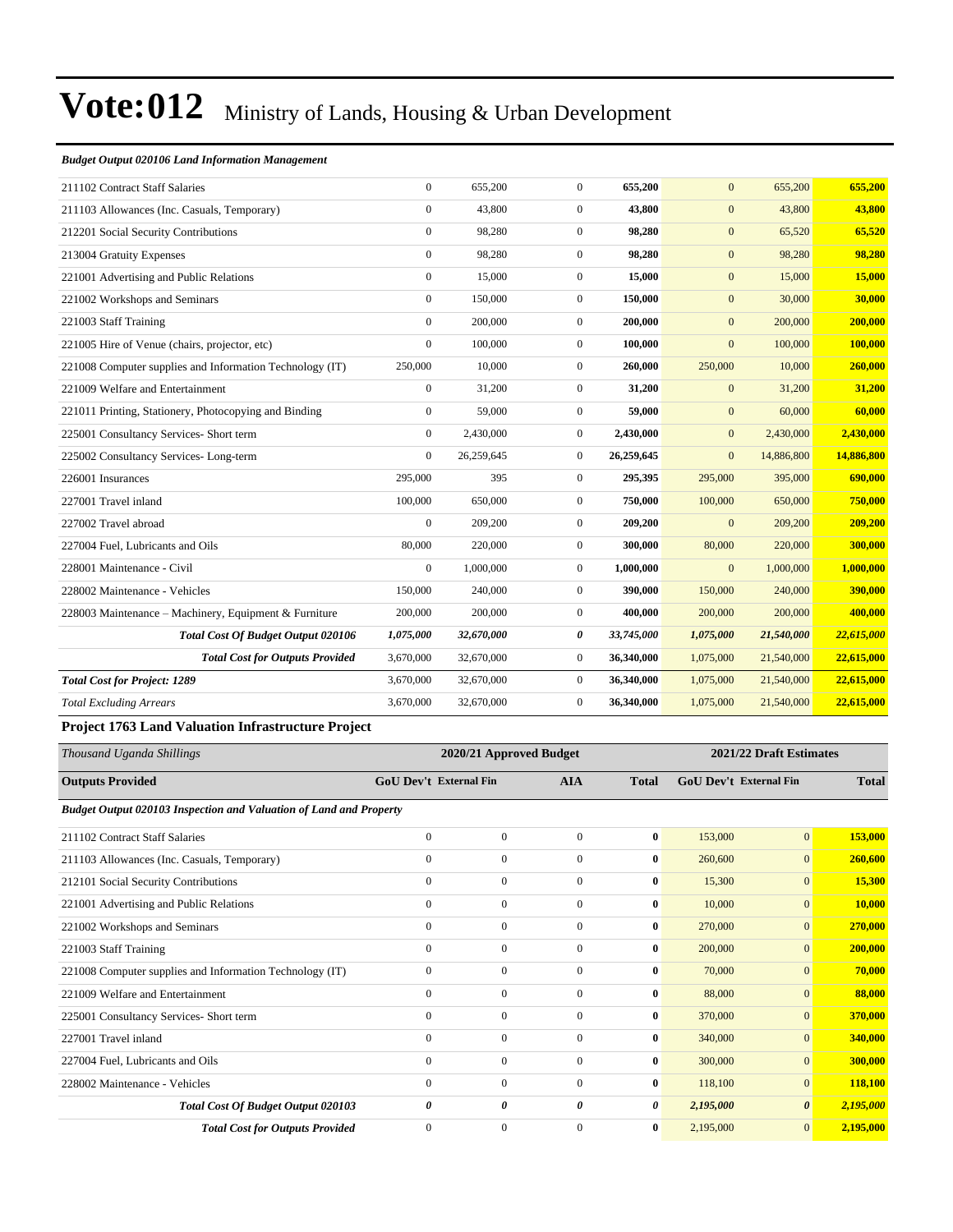# Vote:012 Ministry of Lands, Housing & Urban Development

***Budget Output 020106 Land Information Management***

| | | | | | | | |
|---|---|---|---|---|---|---|---|
| 211102 Contract Staff Salaries | 0 | 655,200 | 0 | **655,200** | 0 | 655,200 | **655,200** |
| 211103 Allowances (Inc. Casuals, Temporary) | 0 | 43,800 | 0 | **43,800** | 0 | 43,800 | **43,800** |
| 212201 Social Security Contributions | 0 | 98,280 | 0 | **98,280** | 0 | 65,520 | **65,520** |
| 213004 Gratuity Expenses | 0 | 98,280 | 0 | **98,280** | 0 | 98,280 | **98,280** |
| 221001 Advertising and Public Relations | 0 | 15,000 | 0 | **15,000** | 0 | 15,000 | **15,000** |
| 221002 Workshops and Seminars | 0 | 150,000 | 0 | **150,000** | 0 | 30,000 | **30,000** |
| 221003 Staff Training | 0 | 200,000 | 0 | **200,000** | 0 | 200,000 | **200,000** |
| 221005 Hire of Venue (chairs, projector, etc) | 0 | 100,000 | 0 | **100,000** | 0 | 100,000 | **100,000** |
| 221008 Computer supplies and Information Technology (IT) | 250,000 | 10,000 | 0 | **260,000** | 250,000 | 10,000 | **260,000** |
| 221009 Welfare and Entertainment | 0 | 31,200 | 0 | **31,200** | 0 | 31,200 | **31,200** |
| 221011 Printing, Stationery, Photocopying and Binding | 0 | 59,000 | 0 | **59,000** | 0 | 60,000 | **60,000** |
| 225001 Consultancy Services- Short term | 0 | 2,430,000 | 0 | **2,430,000** | 0 | 2,430,000 | **2,430,000** |
| 225002 Consultancy Services- Long-term | 0 | 26,259,645 | 0 | **26,259,645** | 0 | 14,886,800 | **14,886,800** |
| 226001 Insurances | 295,000 | 395 | 0 | **295,395** | 295,000 | 395,000 | **690,000** |
| 227001 Travel inland | 100,000 | 650,000 | 0 | **750,000** | 100,000 | 650,000 | **750,000** |
| 227002 Travel abroad | 0 | 209,200 | 0 | **209,200** | 0 | 209,200 | **209,200** |
| 227004 Fuel, Lubricants and Oils | 80,000 | 220,000 | 0 | **300,000** | 80,000 | 220,000 | **300,000** |
| 228001 Maintenance - Civil | 0 | 1,000,000 | 0 | **1,000,000** | 0 | 1,000,000 | **1,000,000** |
| 228002 Maintenance - Vehicles | 150,000 | 240,000 | 0 | **390,000** | 150,000 | 240,000 | **390,000** |
| 228003 Maintenance – Machinery, Equipment & Furniture | 200,000 | 200,000 | 0 | **400,000** | 200,000 | 200,000 | **400,000** |
| ***Total Cost Of Budget Output 020106*** | ***1,075,000*** | ***32,670,000*** | ***0*** | ***33,745,000*** | ***1,075,000*** | ***21,540,000*** | ***22,615,000*** |
| ***Total Cost for Outputs Provided*** | 3,670,000 | 32,670,000 | 0 | **36,340,000** | 1,075,000 | 21,540,000 | **22,615,000** |
| ***Total Cost for Project: 1289*** | 3,670,000 | 32,670,000 | 0 | **36,340,000** | 1,075,000 | 21,540,000 | **22,615,000** |
| *Total Excluding Arrears* | 3,670,000 | 32,670,000 | 0 | **36,340,000** | 1,075,000 | 21,540,000 | **22,615,000** |

**Project 1763 Land Valuation Infrastructure Project**

| *Thousand Uganda Shillings* | 2020/21 Approved Budget | | | | 2021/22 Draft Estimates | | |
|---|---|---|---|---|---|---|---|
| **Outputs Provided** | **GoU Dev't** | **External Fin** | **AIA** | **Total** | **GoU Dev't** | **External Fin** | **Total** |
| ***Budget Output 020103 Inspection and Valuation of Land and Property*** | | | | | | | |
| 211102 Contract Staff Salaries | 0 | 0 | 0 | **0** | 153,000 | 0 | **153,000** |
| 211103 Allowances (Inc. Casuals, Temporary) | 0 | 0 | 0 | **0** | 260,600 | 0 | **260,600** |
| 212101 Social Security Contributions | 0 | 0 | 0 | **0** | 15,300 | 0 | **15,300** |
| 221001 Advertising and Public Relations | 0 | 0 | 0 | **0** | 10,000 | 0 | **10,000** |
| 221002 Workshops and Seminars | 0 | 0 | 0 | **0** | 270,000 | 0 | **270,000** |
| 221003 Staff Training | 0 | 0 | 0 | **0** | 200,000 | 0 | **200,000** |
| 221008 Computer supplies and Information Technology (IT) | 0 | 0 | 0 | **0** | 70,000 | 0 | **70,000** |
| 221009 Welfare and Entertainment | 0 | 0 | 0 | **0** | 88,000 | 0 | **88,000** |
| 225001 Consultancy Services- Short term | 0 | 0 | 0 | **0** | 370,000 | 0 | **370,000** |
| 227001 Travel inland | 0 | 0 | 0 | **0** | 340,000 | 0 | **340,000** |
| 227004 Fuel, Lubricants and Oils | 0 | 0 | 0 | **0** | 300,000 | 0 | **300,000** |
| 228002 Maintenance - Vehicles | 0 | 0 | 0 | **0** | 118,100 | 0 | **118,100** |
| ***Total Cost Of Budget Output 020103*** | ***0*** | ***0*** | ***0*** | ***0*** | ***2,195,000*** | ***0*** | ***2,195,000*** |
| ***Total Cost for Outputs Provided*** | 0 | 0 | 0 | **0** | 2,195,000 | 0 | **2,195,000** |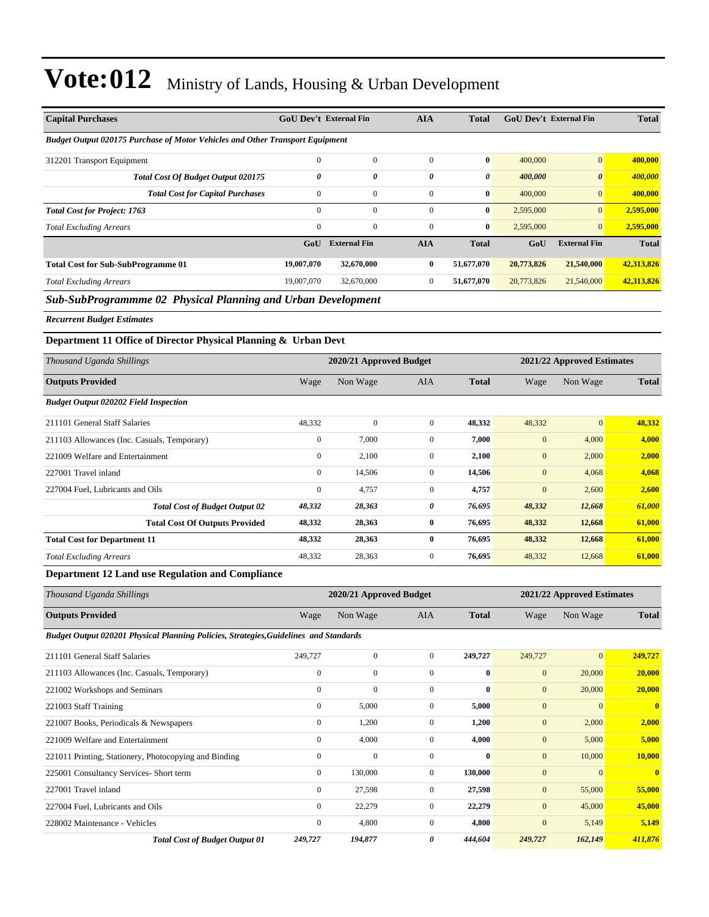# Vote:012 Ministry of Lands, Housing & Urban Development

| Capital Purchases | GoU Dev't | External Fin | AIA | Total | GoU Dev't | External Fin | Total |
|---|---|---|---|---|---|---|---|
| *Budget Output 020175 Purchase of Motor Vehicles and Other Transport Equipment* | | | | | | | |
| 312201 Transport Equipment | 0 | 0 | 0 | **0** | 400,000 | 0 | **400,000** |
| ***Total Cost Of Budget Output 020175*** | ***0*** | ***0*** | ***0*** | ***0*** | ***400,000*** | ***0*** | ***400,000*** |
| ***Total Cost for Capital Purchases*** | 0 | 0 | 0 | **0** | 400,000 | 0 | **400,000** |
| ***Total Cost for Project: 1763*** | 0 | 0 | 0 | **0** | 2,595,000 | 0 | **2,595,000** |
| *Total Excluding Arrears* | 0 | 0 | 0 | **0** | 2,595,000 | 0 | **2,595,000** |
| | **GoU** | **External Fin** | **AIA** | **Total** | **GoU** | **External Fin** | **Total** |
| **Total Cost for Sub-SubProgramme 01** | **19,007,070** | **32,670,000** | **0** | **51,677,070** | **20,773,826** | **21,540,000** | **42,313,826** |
| *Total Excluding Arrears* | 19,007,070 | 32,670,000 | 0 | **51,677,070** | 20,773,826 | 21,540,000 | **42,313,826** |

## *Sub-SubProgrammme 02 Physical Planning and Urban Development*

***Recurrent Budget Estimates***

### Department 11 Office of Director Physical Planning & Urban Devt

| *Thousand Uganda Shillings* | 2020/21 Approved Budget | | | | 2021/22 Approved Estimates | | |
|---|---|---|---|---|---|---|---|
| **Outputs Provided** | Wage | Non Wage | AIA | **Total** | Wage | Non Wage | **Total** |
| ***Budget Output 020202 Field Inspection*** | | | | | | | |
| 211101 General Staff Salaries | 48,332 | 0 | 0 | **48,332** | 48,332 | 0 | **48,332** |
| 211103 Allowances (Inc. Casuals, Temporary) | 0 | 7,000 | 0 | **7,000** | 0 | 4,000 | **4,000** |
| 221009 Welfare and Entertainment | 0 | 2,100 | 0 | **2,100** | 0 | 2,000 | **2,000** |
| 227001 Travel inland | 0 | 14,506 | 0 | **14,506** | 0 | 4,068 | **4,068** |
| 227004 Fuel, Lubricants and Oils | 0 | 4,757 | 0 | **4,757** | 0 | 2,600 | **2,600** |
| ***Total Cost of Budget Output 02*** | ***48,332*** | ***28,363*** | ***0*** | ***76,695*** | ***48,332*** | ***12,668*** | ***61,000*** |
| **Total Cost Of Outputs Provided** | **48,332** | **28,363** | **0** | **76,695** | **48,332** | **12,668** | **61,000** |
| **Total Cost for Department 11** | **48,332** | **28,363** | **0** | **76,695** | **48,332** | **12,668** | **61,000** |
| *Total Excluding Arrears* | 48,332 | 28,363 | 0 | **76,695** | 48,332 | 12,668 | **61,000** |

### Department 12 Land use Regulation and Compliance

| *Thousand Uganda Shillings* | 2020/21 Approved Budget | | | | 2021/22 Approved Estimates | | |
|---|---|---|---|---|---|---|---|
| **Outputs Provided** | Wage | Non Wage | AIA | **Total** | Wage | Non Wage | **Total** |
| ***Budget Output 020201 Physical Planning Policies, Strategies,Guidelines and Standards*** | | | | | | | |
| 211101 General Staff Salaries | 249,727 | 0 | 0 | **249,727** | 249,727 | 0 | **249,727** |
| 211103 Allowances (Inc. Casuals, Temporary) | 0 | 0 | 0 | **0** | 0 | 20,000 | **20,000** |
| 221002 Workshops and Seminars | 0 | 0 | 0 | **0** | 0 | 20,000 | **20,000** |
| 221003 Staff Training | 0 | 5,000 | 0 | **5,000** | 0 | 0 | **0** |
| 221007 Books, Periodicals & Newspapers | 0 | 1,200 | 0 | **1,200** | 0 | 2,000 | **2,000** |
| 221009 Welfare and Entertainment | 0 | 4,000 | 0 | **4,000** | 0 | 5,000 | **5,000** |
| 221011 Printing, Stationery, Photocopying and Binding | 0 | 0 | 0 | **0** | 0 | 10,000 | **10,000** |
| 225001 Consultancy Services- Short term | 0 | 130,000 | 0 | **130,000** | 0 | 0 | **0** |
| 227001 Travel inland | 0 | 27,598 | 0 | **27,598** | 0 | 55,000 | **55,000** |
| 227004 Fuel, Lubricants and Oils | 0 | 22,279 | 0 | **22,279** | 0 | 45,000 | **45,000** |
| 228002 Maintenance - Vehicles | 0 | 4,800 | 0 | **4,800** | 0 | 5,149 | **5,149** |
| ***Total Cost of Budget Output 01*** | ***249,727*** | ***194,877*** | ***0*** | ***444,604*** | ***249,727*** | ***162,149*** | ***411,876*** |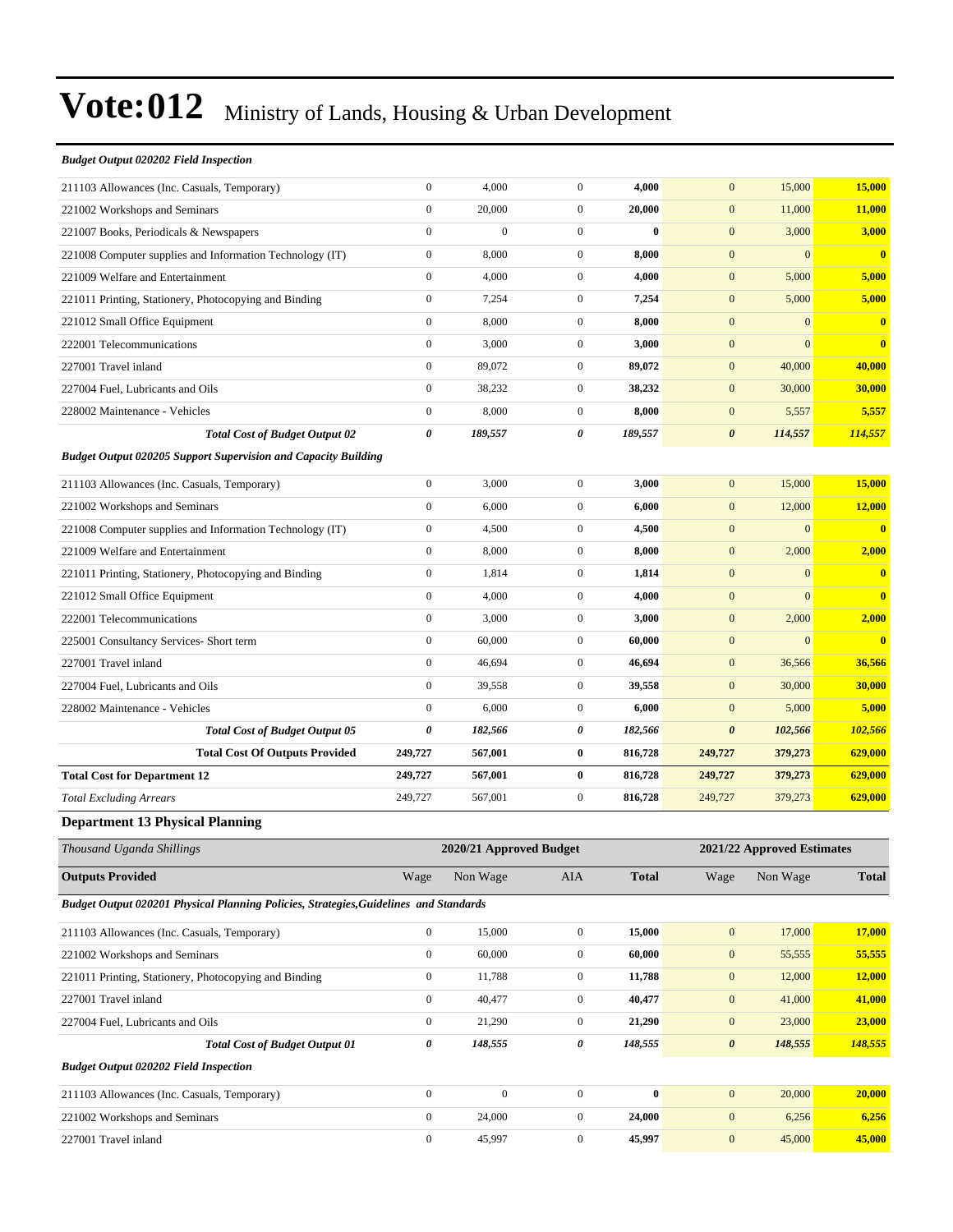# Vote:012 Ministry of Lands, Housing & Urban Development

| | | | | | | | |
|---|---|---|---|---|---|---|---|
| ***Budget Output 020202 Field Inspection*** | | | | | | | |
| 211103 Allowances (Inc. Casuals, Temporary) | 0 | 4,000 | 0 | **4,000** | 0 | 15,000 | **15,000** |
| 221002 Workshops and Seminars | 0 | 20,000 | 0 | **20,000** | 0 | 11,000 | **11,000** |
| 221007 Books, Periodicals & Newspapers | 0 | 0 | 0 | **0** | 0 | 3,000 | **3,000** |
| 221008 Computer supplies and Information Technology (IT) | 0 | 8,000 | 0 | **8,000** | 0 | 0 | **0** |
| 221009 Welfare and Entertainment | 0 | 4,000 | 0 | **4,000** | 0 | 5,000 | **5,000** |
| 221011 Printing, Stationery, Photocopying and Binding | 0 | 7,254 | 0 | **7,254** | 0 | 5,000 | **5,000** |
| 221012 Small Office Equipment | 0 | 8,000 | 0 | **8,000** | 0 | 0 | **0** |
| 222001 Telecommunications | 0 | 3,000 | 0 | **3,000** | 0 | 0 | **0** |
| 227001 Travel inland | 0 | 89,072 | 0 | **89,072** | 0 | 40,000 | **40,000** |
| 227004 Fuel, Lubricants and Oils | 0 | 38,232 | 0 | **38,232** | 0 | 30,000 | **30,000** |
| 228002 Maintenance - Vehicles | 0 | 8,000 | 0 | **8,000** | 0 | 5,557 | **5,557** |
| ***Total Cost of Budget Output 02*** | ***0*** | ***189,557*** | ***0*** | ***189,557*** | ***0*** | ***114,557*** | ***114,557*** |
| ***Budget Output 020205 Support Supervision and Capacity Building*** | | | | | | | |
| 211103 Allowances (Inc. Casuals, Temporary) | 0 | 3,000 | 0 | **3,000** | 0 | 15,000 | **15,000** |
| 221002 Workshops and Seminars | 0 | 6,000 | 0 | **6,000** | 0 | 12,000 | **12,000** |
| 221008 Computer supplies and Information Technology (IT) | 0 | 4,500 | 0 | **4,500** | 0 | 0 | **0** |
| 221009 Welfare and Entertainment | 0 | 8,000 | 0 | **8,000** | 0 | 2,000 | **2,000** |
| 221011 Printing, Stationery, Photocopying and Binding | 0 | 1,814 | 0 | **1,814** | 0 | 0 | **0** |
| 221012 Small Office Equipment | 0 | 4,000 | 0 | **4,000** | 0 | 0 | **0** |
| 222001 Telecommunications | 0 | 3,000 | 0 | **3,000** | 0 | 2,000 | **2,000** |
| 225001 Consultancy Services- Short term | 0 | 60,000 | 0 | **60,000** | 0 | 0 | **0** |
| 227001 Travel inland | 0 | 46,694 | 0 | **46,694** | 0 | 36,566 | **36,566** |
| 227004 Fuel, Lubricants and Oils | 0 | 39,558 | 0 | **39,558** | 0 | 30,000 | **30,000** |
| 228002 Maintenance - Vehicles | 0 | 6,000 | 0 | **6,000** | 0 | 5,000 | **5,000** |
| ***Total Cost of Budget Output 05*** | ***0*** | ***182,566*** | ***0*** | ***182,566*** | ***0*** | ***102,566*** | ***102,566*** |
| **Total Cost Of Outputs Provided** | **249,727** | **567,001** | **0** | **816,728** | **249,727** | **379,273** | **629,000** |
| **Total Cost for Department 12** | **249,727** | **567,001** | **0** | **816,728** | **249,727** | **379,273** | **629,000** |
| *Total Excluding Arrears* | 249,727 | 567,001 | 0 | 816,728 | 249,727 | 379,273 | **629,000** |

## Department 13 Physical Planning

| *Thousand Uganda Shillings* | 2020/21 Approved Budget | | | | 2021/22 Approved Estimates | | |
|---|---|---|---|---|---|---|---|
| **Outputs Provided** | Wage | Non Wage | AIA | **Total** | Wage | Non Wage | **Total** |
| ***Budget Output 020201 Physical Planning Policies, Strategies,Guidelines and Standards*** | | | | | | | |
| 211103 Allowances (Inc. Casuals, Temporary) | 0 | 15,000 | 0 | **15,000** | 0 | 17,000 | **17,000** |
| 221002 Workshops and Seminars | 0 | 60,000 | 0 | **60,000** | 0 | 55,555 | **55,555** |
| 221011 Printing, Stationery, Photocopying and Binding | 0 | 11,788 | 0 | **11,788** | 0 | 12,000 | **12,000** |
| 227001 Travel inland | 0 | 40,477 | 0 | **40,477** | 0 | 41,000 | **41,000** |
| 227004 Fuel, Lubricants and Oils | 0 | 21,290 | 0 | **21,290** | 0 | 23,000 | **23,000** |
| ***Total Cost of Budget Output 01*** | ***0*** | ***148,555*** | ***0*** | ***148,555*** | ***0*** | ***148,555*** | ***148,555*** |
| ***Budget Output 020202 Field Inspection*** | | | | | | | |
| 211103 Allowances (Inc. Casuals, Temporary) | 0 | 0 | 0 | **0** | 0 | 20,000 | **20,000** |
| 221002 Workshops and Seminars | 0 | 24,000 | 0 | **24,000** | 0 | 6,256 | **6,256** |
| 227001 Travel inland | 0 | 45,997 | 0 | **45,997** | 0 | 45,000 | **45,000** |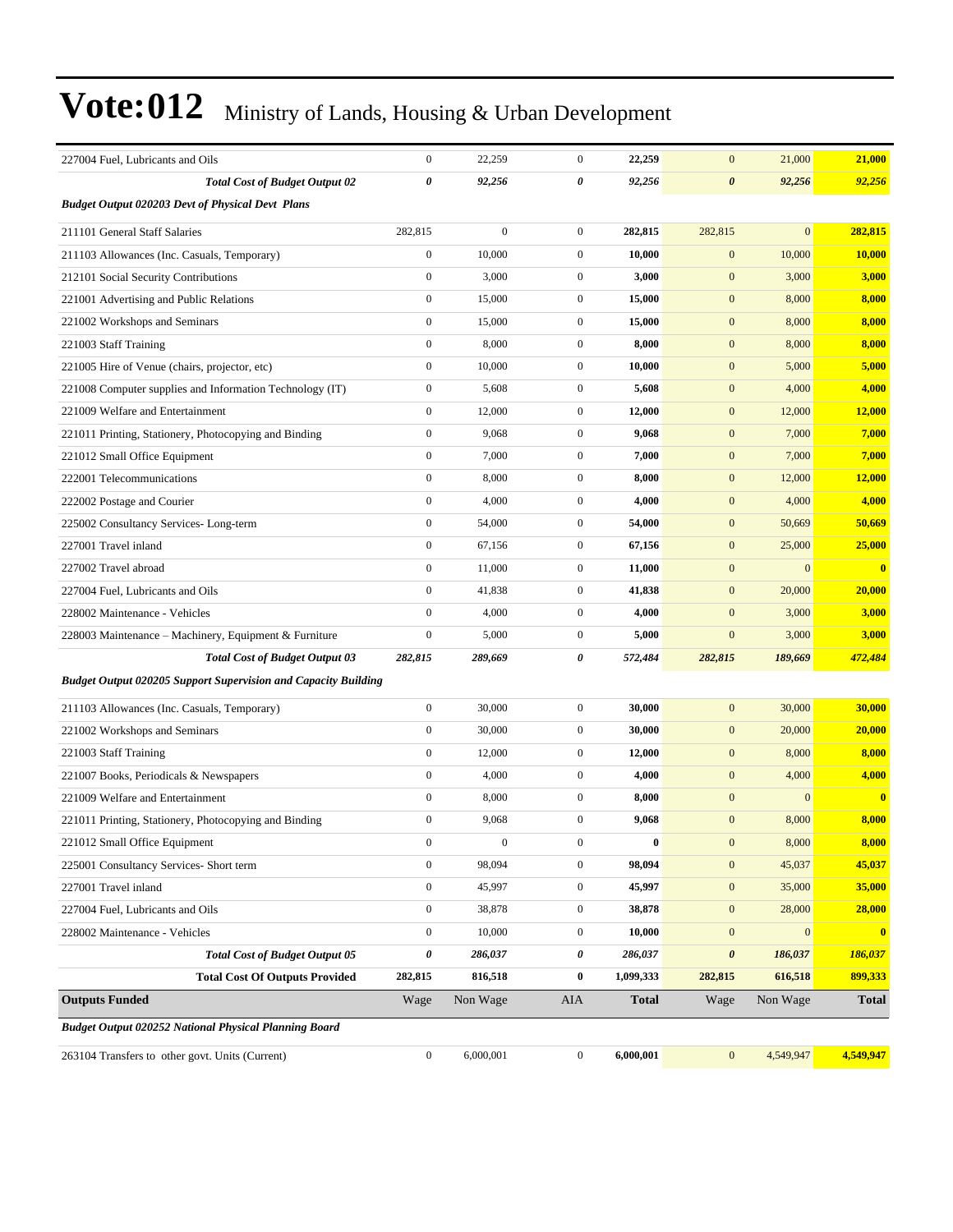# Vote:012 Ministry of Lands, Housing & Urban Development

| | | | | | | | |
|---|---|---|---|---|---|---|---|
| 227004 Fuel, Lubricants and Oils | 0 | 22,259 | 0 | **22,259** | 0 | 21,000 | **21,000** |
| ***Total Cost of Budget Output 02*** | ***0*** | ***92,256*** | ***0*** | ***92,256*** | ***0*** | ***92,256*** | ***92,256*** |
| ***Budget Output 020203 Devt of Physical Devt Plans*** | | | | | | | |
| 211101 General Staff Salaries | 282,815 | 0 | 0 | **282,815** | 282,815 | 0 | **282,815** |
| 211103 Allowances (Inc. Casuals, Temporary) | 0 | 10,000 | 0 | **10,000** | 0 | 10,000 | **10,000** |
| 212101 Social Security Contributions | 0 | 3,000 | 0 | **3,000** | 0 | 3,000 | **3,000** |
| 221001 Advertising and Public Relations | 0 | 15,000 | 0 | **15,000** | 0 | 8,000 | **8,000** |
| 221002 Workshops and Seminars | 0 | 15,000 | 0 | **15,000** | 0 | 8,000 | **8,000** |
| 221003 Staff Training | 0 | 8,000 | 0 | **8,000** | 0 | 8,000 | **8,000** |
| 221005 Hire of Venue (chairs, projector, etc) | 0 | 10,000 | 0 | **10,000** | 0 | 5,000 | **5,000** |
| 221008 Computer supplies and Information Technology (IT) | 0 | 5,608 | 0 | **5,608** | 0 | 4,000 | **4,000** |
| 221009 Welfare and Entertainment | 0 | 12,000 | 0 | **12,000** | 0 | 12,000 | **12,000** |
| 221011 Printing, Stationery, Photocopying and Binding | 0 | 9,068 | 0 | **9,068** | 0 | 7,000 | **7,000** |
| 221012 Small Office Equipment | 0 | 7,000 | 0 | **7,000** | 0 | 7,000 | **7,000** |
| 222001 Telecommunications | 0 | 8,000 | 0 | **8,000** | 0 | 12,000 | **12,000** |
| 222002 Postage and Courier | 0 | 4,000 | 0 | **4,000** | 0 | 4,000 | **4,000** |
| 225002 Consultancy Services- Long-term | 0 | 54,000 | 0 | **54,000** | 0 | 50,669 | **50,669** |
| 227001 Travel inland | 0 | 67,156 | 0 | **67,156** | 0 | 25,000 | **25,000** |
| 227002 Travel abroad | 0 | 11,000 | 0 | **11,000** | 0 | 0 | **0** |
| 227004 Fuel, Lubricants and Oils | 0 | 41,838 | 0 | **41,838** | 0 | 20,000 | **20,000** |
| 228002 Maintenance - Vehicles | 0 | 4,000 | 0 | **4,000** | 0 | 3,000 | **3,000** |
| 228003 Maintenance – Machinery, Equipment & Furniture | 0 | 5,000 | 0 | **5,000** | 0 | 3,000 | **3,000** |
| ***Total Cost of Budget Output 03*** | ***282,815*** | ***289,669*** | ***0*** | ***572,484*** | ***282,815*** | ***189,669*** | ***472,484*** |
| ***Budget Output 020205 Support Supervision and Capacity Building*** | | | | | | | |
| 211103 Allowances (Inc. Casuals, Temporary) | 0 | 30,000 | 0 | **30,000** | 0 | 30,000 | **30,000** |
| 221002 Workshops and Seminars | 0 | 30,000 | 0 | **30,000** | 0 | 20,000 | **20,000** |
| 221003 Staff Training | 0 | 12,000 | 0 | **12,000** | 0 | 8,000 | **8,000** |
| 221007 Books, Periodicals & Newspapers | 0 | 4,000 | 0 | **4,000** | 0 | 4,000 | **4,000** |
| 221009 Welfare and Entertainment | 0 | 8,000 | 0 | **8,000** | 0 | 0 | **0** |
| 221011 Printing, Stationery, Photocopying and Binding | 0 | 9,068 | 0 | **9,068** | 0 | 8,000 | **8,000** |
| 221012 Small Office Equipment | 0 | 0 | 0 | **0** | 0 | 8,000 | **8,000** |
| 225001 Consultancy Services- Short term | 0 | 98,094 | 0 | **98,094** | 0 | 45,037 | **45,037** |
| 227001 Travel inland | 0 | 45,997 | 0 | **45,997** | 0 | 35,000 | **35,000** |
| 227004 Fuel, Lubricants and Oils | 0 | 38,878 | 0 | **38,878** | 0 | 28,000 | **28,000** |
| 228002 Maintenance - Vehicles | 0 | 10,000 | 0 | **10,000** | 0 | 0 | **0** |
| ***Total Cost of Budget Output 05*** | ***0*** | ***286,037*** | ***0*** | ***286,037*** | ***0*** | ***186,037*** | ***186,037*** |
| **Total Cost Of Outputs Provided** | **282,815** | **816,518** | **0** | **1,099,333** | **282,815** | **616,518** | **899,333** |
| **Outputs Funded** | Wage | Non Wage | AIA | **Total** | Wage | Non Wage | **Total** |
| ***Budget Output 020252 National Physical Planning Board*** | | | | | | | |
| 263104 Transfers to other govt. Units (Current) | 0 | 6,000,001 | 0 | **6,000,001** | 0 | 4,549,947 | **4,549,947** |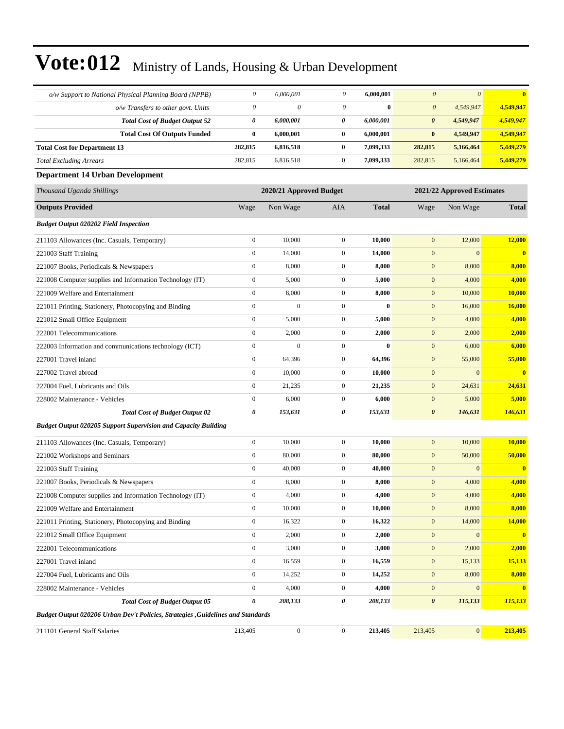# Vote:012 Ministry of Lands, Housing & Urban Development

| | | | | | | | |
|---|---|---|---|---|---|---|---|
| *o/w Support to National Physical Planning Board (NPPB)* | *0* | *6,000,001* | *0* | **6,000,001** | *0* | *0* | **0** |
| *o/w Transfers to other govt. Units* | *0* | *0* | *0* | **0** | *0* | *4,549,947* | **4,549,947** |
| ***Total Cost of Budget Output 52*** | ***0*** | ***6,000,001*** | ***0*** | ***6,000,001*** | ***0*** | ***4,549,947*** | ***4,549,947*** |
| **Total Cost Of Outputs Funded** | **0** | **6,000,001** | **0** | **6,000,001** | **0** | **4,549,947** | **4,549,947** |
| **Total Cost for Department 13** | **282,815** | **6,816,518** | **0** | **7,099,333** | **282,815** | **5,166,464** | **5,449,279** |
| *Total Excluding Arrears* | 282,815 | 6,816,518 | 0 | **7,099,333** | 282,815 | 5,166,464 | **5,449,279** |

### Department 14 Urban Development

| *Thousand Uganda Shillings* | 2020/21 Approved Budget | | | | 2021/22 Approved Estimates | | |
|---|---|---|---|---|---|---|---|
| **Outputs Provided** | Wage | Non Wage | AIA | **Total** | Wage | Non Wage | **Total** |
| ***Budget Output 020202 Field Inspection*** | | | | | | | |
| 211103 Allowances (Inc. Casuals, Temporary) | 0 | 10,000 | 0 | **10,000** | 0 | 12,000 | **12,000** |
| 221003 Staff Training | 0 | 14,000 | 0 | **14,000** | 0 | 0 | **0** |
| 221007 Books, Periodicals & Newspapers | 0 | 8,000 | 0 | **8,000** | 0 | 8,000 | **8,000** |
| 221008 Computer supplies and Information Technology (IT) | 0 | 5,000 | 0 | **5,000** | 0 | 4,000 | **4,000** |
| 221009 Welfare and Entertainment | 0 | 8,000 | 0 | **8,000** | 0 | 10,000 | **10,000** |
| 221011 Printing, Stationery, Photocopying and Binding | 0 | 0 | 0 | **0** | 0 | 16,000 | **16,000** |
| 221012 Small Office Equipment | 0 | 5,000 | 0 | **5,000** | 0 | 4,000 | **4,000** |
| 222001 Telecommunications | 0 | 2,000 | 0 | **2,000** | 0 | 2,000 | **2,000** |
| 222003 Information and communications technology (ICT) | 0 | 0 | 0 | **0** | 0 | 6,000 | **6,000** |
| 227001 Travel inland | 0 | 64,396 | 0 | **64,396** | 0 | 55,000 | **55,000** |
| 227002 Travel abroad | 0 | 10,000 | 0 | **10,000** | 0 | 0 | **0** |
| 227004 Fuel, Lubricants and Oils | 0 | 21,235 | 0 | **21,235** | 0 | 24,631 | **24,631** |
| 228002 Maintenance - Vehicles | 0 | 6,000 | 0 | **6,000** | 0 | 5,000 | **5,000** |
| ***Total Cost of Budget Output 02*** | ***0*** | ***153,631*** | ***0*** | ***153,631*** | ***0*** | ***146,631*** | ***146,631*** |
| ***Budget Output 020205 Support Supervision and Capacity Building*** | | | | | | | |
| 211103 Allowances (Inc. Casuals, Temporary) | 0 | 10,000 | 0 | **10,000** | 0 | 10,000 | **10,000** |
| 221002 Workshops and Seminars | 0 | 80,000 | 0 | **80,000** | 0 | 50,000 | **50,000** |
| 221003 Staff Training | 0 | 40,000 | 0 | **40,000** | 0 | 0 | **0** |
| 221007 Books, Periodicals & Newspapers | 0 | 8,000 | 0 | **8,000** | 0 | 4,000 | **4,000** |
| 221008 Computer supplies and Information Technology (IT) | 0 | 4,000 | 0 | **4,000** | 0 | 4,000 | **4,000** |
| 221009 Welfare and Entertainment | 0 | 10,000 | 0 | **10,000** | 0 | 8,000 | **8,000** |
| 221011 Printing, Stationery, Photocopying and Binding | 0 | 16,322 | 0 | **16,322** | 0 | 14,000 | **14,000** |
| 221012 Small Office Equipment | 0 | 2,000 | 0 | **2,000** | 0 | 0 | **0** |
| 222001 Telecommunications | 0 | 3,000 | 0 | **3,000** | 0 | 2,000 | **2,000** |
| 227001 Travel inland | 0 | 16,559 | 0 | **16,559** | 0 | 15,133 | **15,133** |
| 227004 Fuel, Lubricants and Oils | 0 | 14,252 | 0 | **14,252** | 0 | 8,000 | **8,000** |
| 228002 Maintenance - Vehicles | 0 | 4,000 | 0 | **4,000** | 0 | 0 | **0** |
| ***Total Cost of Budget Output 05*** | ***0*** | ***208,133*** | ***0*** | ***208,133*** | ***0*** | ***115,133*** | ***115,133*** |
| ***Budget Output 020206 Urban Dev't Policies, Strategies ,Guidelines and Standards*** | | | | | | | |
| 211101 General Staff Salaries | 213,405 | 0 | 0 | **213,405** | 213,405 | 0 | **213,405** |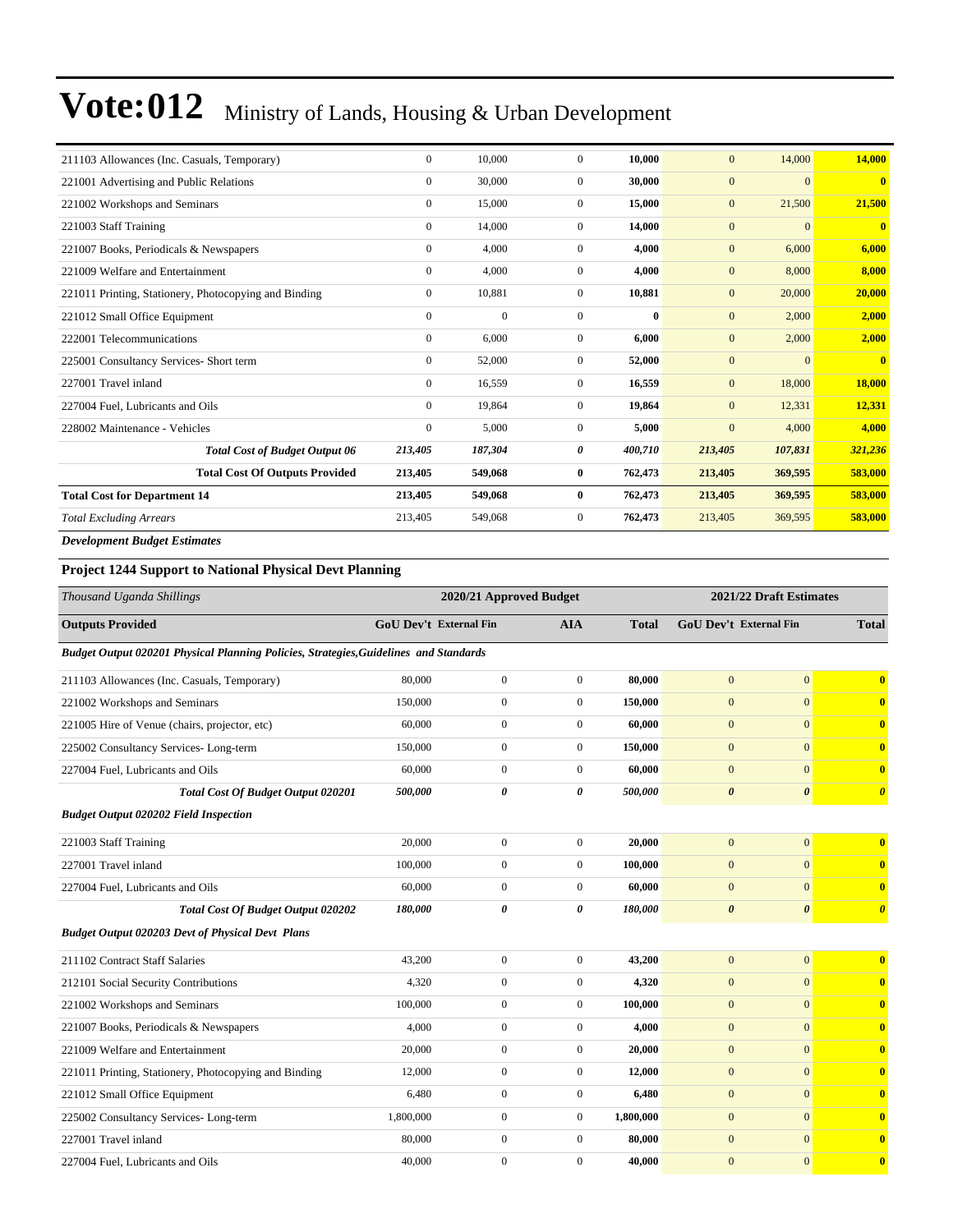# Vote:012 Ministry of Lands, Housing & Urban Development

| | | | | | | | |
|---|---|---|---|---|---|---|---|
| 211103 Allowances (Inc. Casuals, Temporary) | 0 | 10,000 | 0 | **10,000** | 0 | 14,000 | **14,000** |
| 221001 Advertising and Public Relations | 0 | 30,000 | 0 | **30,000** | 0 | 0 | **0** |
| 221002 Workshops and Seminars | 0 | 15,000 | 0 | **15,000** | 0 | 21,500 | **21,500** |
| 221003 Staff Training | 0 | 14,000 | 0 | **14,000** | 0 | 0 | **0** |
| 221007 Books, Periodicals & Newspapers | 0 | 4,000 | 0 | **4,000** | 0 | 6,000 | **6,000** |
| 221009 Welfare and Entertainment | 0 | 4,000 | 0 | **4,000** | 0 | 8,000 | **8,000** |
| 221011 Printing, Stationery, Photocopying and Binding | 0 | 10,881 | 0 | **10,881** | 0 | 20,000 | **20,000** |
| 221012 Small Office Equipment | 0 | 0 | 0 | **0** | 0 | 2,000 | **2,000** |
| 222001 Telecommunications | 0 | 6,000 | 0 | **6,000** | 0 | 2,000 | **2,000** |
| 225001 Consultancy Services- Short term | 0 | 52,000 | 0 | **52,000** | 0 | 0 | **0** |
| 227001 Travel inland | 0 | 16,559 | 0 | **16,559** | 0 | 18,000 | **18,000** |
| 227004 Fuel, Lubricants and Oils | 0 | 19,864 | 0 | **19,864** | 0 | 12,331 | **12,331** |
| 228002 Maintenance - Vehicles | 0 | 5,000 | 0 | **5,000** | 0 | 4,000 | **4,000** |
| ***Total Cost of Budget Output 06*** | ***213,405*** | ***187,304*** | ***0*** | ***400,710*** | ***213,405*** | ***107,831*** | ***321,236*** |
| **Total Cost Of Outputs Provided** | **213,405** | **549,068** | **0** | **762,473** | **213,405** | **369,595** | **583,000** |
| **Total Cost for Department 14** | **213,405** | **549,068** | **0** | **762,473** | **213,405** | **369,595** | **583,000** |
| *Total Excluding Arrears* | 213,405 | 549,068 | 0 | **762,473** | 213,405 | 369,595 | **583,000** |

***Development Budget Estimates***

**Project 1244 Support to National Physical Devt Planning**

| *Thousand Uganda Shillings* | 2020/21 Approved Budget | | | | 2021/22 Draft Estimates | | |
|---|---|---|---|---|---|---|---|
| **Outputs Provided** | **GoU Dev't** | **External Fin** | **AIA** | **Total** | **GoU Dev't** | **External Fin** | **Total** |
| ***Budget Output 020201 Physical Planning Policies, Strategies,Guidelines and Standards*** | | | | | | | |
| 211103 Allowances (Inc. Casuals, Temporary) | 80,000 | 0 | 0 | **80,000** | 0 | 0 | **0** |
| 221002 Workshops and Seminars | 150,000 | 0 | 0 | **150,000** | 0 | 0 | **0** |
| 221005 Hire of Venue (chairs, projector, etc) | 60,000 | 0 | 0 | **60,000** | 0 | 0 | **0** |
| 225002 Consultancy Services- Long-term | 150,000 | 0 | 0 | **150,000** | 0 | 0 | **0** |
| 227004 Fuel, Lubricants and Oils | 60,000 | 0 | 0 | **60,000** | 0 | 0 | **0** |
| ***Total Cost Of Budget Output 020201*** | ***500,000*** | ***0*** | ***0*** | ***500,000*** | ***0*** | ***0*** | ***0*** |
| ***Budget Output 020202 Field Inspection*** | | | | | | | |
| 221003 Staff Training | 20,000 | 0 | 0 | **20,000** | 0 | 0 | **0** |
| 227001 Travel inland | 100,000 | 0 | 0 | **100,000** | 0 | 0 | **0** |
| 227004 Fuel, Lubricants and Oils | 60,000 | 0 | 0 | **60,000** | 0 | 0 | **0** |
| ***Total Cost Of Budget Output 020202*** | ***180,000*** | ***0*** | ***0*** | ***180,000*** | ***0*** | ***0*** | ***0*** |
| ***Budget Output 020203 Devt of Physical Devt Plans*** | | | | | | | |
| 211102 Contract Staff Salaries | 43,200 | 0 | 0 | **43,200** | 0 | 0 | **0** |
| 212101 Social Security Contributions | 4,320 | 0 | 0 | **4,320** | 0 | 0 | **0** |
| 221002 Workshops and Seminars | 100,000 | 0 | 0 | **100,000** | 0 | 0 | **0** |
| 221007 Books, Periodicals & Newspapers | 4,000 | 0 | 0 | **4,000** | 0 | 0 | **0** |
| 221009 Welfare and Entertainment | 20,000 | 0 | 0 | **20,000** | 0 | 0 | **0** |
| 221011 Printing, Stationery, Photocopying and Binding | 12,000 | 0 | 0 | **12,000** | 0 | 0 | **0** |
| 221012 Small Office Equipment | 6,480 | 0 | 0 | **6,480** | 0 | 0 | **0** |
| 225002 Consultancy Services- Long-term | 1,800,000 | 0 | 0 | **1,800,000** | 0 | 0 | **0** |
| 227001 Travel inland | 80,000 | 0 | 0 | **80,000** | 0 | 0 | **0** |
| 227004 Fuel, Lubricants and Oils | 40,000 | 0 | 0 | **40,000** | 0 | 0 | **0** |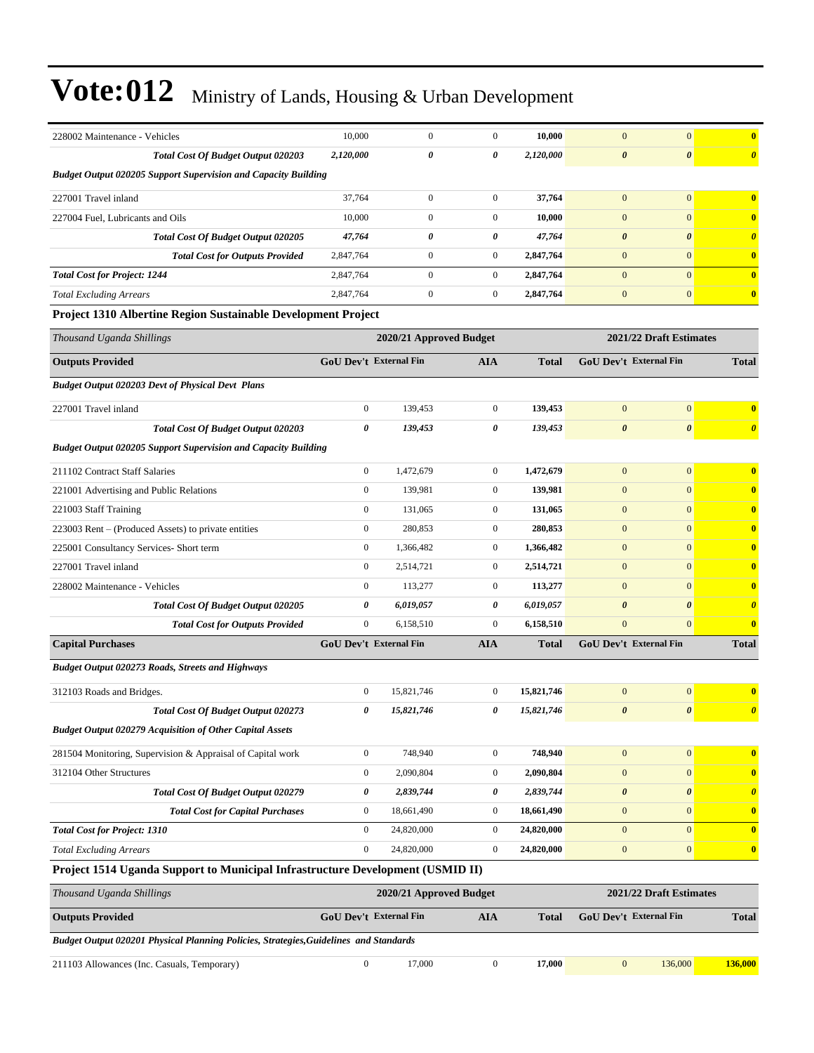# Vote:012 Ministry of Lands, Housing & Urban Development

| | | | | | | | |
|---|---|---|---|---|---|---|---|
| 228002 Maintenance - Vehicles | 10,000 | 0 | 0 | **10,000** | 0 | 0 | **0** |
| ***Total Cost Of Budget Output 020203*** | ***2,120,000*** | ***0*** | ***0*** | ***2,120,000*** | ***0*** | ***0*** | ***0*** |
| ***Budget Output 020205 Support Supervision and Capacity Building*** | | | | | | | |
| 227001 Travel inland | 37,764 | 0 | 0 | **37,764** | 0 | 0 | **0** |
| 227004 Fuel, Lubricants and Oils | 10,000 | 0 | 0 | **10,000** | 0 | 0 | **0** |
| ***Total Cost Of Budget Output 020205*** | ***47,764*** | ***0*** | ***0*** | ***47,764*** | ***0*** | ***0*** | ***0*** |
| ***Total Cost for Outputs Provided*** | 2,847,764 | 0 | 0 | **2,847,764** | 0 | 0 | **0** |
| ***Total Cost for Project: 1244*** | 2,847,764 | 0 | 0 | **2,847,764** | 0 | 0 | **0** |
| *Total Excluding Arrears* | 2,847,764 | 0 | 0 | **2,847,764** | 0 | 0 | **0** |

**Project 1310 Albertine Region Sustainable Development Project**

| *Thousand Uganda Shillings* | 2020/21 Approved Budget | | | | 2021/22 Draft Estimates | | |
|---|---|---|---|---|---|---|---|
| **Outputs Provided** | **GoU Dev't** | **External Fin** | **AIA** | **Total** | **GoU Dev't** | **External Fin** | **Total** |
| ***Budget Output 020203 Devt of Physical Devt Plans*** | | | | | | | |
| 227001 Travel inland | 0 | 139,453 | 0 | **139,453** | 0 | 0 | **0** |
| ***Total Cost Of Budget Output 020203*** | ***0*** | ***139,453*** | ***0*** | ***139,453*** | ***0*** | ***0*** | ***0*** |
| ***Budget Output 020205 Support Supervision and Capacity Building*** | | | | | | | |
| 211102 Contract Staff Salaries | 0 | 1,472,679 | 0 | **1,472,679** | 0 | 0 | **0** |
| 221001 Advertising and Public Relations | 0 | 139,981 | 0 | **139,981** | 0 | 0 | **0** |
| 221003 Staff Training | 0 | 131,065 | 0 | **131,065** | 0 | 0 | **0** |
| 223003 Rent – (Produced Assets) to private entities | 0 | 280,853 | 0 | **280,853** | 0 | 0 | **0** |
| 225001 Consultancy Services- Short term | 0 | 1,366,482 | 0 | **1,366,482** | 0 | 0 | **0** |
| 227001 Travel inland | 0 | 2,514,721 | 0 | **2,514,721** | 0 | 0 | **0** |
| 228002 Maintenance - Vehicles | 0 | 113,277 | 0 | **113,277** | 0 | 0 | **0** |
| ***Total Cost Of Budget Output 020205*** | ***0*** | ***6,019,057*** | ***0*** | ***6,019,057*** | ***0*** | ***0*** | ***0*** |
| ***Total Cost for Outputs Provided*** | 0 | 6,158,510 | 0 | **6,158,510** | 0 | 0 | **0** |
| **Capital Purchases** | **GoU Dev't** | **External Fin** | **AIA** | **Total** | **GoU Dev't** | **External Fin** | **Total** |
| ***Budget Output 020273 Roads, Streets and Highways*** | | | | | | | |
| 312103 Roads and Bridges. | 0 | 15,821,746 | 0 | **15,821,746** | 0 | 0 | **0** |
| ***Total Cost Of Budget Output 020273*** | ***0*** | ***15,821,746*** | ***0*** | ***15,821,746*** | ***0*** | ***0*** | ***0*** |
| ***Budget Output 020279 Acquisition of Other Capital Assets*** | | | | | | | |
| 281504 Monitoring, Supervision & Appraisal of Capital work | 0 | 748,940 | 0 | **748,940** | 0 | 0 | **0** |
| 312104 Other Structures | 0 | 2,090,804 | 0 | **2,090,804** | 0 | 0 | **0** |
| ***Total Cost Of Budget Output 020279*** | ***0*** | ***2,839,744*** | ***0*** | ***2,839,744*** | ***0*** | ***0*** | ***0*** |
| ***Total Cost for Capital Purchases*** | 0 | 18,661,490 | 0 | **18,661,490** | 0 | 0 | **0** |
| ***Total Cost for Project: 1310*** | 0 | 24,820,000 | 0 | **24,820,000** | 0 | 0 | **0** |
| *Total Excluding Arrears* | 0 | 24,820,000 | 0 | **24,820,000** | 0 | 0 | **0** |

**Project 1514 Uganda Support to Municipal Infrastructure Development (USMID II)**

| *Thousand Uganda Shillings* | 2020/21 Approved Budget | | | | 2021/22 Draft Estimates | | |
|---|---|---|---|---|---|---|---|
| **Outputs Provided** | **GoU Dev't** | **External Fin** | **AIA** | **Total** | **GoU Dev't** | **External Fin** | **Total** |
| ***Budget Output 020201 Physical Planning Policies, Strategies,Guidelines and Standards*** | | | | | | | |
| 211103 Allowances (Inc. Casuals, Temporary) | 0 | 17,000 | 0 | **17,000** | 0 | 136,000 | **136,000** |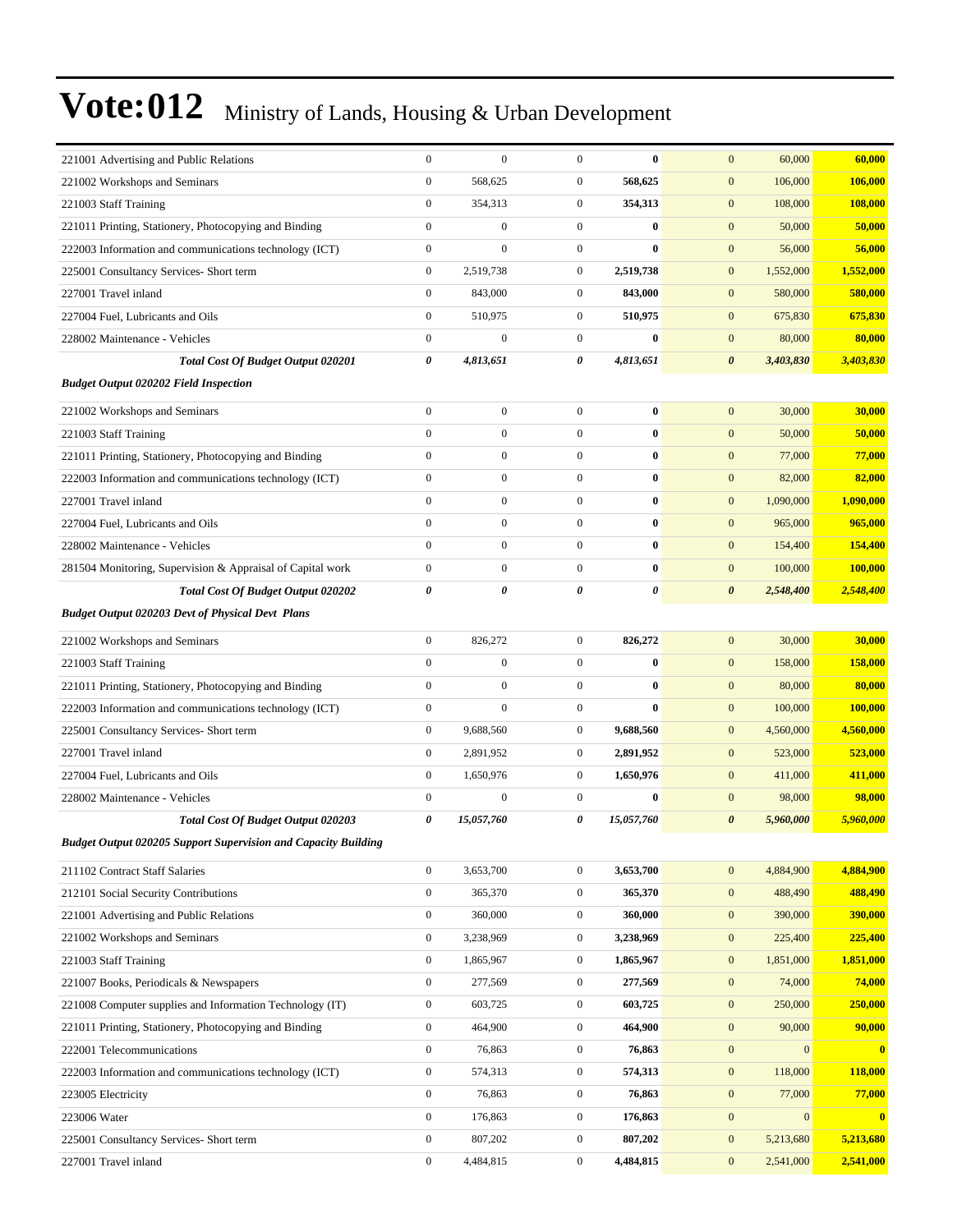# Vote:012 Ministry of Lands, Housing & Urban Development

| | | | | | | | |
|---|---|---|---|---|---|---|---|
| 221001 Advertising and Public Relations | 0 | 0 | 0 | **0** | 0 | 60,000 | **60,000** |
| 221002 Workshops and Seminars | 0 | 568,625 | 0 | **568,625** | 0 | 106,000 | **106,000** |
| 221003 Staff Training | 0 | 354,313 | 0 | **354,313** | 0 | 108,000 | **108,000** |
| 221011 Printing, Stationery, Photocopying and Binding | 0 | 0 | 0 | **0** | 0 | 50,000 | **50,000** |
| 222003 Information and communications technology (ICT) | 0 | 0 | 0 | **0** | 0 | 56,000 | **56,000** |
| 225001 Consultancy Services- Short term | 0 | 2,519,738 | 0 | **2,519,738** | 0 | 1,552,000 | **1,552,000** |
| 227001 Travel inland | 0 | 843,000 | 0 | **843,000** | 0 | 580,000 | **580,000** |
| 227004 Fuel, Lubricants and Oils | 0 | 510,975 | 0 | **510,975** | 0 | 675,830 | **675,830** |
| 228002 Maintenance - Vehicles | 0 | 0 | 0 | **0** | 0 | 80,000 | **80,000** |
| ***Total Cost Of Budget Output 020201*** | ***0*** | ***4,813,651*** | ***0*** | ***4,813,651*** | ***0*** | ***3,403,830*** | ***3,403,830*** |
| ***Budget Output 020202 Field Inspection*** | | | | | | | |
| 221002 Workshops and Seminars | 0 | 0 | 0 | **0** | 0 | 30,000 | **30,000** |
| 221003 Staff Training | 0 | 0 | 0 | **0** | 0 | 50,000 | **50,000** |
| 221011 Printing, Stationery, Photocopying and Binding | 0 | 0 | 0 | **0** | 0 | 77,000 | **77,000** |
| 222003 Information and communications technology (ICT) | 0 | 0 | 0 | **0** | 0 | 82,000 | **82,000** |
| 227001 Travel inland | 0 | 0 | 0 | **0** | 0 | 1,090,000 | **1,090,000** |
| 227004 Fuel, Lubricants and Oils | 0 | 0 | 0 | **0** | 0 | 965,000 | **965,000** |
| 228002 Maintenance - Vehicles | 0 | 0 | 0 | **0** | 0 | 154,400 | **154,400** |
| 281504 Monitoring, Supervision & Appraisal of Capital work | 0 | 0 | 0 | **0** | 0 | 100,000 | **100,000** |
| ***Total Cost Of Budget Output 020202*** | ***0*** | ***0*** | ***0*** | ***0*** | ***0*** | ***2,548,400*** | ***2,548,400*** |
| ***Budget Output 020203 Devt of Physical Devt Plans*** | | | | | | | |
| 221002 Workshops and Seminars | 0 | 826,272 | 0 | **826,272** | 0 | 30,000 | **30,000** |
| 221003 Staff Training | 0 | 0 | 0 | **0** | 0 | 158,000 | **158,000** |
| 221011 Printing, Stationery, Photocopying and Binding | 0 | 0 | 0 | **0** | 0 | 80,000 | **80,000** |
| 222003 Information and communications technology (ICT) | 0 | 0 | 0 | **0** | 0 | 100,000 | **100,000** |
| 225001 Consultancy Services- Short term | 0 | 9,688,560 | 0 | **9,688,560** | 0 | 4,560,000 | **4,560,000** |
| 227001 Travel inland | 0 | 2,891,952 | 0 | **2,891,952** | 0 | 523,000 | **523,000** |
| 227004 Fuel, Lubricants and Oils | 0 | 1,650,976 | 0 | **1,650,976** | 0 | 411,000 | **411,000** |
| 228002 Maintenance - Vehicles | 0 | 0 | 0 | **0** | 0 | 98,000 | **98,000** |
| ***Total Cost Of Budget Output 020203*** | ***0*** | ***15,057,760*** | ***0*** | ***15,057,760*** | ***0*** | ***5,960,000*** | ***5,960,000*** |
| ***Budget Output 020205 Support Supervision and Capacity Building*** | | | | | | | |
| 211102 Contract Staff Salaries | 0 | 3,653,700 | 0 | **3,653,700** | 0 | 4,884,900 | **4,884,900** |
| 212101 Social Security Contributions | 0 | 365,370 | 0 | **365,370** | 0 | 488,490 | **488,490** |
| 221001 Advertising and Public Relations | 0 | 360,000 | 0 | **360,000** | 0 | 390,000 | **390,000** |
| 221002 Workshops and Seminars | 0 | 3,238,969 | 0 | **3,238,969** | 0 | 225,400 | **225,400** |
| 221003 Staff Training | 0 | 1,865,967 | 0 | **1,865,967** | 0 | 1,851,000 | **1,851,000** |
| 221007 Books, Periodicals & Newspapers | 0 | 277,569 | 0 | **277,569** | 0 | 74,000 | **74,000** |
| 221008 Computer supplies and Information Technology (IT) | 0 | 603,725 | 0 | **603,725** | 0 | 250,000 | **250,000** |
| 221011 Printing, Stationery, Photocopying and Binding | 0 | 464,900 | 0 | **464,900** | 0 | 90,000 | **90,000** |
| 222001 Telecommunications | 0 | 76,863 | 0 | **76,863** | 0 | 0 | **0** |
| 222003 Information and communications technology (ICT) | 0 | 574,313 | 0 | **574,313** | 0 | 118,000 | **118,000** |
| 223005 Electricity | 0 | 76,863 | 0 | **76,863** | 0 | 77,000 | **77,000** |
| 223006 Water | 0 | 176,863 | 0 | **176,863** | 0 | 0 | **0** |
| 225001 Consultancy Services- Short term | 0 | 807,202 | 0 | **807,202** | 0 | 5,213,680 | **5,213,680** |
| 227001 Travel inland | 0 | 4,484,815 | 0 | **4,484,815** | 0 | 2,541,000 | **2,541,000** |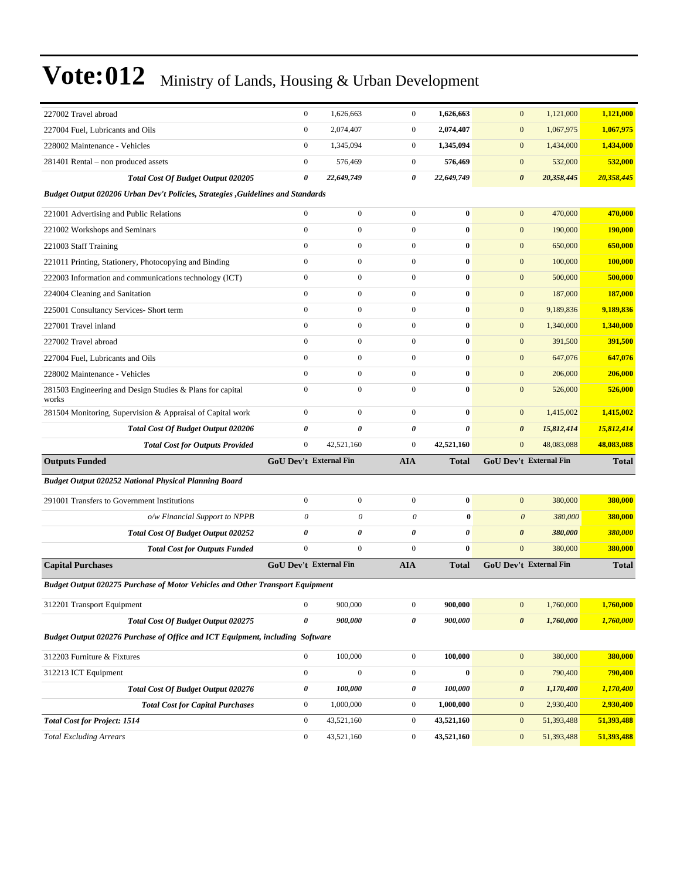# Vote:012 Ministry of Lands, Housing & Urban Development

| | | | | | | | |
|---|---|---|---|---|---|---|---|
| 227002 Travel abroad | 0 | 1,626,663 | 0 | **1,626,663** | 0 | 1,121,000 | **1,121,000** |
| 227004 Fuel, Lubricants and Oils | 0 | 2,074,407 | 0 | **2,074,407** | 0 | 1,067,975 | **1,067,975** |
| 228002 Maintenance - Vehicles | 0 | 1,345,094 | 0 | **1,345,094** | 0 | 1,434,000 | **1,434,000** |
| 281401 Rental – non produced assets | 0 | 576,469 | 0 | **576,469** | 0 | 532,000 | **532,000** |
| ***Total Cost Of Budget Output 020205*** | ***0*** | ***22,649,749*** | ***0*** | ***22,649,749*** | ***0*** | ***20,358,445*** | ***20,358,445*** |
| ***Budget Output 020206 Urban Dev't Policies, Strategies ,Guidelines and Standards*** | | | | | | | |
| 221001 Advertising and Public Relations | 0 | 0 | 0 | **0** | 0 | 470,000 | **470,000** |
| 221002 Workshops and Seminars | 0 | 0 | 0 | **0** | 0 | 190,000 | **190,000** |
| 221003 Staff Training | 0 | 0 | 0 | **0** | 0 | 650,000 | **650,000** |
| 221011 Printing, Stationery, Photocopying and Binding | 0 | 0 | 0 | **0** | 0 | 100,000 | **100,000** |
| 222003 Information and communications technology (ICT) | 0 | 0 | 0 | **0** | 0 | 500,000 | **500,000** |
| 224004 Cleaning and Sanitation | 0 | 0 | 0 | **0** | 0 | 187,000 | **187,000** |
| 225001 Consultancy Services- Short term | 0 | 0 | 0 | **0** | 0 | 9,189,836 | **9,189,836** |
| 227001 Travel inland | 0 | 0 | 0 | **0** | 0 | 1,340,000 | **1,340,000** |
| 227002 Travel abroad | 0 | 0 | 0 | **0** | 0 | 391,500 | **391,500** |
| 227004 Fuel, Lubricants and Oils | 0 | 0 | 0 | **0** | 0 | 647,076 | **647,076** |
| 228002 Maintenance - Vehicles | 0 | 0 | 0 | **0** | 0 | 206,000 | **206,000** |
| 281503 Engineering and Design Studies & Plans for capital works | 0 | 0 | 0 | **0** | 0 | 526,000 | **526,000** |
| 281504 Monitoring, Supervision & Appraisal of Capital work | 0 | 0 | 0 | **0** | 0 | 1,415,002 | **1,415,002** |
| ***Total Cost Of Budget Output 020206*** | ***0*** | ***0*** | ***0*** | ***0*** | ***0*** | ***15,812,414*** | ***15,812,414*** |
| ***Total Cost for Outputs Provided*** | 0 | 42,521,160 | 0 | **42,521,160** | 0 | 48,083,088 | **48,083,088** |
| **Outputs Funded** | **GoU Dev't** | **External Fin** | **AIA** | **Total** | **GoU Dev't** | **External Fin** | **Total** |
| ***Budget Output 020252 National Physical Planning Board*** | | | | | | | |
| 291001 Transfers to Government Institutions | 0 | 0 | 0 | **0** | 0 | 380,000 | **380,000** |
| *o/w Financial Support to NPPB* | *0* | *0* | *0* | **0** | *0* | *380,000* | **380,000** |
| ***Total Cost Of Budget Output 020252*** | ***0*** | ***0*** | ***0*** | ***0*** | ***0*** | ***380,000*** | ***380,000*** |
| ***Total Cost for Outputs Funded*** | 0 | 0 | 0 | **0** | 0 | 380,000 | **380,000** |
| **Capital Purchases** | **GoU Dev't** | **External Fin** | **AIA** | **Total** | **GoU Dev't** | **External Fin** | **Total** |
| ***Budget Output 020275 Purchase of Motor Vehicles and Other Transport Equipment*** | | | | | | | |
| 312201 Transport Equipment | 0 | 900,000 | 0 | **900,000** | 0 | 1,760,000 | **1,760,000** |
| ***Total Cost Of Budget Output 020275*** | ***0*** | ***900,000*** | ***0*** | ***900,000*** | ***0*** | ***1,760,000*** | ***1,760,000*** |
| ***Budget Output 020276 Purchase of Office and ICT Equipment, including Software*** | | | | | | | |
| 312203 Furniture & Fixtures | 0 | 100,000 | 0 | **100,000** | 0 | 380,000 | **380,000** |
| 312213 ICT Equipment | 0 | 0 | 0 | **0** | 0 | 790,400 | **790,400** |
| ***Total Cost Of Budget Output 020276*** | ***0*** | ***100,000*** | ***0*** | ***100,000*** | ***0*** | ***1,170,400*** | ***1,170,400*** |
| ***Total Cost for Capital Purchases*** | 0 | 1,000,000 | 0 | **1,000,000** | 0 | 2,930,400 | **2,930,400** |
| ***Total Cost for Project: 1514*** | 0 | 43,521,160 | 0 | **43,521,160** | 0 | 51,393,488 | **51,393,488** |
| *Total Excluding Arrears* | 0 | 43,521,160 | 0 | **43,521,160** | 0 | 51,393,488 | **51,393,488** |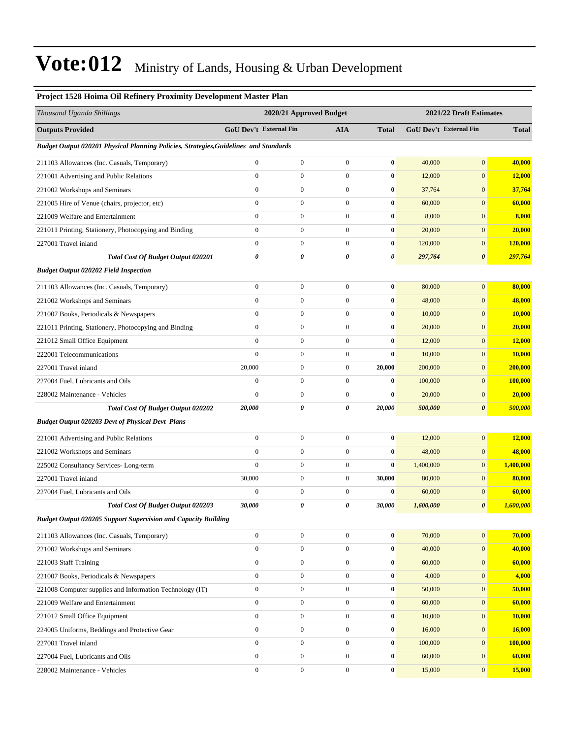# Vote:012 Ministry of Lands, Housing & Urban Development

**Project 1528 Hoima Oil Refinery Proximity Development Master Plan**

| *Thousand Uganda Shillings* | 2020/21 Approved Budget | | | | 2021/22 Draft Estimates | | |
|---|---|---|---|---|---|---|---|
| **Outputs Provided** | **GoU Dev't** | **External Fin** | **AIA** | **Total** | **GoU Dev't** | **External Fin** | **Total** |
| ***Budget Output 020201 Physical Planning Policies, Strategies,Guidelines and Standards*** | | | | | | | |
| 211103 Allowances (Inc. Casuals, Temporary) | 0 | 0 | 0 | **0** | 40,000 | 0 | **40,000** |
| 221001 Advertising and Public Relations | 0 | 0 | 0 | **0** | 12,000 | 0 | **12,000** |
| 221002 Workshops and Seminars | 0 | 0 | 0 | **0** | 37,764 | 0 | **37,764** |
| 221005 Hire of Venue (chairs, projector, etc) | 0 | 0 | 0 | **0** | 60,000 | 0 | **60,000** |
| 221009 Welfare and Entertainment | 0 | 0 | 0 | **0** | 8,000 | 0 | **8,000** |
| 221011 Printing, Stationery, Photocopying and Binding | 0 | 0 | 0 | **0** | 20,000 | 0 | **20,000** |
| 227001 Travel inland | 0 | 0 | 0 | **0** | 120,000 | 0 | **120,000** |
| ***Total Cost Of Budget Output 020201*** | ***0*** | ***0*** | ***0*** | ***0*** | ***297,764*** | ***0*** | ***297,764*** |
| ***Budget Output 020202 Field Inspection*** | | | | | | | |
| 211103 Allowances (Inc. Casuals, Temporary) | 0 | 0 | 0 | **0** | 80,000 | 0 | **80,000** |
| 221002 Workshops and Seminars | 0 | 0 | 0 | **0** | 48,000 | 0 | **48,000** |
| 221007 Books, Periodicals & Newspapers | 0 | 0 | 0 | **0** | 10,000 | 0 | **10,000** |
| 221011 Printing, Stationery, Photocopying and Binding | 0 | 0 | 0 | **0** | 20,000 | 0 | **20,000** |
| 221012 Small Office Equipment | 0 | 0 | 0 | **0** | 12,000 | 0 | **12,000** |
| 222001 Telecommunications | 0 | 0 | 0 | **0** | 10,000 | 0 | **10,000** |
| 227001 Travel inland | 20,000 | 0 | 0 | **20,000** | 200,000 | 0 | **200,000** |
| 227004 Fuel, Lubricants and Oils | 0 | 0 | 0 | **0** | 100,000 | 0 | **100,000** |
| 228002 Maintenance - Vehicles | 0 | 0 | 0 | **0** | 20,000 | 0 | **20,000** |
| ***Total Cost Of Budget Output 020202*** | ***20,000*** | ***0*** | ***0*** | ***20,000*** | ***500,000*** | ***0*** | ***500,000*** |
| ***Budget Output 020203 Devt of Physical Devt Plans*** | | | | | | | |
| 221001 Advertising and Public Relations | 0 | 0 | 0 | **0** | 12,000 | 0 | **12,000** |
| 221002 Workshops and Seminars | 0 | 0 | 0 | **0** | 48,000 | 0 | **48,000** |
| 225002 Consultancy Services- Long-term | 0 | 0 | 0 | **0** | 1,400,000 | 0 | **1,400,000** |
| 227001 Travel inland | 30,000 | 0 | 0 | **30,000** | 80,000 | 0 | **80,000** |
| 227004 Fuel, Lubricants and Oils | 0 | 0 | 0 | **0** | 60,000 | 0 | **60,000** |
| ***Total Cost Of Budget Output 020203*** | ***30,000*** | ***0*** | ***0*** | ***30,000*** | ***1,600,000*** | ***0*** | ***1,600,000*** |
| ***Budget Output 020205 Support Supervision and Capacity Building*** | | | | | | | |
| 211103 Allowances (Inc. Casuals, Temporary) | 0 | 0 | 0 | **0** | 70,000 | 0 | **70,000** |
| 221002 Workshops and Seminars | 0 | 0 | 0 | **0** | 40,000 | 0 | **40,000** |
| 221003 Staff Training | 0 | 0 | 0 | **0** | 60,000 | 0 | **60,000** |
| 221007 Books, Periodicals & Newspapers | 0 | 0 | 0 | **0** | 4,000 | 0 | **4,000** |
| 221008 Computer supplies and Information Technology (IT) | 0 | 0 | 0 | **0** | 50,000 | 0 | **50,000** |
| 221009 Welfare and Entertainment | 0 | 0 | 0 | **0** | 60,000 | 0 | **60,000** |
| 221012 Small Office Equipment | 0 | 0 | 0 | **0** | 10,000 | 0 | **10,000** |
| 224005 Uniforms, Beddings and Protective Gear | 0 | 0 | 0 | **0** | 16,000 | 0 | **16,000** |
| 227001 Travel inland | 0 | 0 | 0 | **0** | 100,000 | 0 | **100,000** |
| 227004 Fuel, Lubricants and Oils | 0 | 0 | 0 | **0** | 60,000 | 0 | **60,000** |
| 228002 Maintenance - Vehicles | 0 | 0 | 0 | **0** | 15,000 | 0 | **15,000** |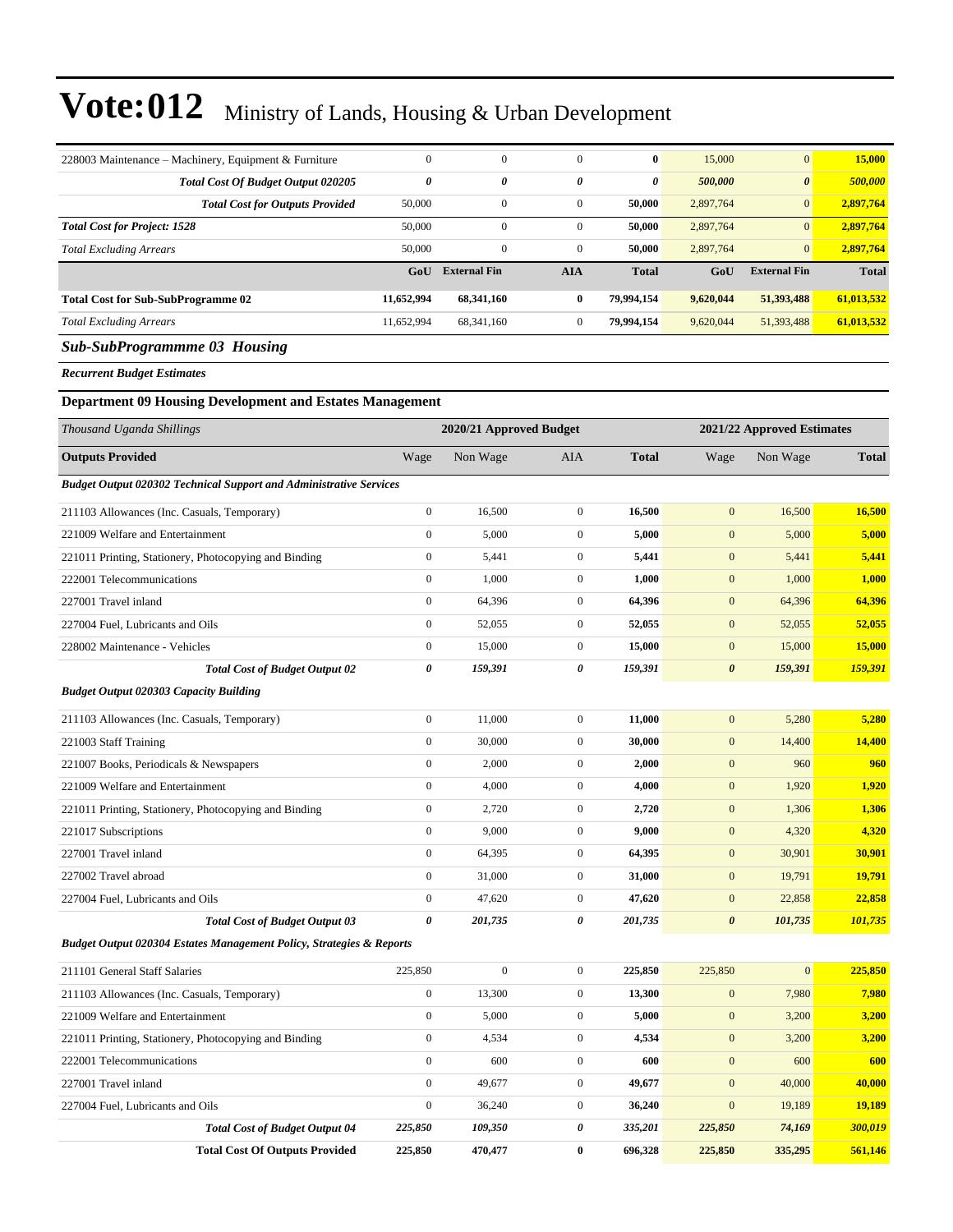# Vote:012 Ministry of Lands, Housing & Urban Development

| | | | | | | | |
|---|---|---|---|---|---|---|---|
| 228003 Maintenance – Machinery, Equipment & Furniture | 0 | 0 | 0 | **0** | 15,000 | 0 | **15,000** |
| ***Total Cost Of Budget Output 020205*** | ***0*** | ***0*** | ***0*** | ***0*** | ***500,000*** | ***0*** | ***500,000*** |
| ***Total Cost for Outputs Provided*** | 50,000 | 0 | 0 | **50,000** | 2,897,764 | 0 | **2,897,764** |
| ***Total Cost for Project: 1528*** | 50,000 | 0 | 0 | **50,000** | 2,897,764 | 0 | **2,897,764** |
| *Total Excluding Arrears* | 50,000 | 0 | 0 | **50,000** | 2,897,764 | 0 | **2,897,764** |

| | GoU | External Fin | AIA | Total | GoU | External Fin | Total |
|---|---|---|---|---|---|---|---|
| **Total Cost for Sub-SubProgramme 02** | **11,652,994** | **68,341,160** | **0** | **79,994,154** | **9,620,044** | **51,393,488** | **61,013,532** |
| *Total Excluding Arrears* | 11,652,994 | 68,341,160 | 0 | **79,994,154** | 9,620,044 | 51,393,488 | **61,013,532** |

## *Sub-SubProgrammme 03 Housing*

***Recurrent Budget Estimates***

### Department 09 Housing Development and Estates Management

| *Thousand Uganda Shillings* | | 2020/21 Approved Budget | | | | 2021/22 Approved Estimates | |
|---|---|---|---|---|---|---|---|
| **Outputs Provided** | Wage | Non Wage | AIA | **Total** | Wage | Non Wage | **Total** |
| ***Budget Output 020302 Technical Support and Administrative Services*** | | | | | | | |
| 211103 Allowances (Inc. Casuals, Temporary) | 0 | 16,500 | 0 | **16,500** | 0 | 16,500 | **16,500** |
| 221009 Welfare and Entertainment | 0 | 5,000 | 0 | **5,000** | 0 | 5,000 | **5,000** |
| 221011 Printing, Stationery, Photocopying and Binding | 0 | 5,441 | 0 | **5,441** | 0 | 5,441 | **5,441** |
| 222001 Telecommunications | 0 | 1,000 | 0 | **1,000** | 0 | 1,000 | **1,000** |
| 227001 Travel inland | 0 | 64,396 | 0 | **64,396** | 0 | 64,396 | **64,396** |
| 227004 Fuel, Lubricants and Oils | 0 | 52,055 | 0 | **52,055** | 0 | 52,055 | **52,055** |
| 228002 Maintenance - Vehicles | 0 | 15,000 | 0 | **15,000** | 0 | 15,000 | **15,000** |
| ***Total Cost of Budget Output 02*** | ***0*** | ***159,391*** | ***0*** | ***159,391*** | ***0*** | ***159,391*** | ***159,391*** |
| ***Budget Output 020303 Capacity Building*** | | | | | | | |
| 211103 Allowances (Inc. Casuals, Temporary) | 0 | 11,000 | 0 | **11,000** | 0 | 5,280 | **5,280** |
| 221003 Staff Training | 0 | 30,000 | 0 | **30,000** | 0 | 14,400 | **14,400** |
| 221007 Books, Periodicals & Newspapers | 0 | 2,000 | 0 | **2,000** | 0 | 960 | **960** |
| 221009 Welfare and Entertainment | 0 | 4,000 | 0 | **4,000** | 0 | 1,920 | **1,920** |
| 221011 Printing, Stationery, Photocopying and Binding | 0 | 2,720 | 0 | **2,720** | 0 | 1,306 | **1,306** |
| 221017 Subscriptions | 0 | 9,000 | 0 | **9,000** | 0 | 4,320 | **4,320** |
| 227001 Travel inland | 0 | 64,395 | 0 | **64,395** | 0 | 30,901 | **30,901** |
| 227002 Travel abroad | 0 | 31,000 | 0 | **31,000** | 0 | 19,791 | **19,791** |
| 227004 Fuel, Lubricants and Oils | 0 | 47,620 | 0 | **47,620** | 0 | 22,858 | **22,858** |
| ***Total Cost of Budget Output 03*** | ***0*** | ***201,735*** | ***0*** | ***201,735*** | ***0*** | ***101,735*** | ***101,735*** |
| ***Budget Output 020304 Estates Management Policy, Strategies & Reports*** | | | | | | | |
| 211101 General Staff Salaries | 225,850 | 0 | 0 | **225,850** | 225,850 | 0 | **225,850** |
| 211103 Allowances (Inc. Casuals, Temporary) | 0 | 13,300 | 0 | **13,300** | 0 | 7,980 | **7,980** |
| 221009 Welfare and Entertainment | 0 | 5,000 | 0 | **5,000** | 0 | 3,200 | **3,200** |
| 221011 Printing, Stationery, Photocopying and Binding | 0 | 4,534 | 0 | **4,534** | 0 | 3,200 | **3,200** |
| 222001 Telecommunications | 0 | 600 | 0 | **600** | 0 | 600 | **600** |
| 227001 Travel inland | 0 | 49,677 | 0 | **49,677** | 0 | 40,000 | **40,000** |
| 227004 Fuel, Lubricants and Oils | 0 | 36,240 | 0 | **36,240** | 0 | 19,189 | **19,189** |
| ***Total Cost of Budget Output 04*** | ***225,850*** | ***109,350*** | ***0*** | ***335,201*** | ***225,850*** | ***74,169*** | ***300,019*** |
| **Total Cost Of Outputs Provided** | **225,850** | **470,477** | **0** | **696,328** | **225,850** | **335,295** | **561,146** |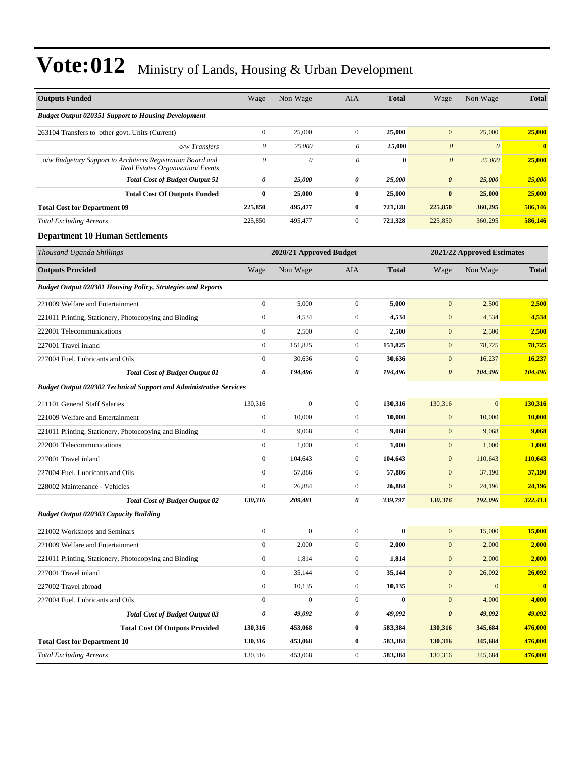# Vote:012 Ministry of Lands, Housing & Urban Development

| Outputs Funded | Wage | Non Wage | AIA | Total | Wage | Non Wage | Total |
|---|---|---|---|---|---|---|---|
| ***Budget Output 020351 Support to Housing Development*** | | | | | | | |
| 263104 Transfers to other govt. Units (Current) | 0 | 25,000 | 0 | **25,000** | 0 | 25,000 | **25,000** |
| *o/w Transfers* | *0* | *25,000* | *0* | **25,000** | *0* | *0* | **0** |
| *o/w Budgetary Support to Architects Registration Board and Real Estates Organisation/ Events* | *0* | *0* | *0* | **0** | *0* | *25,000* | **25,000** |
| ***Total Cost of Budget Output 51*** | ***0*** | ***25,000*** | ***0*** | ***25,000*** | ***0*** | ***25,000*** | ***25,000*** |
| **Total Cost Of Outputs Funded** | **0** | **25,000** | **0** | **25,000** | **0** | **25,000** | **25,000** |
| **Total Cost for Department 09** | **225,850** | **495,477** | **0** | **721,328** | **225,850** | **360,295** | **586,146** |
| *Total Excluding Arrears* | 225,850 | 495,477 | 0 | **721,328** | 225,850 | 360,295 | **586,146** |

## Department 10 Human Settlements

| *Thousand Uganda Shillings* | 2020/21 Approved Budget | | | | 2021/22 Approved Estimates | | |
|---|---|---|---|---|---|---|---|
| **Outputs Provided** | Wage | Non Wage | AIA | **Total** | Wage | Non Wage | **Total** |
| ***Budget Output 020301 Housing Policy, Strategies and Reports*** | | | | | | | |
| 221009 Welfare and Entertainment | 0 | 5,000 | 0 | **5,000** | 0 | 2,500 | **2,500** |
| 221011 Printing, Stationery, Photocopying and Binding | 0 | 4,534 | 0 | **4,534** | 0 | 4,534 | **4,534** |
| 222001 Telecommunications | 0 | 2,500 | 0 | **2,500** | 0 | 2,500 | **2,500** |
| 227001 Travel inland | 0 | 151,825 | 0 | **151,825** | 0 | 78,725 | **78,725** |
| 227004 Fuel, Lubricants and Oils | 0 | 30,636 | 0 | **30,636** | 0 | 16,237 | **16,237** |
| ***Total Cost of Budget Output 01*** | ***0*** | ***194,496*** | ***0*** | ***194,496*** | ***0*** | ***104,496*** | ***104,496*** |
| ***Budget Output 020302 Technical Support and Administrative Services*** | | | | | | | |
| 211101 General Staff Salaries | 130,316 | 0 | 0 | **130,316** | 130,316 | 0 | **130,316** |
| 221009 Welfare and Entertainment | 0 | 10,000 | 0 | **10,000** | 0 | 10,000 | **10,000** |
| 221011 Printing, Stationery, Photocopying and Binding | 0 | 9,068 | 0 | **9,068** | 0 | 9,068 | **9,068** |
| 222001 Telecommunications | 0 | 1,000 | 0 | **1,000** | 0 | 1,000 | **1,000** |
| 227001 Travel inland | 0 | 104,643 | 0 | **104,643** | 0 | 110,643 | **110,643** |
| 227004 Fuel, Lubricants and Oils | 0 | 57,886 | 0 | **57,886** | 0 | 37,190 | **37,190** |
| 228002 Maintenance - Vehicles | 0 | 26,884 | 0 | **26,884** | 0 | 24,196 | **24,196** |
| ***Total Cost of Budget Output 02*** | ***130,316*** | ***209,481*** | ***0*** | ***339,797*** | ***130,316*** | ***192,096*** | ***322,413*** |
| ***Budget Output 020303 Capacity Building*** | | | | | | | |
| 221002 Workshops and Seminars | 0 | 0 | 0 | **0** | 0 | 15,000 | **15,000** |
| 221009 Welfare and Entertainment | 0 | 2,000 | 0 | **2,000** | 0 | 2,000 | **2,000** |
| 221011 Printing, Stationery, Photocopying and Binding | 0 | 1,814 | 0 | **1,814** | 0 | 2,000 | **2,000** |
| 227001 Travel inland | 0 | 35,144 | 0 | **35,144** | 0 | 26,092 | **26,092** |
| 227002 Travel abroad | 0 | 10,135 | 0 | **10,135** | 0 | 0 | **0** |
| 227004 Fuel, Lubricants and Oils | 0 | 0 | 0 | **0** | 0 | 4,000 | **4,000** |
| ***Total Cost of Budget Output 03*** | ***0*** | ***49,092*** | ***0*** | ***49,092*** | ***0*** | ***49,092*** | ***49,092*** |
| **Total Cost Of Outputs Provided** | **130,316** | **453,068** | **0** | **583,384** | **130,316** | **345,684** | **476,000** |
| **Total Cost for Department 10** | **130,316** | **453,068** | **0** | **583,384** | **130,316** | **345,684** | **476,000** |
| *Total Excluding Arrears* | 130,316 | 453,068 | 0 | **583,384** | 130,316 | 345,684 | **476,000** |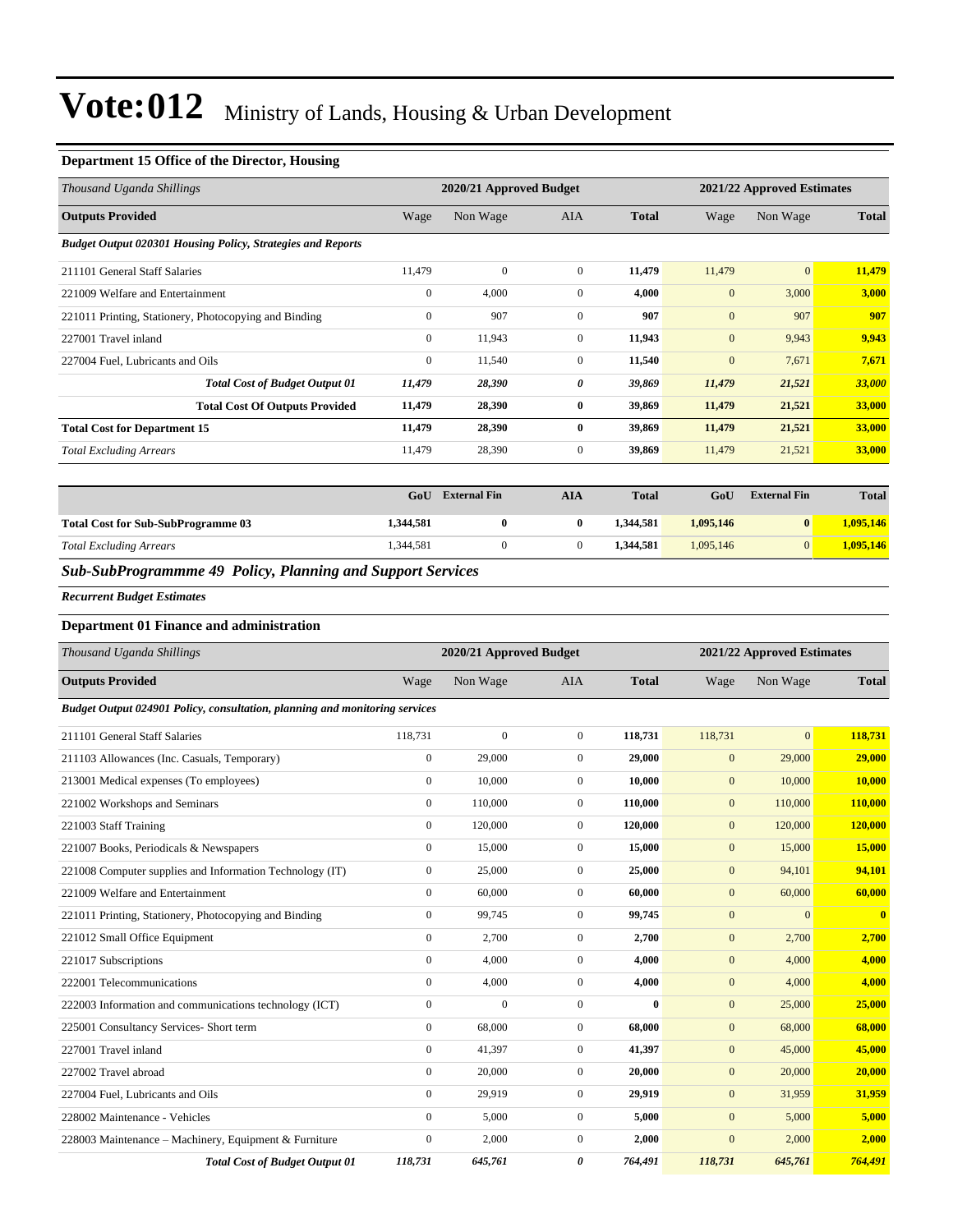# Vote:012 Ministry of Lands, Housing & Urban Development

### Department 15 Office of the Director, Housing

| Thousand Uganda Shillings | 2020/21 Approved Budget | | | | 2021/22 Approved Estimates | | |
|---|---|---|---|---|---|---|---|
| **Outputs Provided** | Wage | Non Wage | AIA | **Total** | Wage | Non Wage | **Total** |
| ***Budget Output 020301 Housing Policy, Strategies and Reports*** | | | | | | | |
| 211101 General Staff Salaries | 11,479 | 0 | 0 | **11,479** | 11,479 | 0 | **11,479** |
| 221009 Welfare and Entertainment | 0 | 4,000 | 0 | **4,000** | 0 | 3,000 | **3,000** |
| 221011 Printing, Stationery, Photocopying and Binding | 0 | 907 | 0 | **907** | 0 | 907 | **907** |
| 227001 Travel inland | 0 | 11,943 | 0 | **11,943** | 0 | 9,943 | **9,943** |
| 227004 Fuel, Lubricants and Oils | 0 | 11,540 | 0 | **11,540** | 0 | 7,671 | **7,671** |
| ***Total Cost of Budget Output 01*** | ***11,479*** | ***28,390*** | ***0*** | ***39,869*** | ***11,479*** | ***21,521*** | ***33,000*** |
| **Total Cost Of Outputs Provided** | **11,479** | **28,390** | **0** | **39,869** | **11,479** | **21,521** | **33,000** |
| **Total Cost for Department 15** | **11,479** | **28,390** | **0** | **39,869** | **11,479** | **21,521** | **33,000** |
| *Total Excluding Arrears* | 11,479 | 28,390 | 0 | **39,869** | 11,479 | 21,521 | **33,000** |

| | GoU | External Fin | AIA | Total | GoU | External Fin | Total |
|---|---|---|---|---|---|---|---|
| **Total Cost for Sub-SubProgramme 03** | **1,344,581** | **0** | **0** | **1,344,581** | **1,095,146** | **0** | **1,095,146** |
| *Total Excluding Arrears* | 1,344,581 | 0 | 0 | **1,344,581** | 1,095,146 | 0 | **1,095,146** |

## *Sub-SubProgrammme 49 Policy, Planning and Support Services*

***Recurrent Budget Estimates***

### Department 01 Finance and administration

| Thousand Uganda Shillings | 2020/21 Approved Budget | | | | 2021/22 Approved Estimates | | |
|---|---|---|---|---|---|---|---|
| **Outputs Provided** | Wage | Non Wage | AIA | **Total** | Wage | Non Wage | **Total** |
| ***Budget Output 024901 Policy, consultation, planning and monitoring services*** | | | | | | | |
| 211101 General Staff Salaries | 118,731 | 0 | 0 | **118,731** | 118,731 | 0 | **118,731** |
| 211103 Allowances (Inc. Casuals, Temporary) | 0 | 29,000 | 0 | **29,000** | 0 | 29,000 | **29,000** |
| 213001 Medical expenses (To employees) | 0 | 10,000 | 0 | **10,000** | 0 | 10,000 | **10,000** |
| 221002 Workshops and Seminars | 0 | 110,000 | 0 | **110,000** | 0 | 110,000 | **110,000** |
| 221003 Staff Training | 0 | 120,000 | 0 | **120,000** | 0 | 120,000 | **120,000** |
| 221007 Books, Periodicals & Newspapers | 0 | 15,000 | 0 | **15,000** | 0 | 15,000 | **15,000** |
| 221008 Computer supplies and Information Technology (IT) | 0 | 25,000 | 0 | **25,000** | 0 | 94,101 | **94,101** |
| 221009 Welfare and Entertainment | 0 | 60,000 | 0 | **60,000** | 0 | 60,000 | **60,000** |
| 221011 Printing, Stationery, Photocopying and Binding | 0 | 99,745 | 0 | **99,745** | 0 | 0 | **0** |
| 221012 Small Office Equipment | 0 | 2,700 | 0 | **2,700** | 0 | 2,700 | **2,700** |
| 221017 Subscriptions | 0 | 4,000 | 0 | **4,000** | 0 | 4,000 | **4,000** |
| 222001 Telecommunications | 0 | 4,000 | 0 | **4,000** | 0 | 4,000 | **4,000** |
| 222003 Information and communications technology (ICT) | 0 | 0 | 0 | **0** | 0 | 25,000 | **25,000** |
| 225001 Consultancy Services- Short term | 0 | 68,000 | 0 | **68,000** | 0 | 68,000 | **68,000** |
| 227001 Travel inland | 0 | 41,397 | 0 | **41,397** | 0 | 45,000 | **45,000** |
| 227002 Travel abroad | 0 | 20,000 | 0 | **20,000** | 0 | 20,000 | **20,000** |
| 227004 Fuel, Lubricants and Oils | 0 | 29,919 | 0 | **29,919** | 0 | 31,959 | **31,959** |
| 228002 Maintenance - Vehicles | 0 | 5,000 | 0 | **5,000** | 0 | 5,000 | **5,000** |
| 228003 Maintenance – Machinery, Equipment & Furniture | 0 | 2,000 | 0 | **2,000** | 0 | 2,000 | **2,000** |
| ***Total Cost of Budget Output 01*** | ***118,731*** | ***645,761*** | ***0*** | ***764,491*** | ***118,731*** | ***645,761*** | ***764,491*** |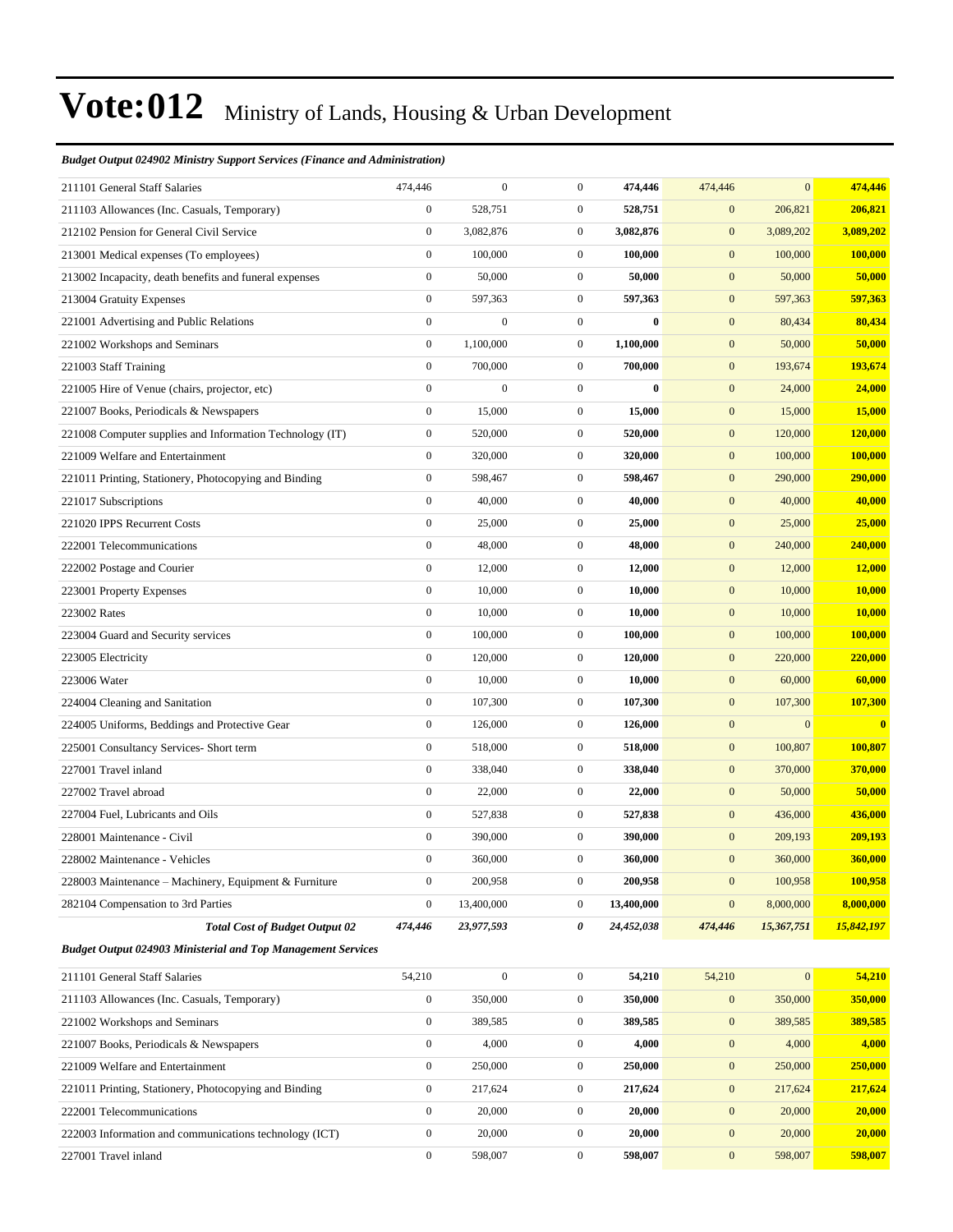# Vote:012 Ministry of Lands, Housing & Urban Development

***Budget Output 024902 Ministry Support Services (Finance and Administration)***

| | | | | | | | |
|---|---|---|---|---|---|---|---|
| 211101 General Staff Salaries | 474,446 | 0 | 0 | **474,446** | 474,446 | 0 | **474,446** |
| 211103 Allowances (Inc. Casuals, Temporary) | 0 | 528,751 | 0 | **528,751** | 0 | 206,821 | **206,821** |
| 212102 Pension for General Civil Service | 0 | 3,082,876 | 0 | **3,082,876** | 0 | 3,089,202 | **3,089,202** |
| 213001 Medical expenses (To employees) | 0 | 100,000 | 0 | **100,000** | 0 | 100,000 | **100,000** |
| 213002 Incapacity, death benefits and funeral expenses | 0 | 50,000 | 0 | **50,000** | 0 | 50,000 | **50,000** |
| 213004 Gratuity Expenses | 0 | 597,363 | 0 | **597,363** | 0 | 597,363 | **597,363** |
| 221001 Advertising and Public Relations | 0 | 0 | 0 | **0** | 0 | 80,434 | **80,434** |
| 221002 Workshops and Seminars | 0 | 1,100,000 | 0 | **1,100,000** | 0 | 50,000 | **50,000** |
| 221003 Staff Training | 0 | 700,000 | 0 | **700,000** | 0 | 193,674 | **193,674** |
| 221005 Hire of Venue (chairs, projector, etc) | 0 | 0 | 0 | **0** | 0 | 24,000 | **24,000** |
| 221007 Books, Periodicals & Newspapers | 0 | 15,000 | 0 | **15,000** | 0 | 15,000 | **15,000** |
| 221008 Computer supplies and Information Technology (IT) | 0 | 520,000 | 0 | **520,000** | 0 | 120,000 | **120,000** |
| 221009 Welfare and Entertainment | 0 | 320,000 | 0 | **320,000** | 0 | 100,000 | **100,000** |
| 221011 Printing, Stationery, Photocopying and Binding | 0 | 598,467 | 0 | **598,467** | 0 | 290,000 | **290,000** |
| 221017 Subscriptions | 0 | 40,000 | 0 | **40,000** | 0 | 40,000 | **40,000** |
| 221020 IPPS Recurrent Costs | 0 | 25,000 | 0 | **25,000** | 0 | 25,000 | **25,000** |
| 222001 Telecommunications | 0 | 48,000 | 0 | **48,000** | 0 | 240,000 | **240,000** |
| 222002 Postage and Courier | 0 | 12,000 | 0 | **12,000** | 0 | 12,000 | **12,000** |
| 223001 Property Expenses | 0 | 10,000 | 0 | **10,000** | 0 | 10,000 | **10,000** |
| 223002 Rates | 0 | 10,000 | 0 | **10,000** | 0 | 10,000 | **10,000** |
| 223004 Guard and Security services | 0 | 100,000 | 0 | **100,000** | 0 | 100,000 | **100,000** |
| 223005 Electricity | 0 | 120,000 | 0 | **120,000** | 0 | 220,000 | **220,000** |
| 223006 Water | 0 | 10,000 | 0 | **10,000** | 0 | 60,000 | **60,000** |
| 224004 Cleaning and Sanitation | 0 | 107,300 | 0 | **107,300** | 0 | 107,300 | **107,300** |
| 224005 Uniforms, Beddings and Protective Gear | 0 | 126,000 | 0 | **126,000** | 0 | 0 | **0** |
| 225001 Consultancy Services- Short term | 0 | 518,000 | 0 | **518,000** | 0 | 100,807 | **100,807** |
| 227001 Travel inland | 0 | 338,040 | 0 | **338,040** | 0 | 370,000 | **370,000** |
| 227002 Travel abroad | 0 | 22,000 | 0 | **22,000** | 0 | 50,000 | **50,000** |
| 227004 Fuel, Lubricants and Oils | 0 | 527,838 | 0 | **527,838** | 0 | 436,000 | **436,000** |
| 228001 Maintenance - Civil | 0 | 390,000 | 0 | **390,000** | 0 | 209,193 | **209,193** |
| 228002 Maintenance - Vehicles | 0 | 360,000 | 0 | **360,000** | 0 | 360,000 | **360,000** |
| 228003 Maintenance – Machinery, Equipment & Furniture | 0 | 200,958 | 0 | **200,958** | 0 | 100,958 | **100,958** |
| 282104 Compensation to 3rd Parties | 0 | 13,400,000 | 0 | **13,400,000** | 0 | 8,000,000 | **8,000,000** |
| ***Total Cost of Budget Output 02*** | ***474,446*** | ***23,977,593*** | ***0*** | ***24,452,038*** | ***474,446*** | ***15,367,751*** | ***15,842,197*** |

***Budget Output 024903 Ministerial and Top Management Services***

| | | | | | | | |
|---|---|---|---|---|---|---|---|
| 211101 General Staff Salaries | 54,210 | 0 | 0 | **54,210** | 54,210 | 0 | **54,210** |
| 211103 Allowances (Inc. Casuals, Temporary) | 0 | 350,000 | 0 | **350,000** | 0 | 350,000 | **350,000** |
| 221002 Workshops and Seminars | 0 | 389,585 | 0 | **389,585** | 0 | 389,585 | **389,585** |
| 221007 Books, Periodicals & Newspapers | 0 | 4,000 | 0 | **4,000** | 0 | 4,000 | **4,000** |
| 221009 Welfare and Entertainment | 0 | 250,000 | 0 | **250,000** | 0 | 250,000 | **250,000** |
| 221011 Printing, Stationery, Photocopying and Binding | 0 | 217,624 | 0 | **217,624** | 0 | 217,624 | **217,624** |
| 222001 Telecommunications | 0 | 20,000 | 0 | **20,000** | 0 | 20,000 | **20,000** |
| 222003 Information and communications technology (ICT) | 0 | 20,000 | 0 | **20,000** | 0 | 20,000 | **20,000** |
| 227001 Travel inland | 0 | 598,007 | 0 | **598,007** | 0 | 598,007 | **598,007** |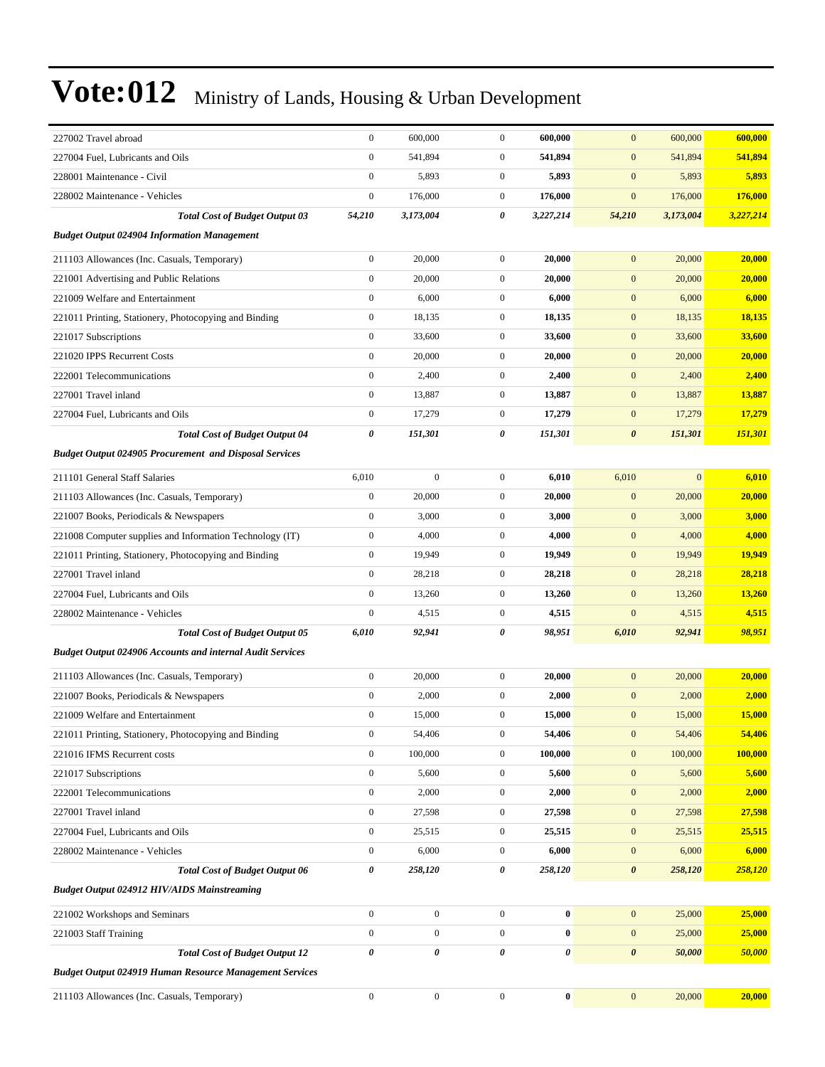# Vote:012 Ministry of Lands, Housing & Urban Development

| | | | | | | | |
|---|---|---|---|---|---|---|---|
| 227002 Travel abroad | 0 | 600,000 | 0 | **600,000** | 0 | 600,000 | **600,000** |
| 227004 Fuel, Lubricants and Oils | 0 | 541,894 | 0 | **541,894** | 0 | 541,894 | **541,894** |
| 228001 Maintenance - Civil | 0 | 5,893 | 0 | **5,893** | 0 | 5,893 | **5,893** |
| 228002 Maintenance - Vehicles | 0 | 176,000 | 0 | **176,000** | 0 | 176,000 | **176,000** |
| ***Total Cost of Budget Output 03*** | ***54,210*** | ***3,173,004*** | ***0*** | ***3,227,214*** | ***54,210*** | ***3,173,004*** | ***3,227,214*** |
| ***Budget Output 024904 Information Management*** | | | | | | | |
| 211103 Allowances (Inc. Casuals, Temporary) | 0 | 20,000 | 0 | **20,000** | 0 | 20,000 | **20,000** |
| 221001 Advertising and Public Relations | 0 | 20,000 | 0 | **20,000** | 0 | 20,000 | **20,000** |
| 221009 Welfare and Entertainment | 0 | 6,000 | 0 | **6,000** | 0 | 6,000 | **6,000** |
| 221011 Printing, Stationery, Photocopying and Binding | 0 | 18,135 | 0 | **18,135** | 0 | 18,135 | **18,135** |
| 221017 Subscriptions | 0 | 33,600 | 0 | **33,600** | 0 | 33,600 | **33,600** |
| 221020 IPPS Recurrent Costs | 0 | 20,000 | 0 | **20,000** | 0 | 20,000 | **20,000** |
| 222001 Telecommunications | 0 | 2,400 | 0 | **2,400** | 0 | 2,400 | **2,400** |
| 227001 Travel inland | 0 | 13,887 | 0 | **13,887** | 0 | 13,887 | **13,887** |
| 227004 Fuel, Lubricants and Oils | 0 | 17,279 | 0 | **17,279** | 0 | 17,279 | **17,279** |
| ***Total Cost of Budget Output 04*** | ***0*** | ***151,301*** | ***0*** | ***151,301*** | ***0*** | ***151,301*** | ***151,301*** |
| ***Budget Output 024905 Procurement and Disposal Services*** | | | | | | | |
| 211101 General Staff Salaries | 6,010 | 0 | 0 | **6,010** | 6,010 | 0 | **6,010** |
| 211103 Allowances (Inc. Casuals, Temporary) | 0 | 20,000 | 0 | **20,000** | 0 | 20,000 | **20,000** |
| 221007 Books, Periodicals & Newspapers | 0 | 3,000 | 0 | **3,000** | 0 | 3,000 | **3,000** |
| 221008 Computer supplies and Information Technology (IT) | 0 | 4,000 | 0 | **4,000** | 0 | 4,000 | **4,000** |
| 221011 Printing, Stationery, Photocopying and Binding | 0 | 19,949 | 0 | **19,949** | 0 | 19,949 | **19,949** |
| 227001 Travel inland | 0 | 28,218 | 0 | **28,218** | 0 | 28,218 | **28,218** |
| 227004 Fuel, Lubricants and Oils | 0 | 13,260 | 0 | **13,260** | 0 | 13,260 | **13,260** |
| 228002 Maintenance - Vehicles | 0 | 4,515 | 0 | **4,515** | 0 | 4,515 | **4,515** |
| ***Total Cost of Budget Output 05*** | ***6,010*** | ***92,941*** | ***0*** | ***98,951*** | ***6,010*** | ***92,941*** | ***98,951*** |
| ***Budget Output 024906 Accounts and internal Audit Services*** | | | | | | | |
| 211103 Allowances (Inc. Casuals, Temporary) | 0 | 20,000 | 0 | **20,000** | 0 | 20,000 | **20,000** |
| 221007 Books, Periodicals & Newspapers | 0 | 2,000 | 0 | **2,000** | 0 | 2,000 | **2,000** |
| 221009 Welfare and Entertainment | 0 | 15,000 | 0 | **15,000** | 0 | 15,000 | **15,000** |
| 221011 Printing, Stationery, Photocopying and Binding | 0 | 54,406 | 0 | **54,406** | 0 | 54,406 | **54,406** |
| 221016 IFMS Recurrent costs | 0 | 100,000 | 0 | **100,000** | 0 | 100,000 | **100,000** |
| 221017 Subscriptions | 0 | 5,600 | 0 | **5,600** | 0 | 5,600 | **5,600** |
| 222001 Telecommunications | 0 | 2,000 | 0 | **2,000** | 0 | 2,000 | **2,000** |
| 227001 Travel inland | 0 | 27,598 | 0 | **27,598** | 0 | 27,598 | **27,598** |
| 227004 Fuel, Lubricants and Oils | 0 | 25,515 | 0 | **25,515** | 0 | 25,515 | **25,515** |
| 228002 Maintenance - Vehicles | 0 | 6,000 | 0 | **6,000** | 0 | 6,000 | **6,000** |
| ***Total Cost of Budget Output 06*** | ***0*** | ***258,120*** | ***0*** | ***258,120*** | ***0*** | ***258,120*** | ***258,120*** |
| ***Budget Output 024912 HIV/AIDS Mainstreaming*** | | | | | | | |
| 221002 Workshops and Seminars | 0 | 0 | 0 | **0** | 0 | 25,000 | **25,000** |
| 221003 Staff Training | 0 | 0 | 0 | **0** | 0 | 25,000 | **25,000** |
| ***Total Cost of Budget Output 12*** | ***0*** | ***0*** | ***0*** | ***0*** | ***0*** | ***50,000*** | ***50,000*** |
| ***Budget Output 024919 Human Resource Management Services*** | | | | | | | |
| 211103 Allowances (Inc. Casuals, Temporary) | 0 | 0 | 0 | **0** | 0 | 20,000 | **20,000** |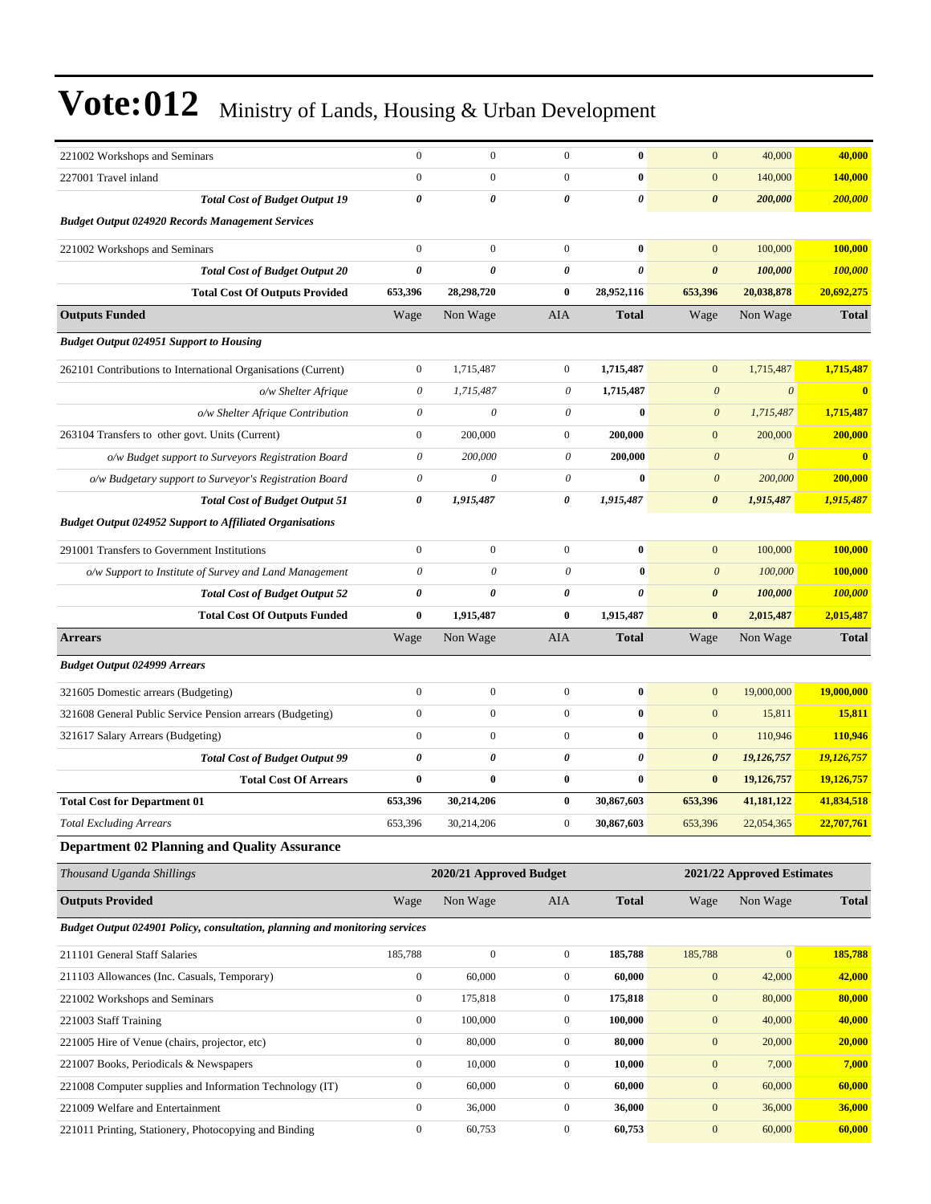# Vote:012 Ministry of Lands, Housing & Urban Development

| | | | | | | | |
|---|---|---|---|---|---|---|---|
| 221002 Workshops and Seminars | 0 | 0 | 0 | **0** | 0 | 40,000 | **40,000** |
| 227001 Travel inland | 0 | 0 | 0 | **0** | 0 | 140,000 | **140,000** |
| ***Total Cost of Budget Output 19*** | ***0*** | ***0*** | ***0*** | ***0*** | ***0*** | ***200,000*** | ***200,000*** |
| ***Budget Output 024920 Records Management Services*** | | | | | | | |
| 221002 Workshops and Seminars | 0 | 0 | 0 | **0** | 0 | 100,000 | **100,000** |
| ***Total Cost of Budget Output 20*** | ***0*** | ***0*** | ***0*** | ***0*** | ***0*** | ***100,000*** | ***100,000*** |
| **Total Cost Of Outputs Provided** | **653,396** | **28,298,720** | **0** | **28,952,116** | **653,396** | **20,038,878** | **20,692,275** |
| **Outputs Funded** | Wage | Non Wage | AIA | **Total** | Wage | Non Wage | **Total** |
| ***Budget Output 024951 Support to Housing*** | | | | | | | |
| 262101 Contributions to International Organisations (Current) | 0 | 1,715,487 | 0 | **1,715,487** | 0 | 1,715,487 | **1,715,487** |
| *o/w Shelter Afrique* | *0* | *1,715,487* | *0* | **1,715,487** | *0* | *0* | **0** |
| *o/w Shelter Afrique Contribution* | *0* | *0* | *0* | **0** | *0* | *1,715,487* | **1,715,487** |
| 263104 Transfers to other govt. Units (Current) | 0 | 200,000 | 0 | **200,000** | 0 | 200,000 | **200,000** |
| *o/w Budget support to Surveyors Registration Board* | *0* | *200,000* | *0* | **200,000** | *0* | *0* | **0** |
| *o/w Budgetary support to Surveyor's Registration Board* | *0* | *0* | *0* | **0** | *0* | *200,000* | **200,000** |
| ***Total Cost of Budget Output 51*** | ***0*** | ***1,915,487*** | ***0*** | ***1,915,487*** | ***0*** | ***1,915,487*** | ***1,915,487*** |
| ***Budget Output 024952 Support to Affiliated Organisations*** | | | | | | | |
| 291001 Transfers to Government Institutions | 0 | 0 | 0 | **0** | 0 | 100,000 | **100,000** |
| *o/w Support to Institute of Survey and Land Management* | *0* | *0* | *0* | **0** | *0* | *100,000* | **100,000** |
| ***Total Cost of Budget Output 52*** | ***0*** | ***0*** | ***0*** | ***0*** | ***0*** | ***100,000*** | ***100,000*** |
| **Total Cost Of Outputs Funded** | **0** | **1,915,487** | **0** | **1,915,487** | **0** | **2,015,487** | **2,015,487** |
| **Arrears** | Wage | Non Wage | AIA | **Total** | Wage | Non Wage | **Total** |
| ***Budget Output 024999 Arrears*** | | | | | | | |
| 321605 Domestic arrears (Budgeting) | 0 | 0 | 0 | **0** | 0 | 19,000,000 | **19,000,000** |
| 321608 General Public Service Pension arrears (Budgeting) | 0 | 0 | 0 | **0** | 0 | 15,811 | **15,811** |
| 321617 Salary Arrears (Budgeting) | 0 | 0 | 0 | **0** | 0 | 110,946 | **110,946** |
| ***Total Cost of Budget Output 99*** | ***0*** | ***0*** | ***0*** | ***0*** | ***0*** | ***19,126,757*** | ***19,126,757*** |
| **Total Cost Of Arrears** | **0** | **0** | **0** | **0** | **0** | **19,126,757** | **19,126,757** |
| **Total Cost for Department 01** | **653,396** | **30,214,206** | **0** | **30,867,603** | **653,396** | **41,181,122** | **41,834,518** |
| *Total Excluding Arrears* | 653,396 | 30,214,206 | 0 | **30,867,603** | 653,396 | 22,054,365 | **22,707,761** |

### Department 02 Planning and Quality Assurance

| *Thousand Uganda Shillings* | 2020/21 Approved Budget | | | | 2021/22 Approved Estimates | | |
|---|---|---|---|---|---|---|---|
| **Outputs Provided** | Wage | Non Wage | AIA | **Total** | Wage | Non Wage | **Total** |
| ***Budget Output 024901 Policy, consultation, planning and monitoring services*** | | | | | | | |
| 211101 General Staff Salaries | 185,788 | 0 | 0 | **185,788** | 185,788 | 0 | **185,788** |
| 211103 Allowances (Inc. Casuals, Temporary) | 0 | 60,000 | 0 | **60,000** | 0 | 42,000 | **42,000** |
| 221002 Workshops and Seminars | 0 | 175,818 | 0 | **175,818** | 0 | 80,000 | **80,000** |
| 221003 Staff Training | 0 | 100,000 | 0 | **100,000** | 0 | 40,000 | **40,000** |
| 221005 Hire of Venue (chairs, projector, etc) | 0 | 80,000 | 0 | **80,000** | 0 | 20,000 | **20,000** |
| 221007 Books, Periodicals & Newspapers | 0 | 10,000 | 0 | **10,000** | 0 | 7,000 | **7,000** |
| 221008 Computer supplies and Information Technology (IT) | 0 | 60,000 | 0 | **60,000** | 0 | 60,000 | **60,000** |
| 221009 Welfare and Entertainment | 0 | 36,000 | 0 | **36,000** | 0 | 36,000 | **36,000** |
| 221011 Printing, Stationery, Photocopying and Binding | 0 | 60,753 | 0 | **60,753** | 0 | 60,000 | **60,000** |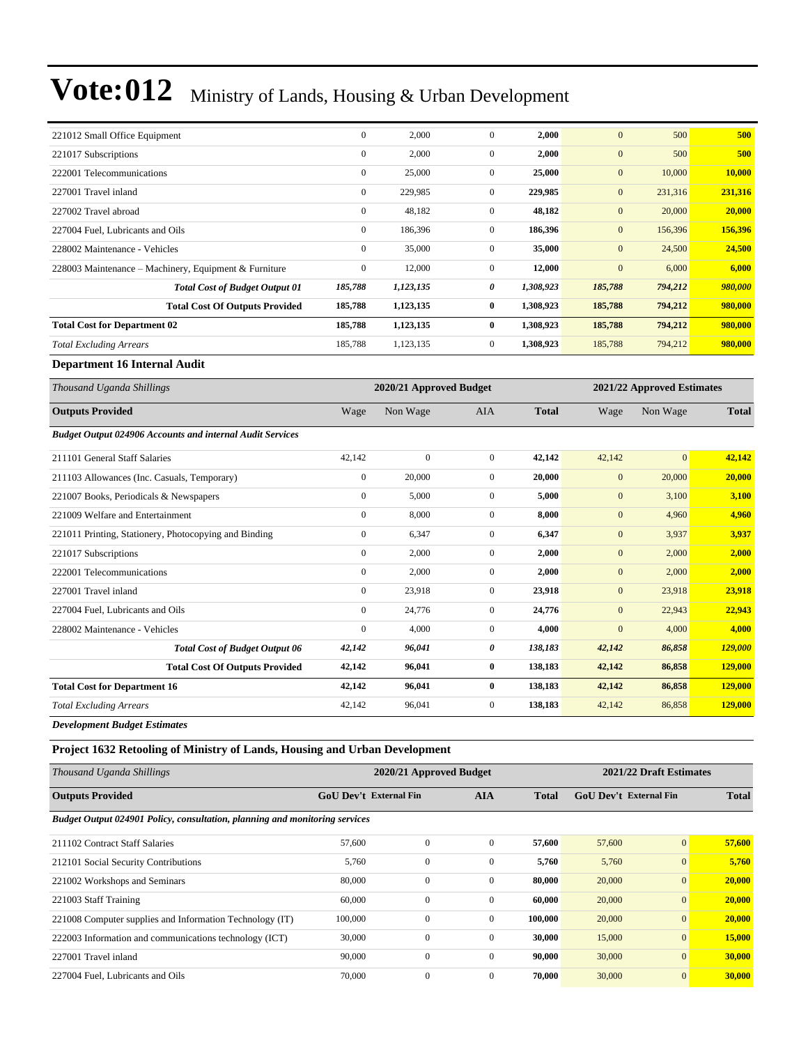# Vote:012 Ministry of Lands, Housing & Urban Development

| | | | | | | | |
|---|---|---|---|---|---|---|---|
| 221012 Small Office Equipment | 0 | 2,000 | 0 | **2,000** | 0 | 500 | **500** |
| 221017 Subscriptions | 0 | 2,000 | 0 | **2,000** | 0 | 500 | **500** |
| 222001 Telecommunications | 0 | 25,000 | 0 | **25,000** | 0 | 10,000 | **10,000** |
| 227001 Travel inland | 0 | 229,985 | 0 | **229,985** | 0 | 231,316 | **231,316** |
| 227002 Travel abroad | 0 | 48,182 | 0 | **48,182** | 0 | 20,000 | **20,000** |
| 227004 Fuel, Lubricants and Oils | 0 | 186,396 | 0 | **186,396** | 0 | 156,396 | **156,396** |
| 228002 Maintenance - Vehicles | 0 | 35,000 | 0 | **35,000** | 0 | 24,500 | **24,500** |
| 228003 Maintenance – Machinery, Equipment & Furniture | 0 | 12,000 | 0 | **12,000** | 0 | 6,000 | **6,000** |
| ***Total Cost of Budget Output 01*** | ***185,788*** | ***1,123,135*** | ***0*** | ***1,308,923*** | ***185,788*** | ***794,212*** | ***980,000*** |
| **Total Cost Of Outputs Provided** | **185,788** | **1,123,135** | **0** | **1,308,923** | **185,788** | **794,212** | **980,000** |
| **Total Cost for Department 02** | **185,788** | **1,123,135** | **0** | **1,308,923** | **185,788** | **794,212** | **980,000** |
| *Total Excluding Arrears* | 185,788 | 1,123,135 | 0 | **1,308,923** | 185,788 | 794,212 | **980,000** |

### Department 16 Internal Audit

| *Thousand Uganda Shillings* | 2020/21 Approved Budget | | | | 2021/22 Approved Estimates | | |
|---|---|---|---|---|---|---|---|
| **Outputs Provided** | Wage | Non Wage | AIA | **Total** | Wage | Non Wage | **Total** |
| ***Budget Output 024906 Accounts and internal Audit Services*** | | | | | | | |
| 211101 General Staff Salaries | 42,142 | 0 | 0 | **42,142** | 42,142 | 0 | **42,142** |
| 211103 Allowances (Inc. Casuals, Temporary) | 0 | 20,000 | 0 | **20,000** | 0 | 20,000 | **20,000** |
| 221007 Books, Periodicals & Newspapers | 0 | 5,000 | 0 | **5,000** | 0 | 3,100 | **3,100** |
| 221009 Welfare and Entertainment | 0 | 8,000 | 0 | **8,000** | 0 | 4,960 | **4,960** |
| 221011 Printing, Stationery, Photocopying and Binding | 0 | 6,347 | 0 | **6,347** | 0 | 3,937 | **3,937** |
| 221017 Subscriptions | 0 | 2,000 | 0 | **2,000** | 0 | 2,000 | **2,000** |
| 222001 Telecommunications | 0 | 2,000 | 0 | **2,000** | 0 | 2,000 | **2,000** |
| 227001 Travel inland | 0 | 23,918 | 0 | **23,918** | 0 | 23,918 | **23,918** |
| 227004 Fuel, Lubricants and Oils | 0 | 24,776 | 0 | **24,776** | 0 | 22,943 | **22,943** |
| 228002 Maintenance - Vehicles | 0 | 4,000 | 0 | **4,000** | 0 | 4,000 | **4,000** |
| ***Total Cost of Budget Output 06*** | ***42,142*** | ***96,041*** | ***0*** | ***138,183*** | ***42,142*** | ***86,858*** | ***129,000*** |
| **Total Cost Of Outputs Provided** | **42,142** | **96,041** | **0** | **138,183** | **42,142** | **86,858** | **129,000** |
| **Total Cost for Department 16** | **42,142** | **96,041** | **0** | **138,183** | **42,142** | **86,858** | **129,000** |
| *Total Excluding Arrears* | 42,142 | 96,041 | 0 | **138,183** | 42,142 | 86,858 | **129,000** |

***Development Budget Estimates***

### Project 1632 Retooling of Ministry of Lands, Housing and Urban Development

| *Thousand Uganda Shillings* | 2020/21 Approved Budget | | | | 2021/22 Draft Estimates | | |
|---|---|---|---|---|---|---|---|
| **Outputs Provided** | **GoU Dev't** | **External Fin** | **AIA** | **Total** | **GoU Dev't** | **External Fin** | **Total** |
| ***Budget Output 024901 Policy, consultation, planning and monitoring services*** | | | | | | | |
| 211102 Contract Staff Salaries | 57,600 | 0 | 0 | **57,600** | 57,600 | 0 | **57,600** |
| 212101 Social Security Contributions | 5,760 | 0 | 0 | **5,760** | 5,760 | 0 | **5,760** |
| 221002 Workshops and Seminars | 80,000 | 0 | 0 | **80,000** | 20,000 | 0 | **20,000** |
| 221003 Staff Training | 60,000 | 0 | 0 | **60,000** | 20,000 | 0 | **20,000** |
| 221008 Computer supplies and Information Technology (IT) | 100,000 | 0 | 0 | **100,000** | 20,000 | 0 | **20,000** |
| 222003 Information and communications technology (ICT) | 30,000 | 0 | 0 | **30,000** | 15,000 | 0 | **15,000** |
| 227001 Travel inland | 90,000 | 0 | 0 | **90,000** | 30,000 | 0 | **30,000** |
| 227004 Fuel, Lubricants and Oils | 70,000 | 0 | 0 | **70,000** | 30,000 | 0 | **30,000** |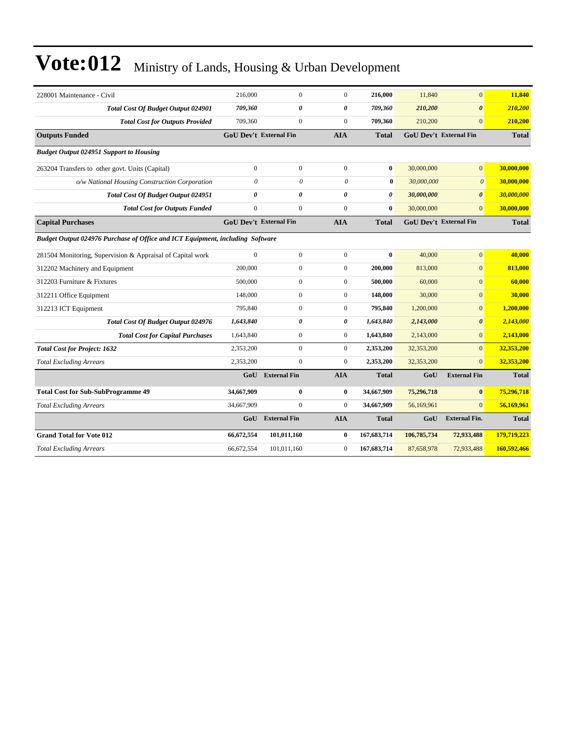# Vote:012 Ministry of Lands, Housing & Urban Development

| | | | | | | | |
|---|---|---|---|---|---|---|---|
| 228001 Maintenance - Civil | 216,000 | 0 | 0 | **216,000** | 11,840 | 0 | **11,840** |
| ***Total Cost Of Budget Output 024901*** | ***709,360*** | ***0*** | ***0*** | ***709,360*** | ***210,200*** | ***0*** | ***210,200*** |
| ***Total Cost for Outputs Provided*** | 709,360 | 0 | 0 | **709,360** | 210,200 | 0 | **210,200** |
| **Outputs Funded** | **GoU Dev't** | **External Fin** | **AIA** | **Total** | **GoU Dev't** | **External Fin** | **Total** |
| ***Budget Output 024951 Support to Housing*** | | | | | | | |
| 263204 Transfers to other govt. Units (Capital) | 0 | 0 | 0 | **0** | 30,000,000 | 0 | **30,000,000** |
| *o/w National Housing Construction Corporation* | *0* | *0* | *0* | **0** | *30,000,000* | *0* | **30,000,000** |
| ***Total Cost Of Budget Output 024951*** | ***0*** | ***0*** | ***0*** | ***0*** | ***30,000,000*** | ***0*** | ***30,000,000*** |
| ***Total Cost for Outputs Funded*** | 0 | 0 | 0 | **0** | 30,000,000 | 0 | **30,000,000** |
| **Capital Purchases** | **GoU Dev't** | **External Fin** | **AIA** | **Total** | **GoU Dev't** | **External Fin** | **Total** |
| ***Budget Output 024976 Purchase of Office and ICT Equipment, including Software*** | | | | | | | |
| 281504 Monitoring, Supervision & Appraisal of Capital work | 0 | 0 | 0 | **0** | 40,000 | 0 | **40,000** |
| 312202 Machinery and Equipment | 200,000 | 0 | 0 | **200,000** | 813,000 | 0 | **813,000** |
| 312203 Furniture & Fixtures | 500,000 | 0 | 0 | **500,000** | 60,000 | 0 | **60,000** |
| 312211 Office Equipment | 148,000 | 0 | 0 | **148,000** | 30,000 | 0 | **30,000** |
| 312213 ICT Equipment | 795,840 | 0 | 0 | **795,840** | 1,200,000 | 0 | **1,200,000** |
| ***Total Cost Of Budget Output 024976*** | ***1,643,840*** | ***0*** | ***0*** | ***1,643,840*** | ***2,143,000*** | ***0*** | ***2,143,000*** |
| ***Total Cost for Capital Purchases*** | 1,643,840 | 0 | 0 | **1,643,840** | 2,143,000 | 0 | **2,143,000** |
| ***Total Cost for Project: 1632*** | 2,353,200 | 0 | 0 | **2,353,200** | 32,353,200 | 0 | **32,353,200** |
| *Total Excluding Arrears* | 2,353,200 | 0 | 0 | **2,353,200** | 32,353,200 | 0 | **32,353,200** |
| | **GoU** | **External Fin** | **AIA** | **Total** | **GoU** | **External Fin** | **Total** |
| **Total Cost for Sub-SubProgramme 49** | **34,667,909** | **0** | **0** | **34,667,909** | **75,296,718** | **0** | **75,296,718** |
| *Total Excluding Arrears* | 34,667,909 | 0 | 0 | **34,667,909** | 56,169,961 | 0 | **56,169,961** |
| | **GoU** | **External Fin** | **AIA** | **Total** | **GoU** | **External Fin.** | **Total** |
| **Grand Total for Vote 012** | **66,672,554** | **101,011,160** | **0** | **167,683,714** | **106,785,734** | **72,933,488** | **179,719,223** |
| *Total Excluding Arrears* | 66,672,554 | 101,011,160 | 0 | **167,683,714** | 87,658,978 | 72,933,488 | **160,592,466** |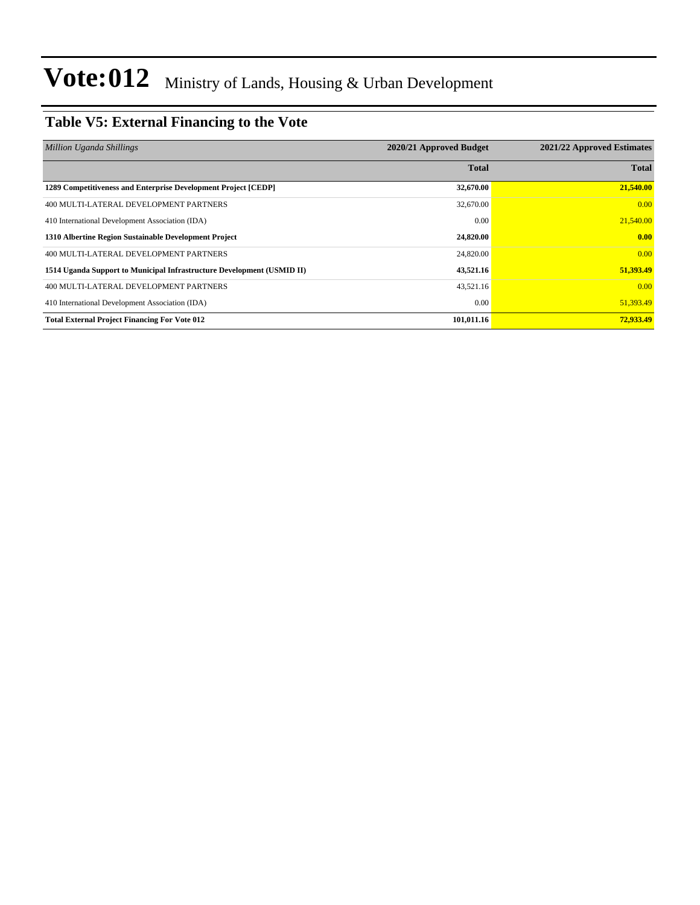# Vote:012 Ministry of Lands, Housing & Urban Development

## Table V5: External Financing to the Vote

| *Million Uganda Shillings* | 2020/21 Approved Budget | 2021/22 Approved Estimates |
|---|---|---|
| | **Total** | **Total** |
| **1289 Competitiveness and Enterprise Development Project [CEDP]** | **32,670.00** | **21,540.00** |
| 400 MULTI-LATERAL DEVELOPMENT PARTNERS | 32,670.00 | 0.00 |
| 410 International Development Association (IDA) | 0.00 | 21,540.00 |
| **1310 Albertine Region Sustainable Development Project** | **24,820.00** | **0.00** |
| 400 MULTI-LATERAL DEVELOPMENT PARTNERS | 24,820.00 | 0.00 |
| **1514 Uganda Support to Municipal Infrastructure Development (USMID II)** | **43,521.16** | **51,393.49** |
| 400 MULTI-LATERAL DEVELOPMENT PARTNERS | 43,521.16 | 0.00 |
| 410 International Development Association (IDA) | 0.00 | 51,393.49 |
| **Total External Project Financing For Vote 012** | **101,011.16** | **72,933.49** |